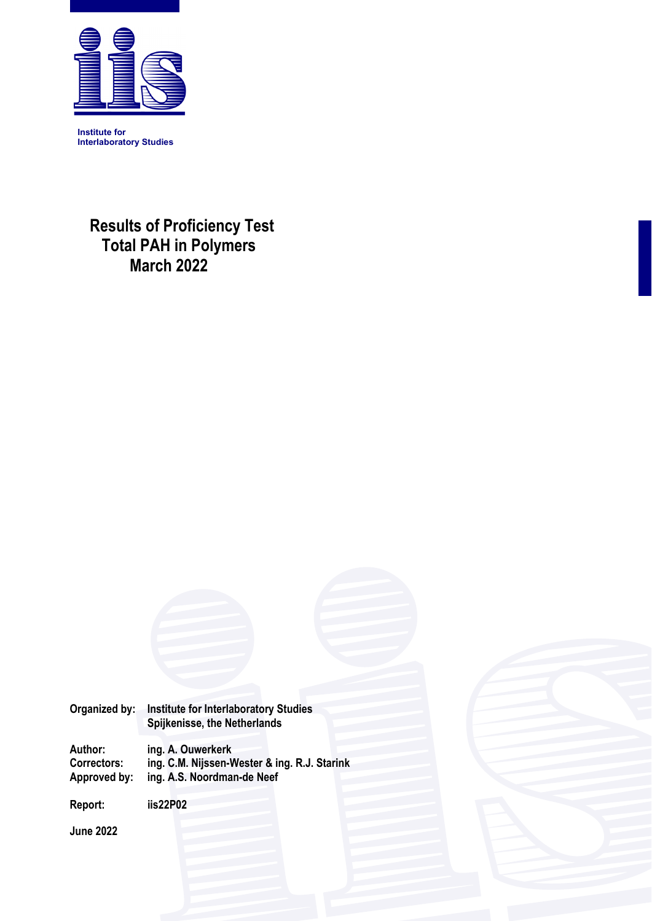Institute for
Interlaboratory Studies

# Results of Proficiency Test
# Total PAH in Polymers
# March 2022

Organized by: Institute for Interlaboratory Studies
Spijkenisse, the Netherlands

Author: ing. A. Ouwerkerk
Correctors: ing. C.M. Nijssen-Wester & ing. R.J. Starink
Approved by: ing. A.S. Noordman-de Neef

Report: iis22P02

June 2022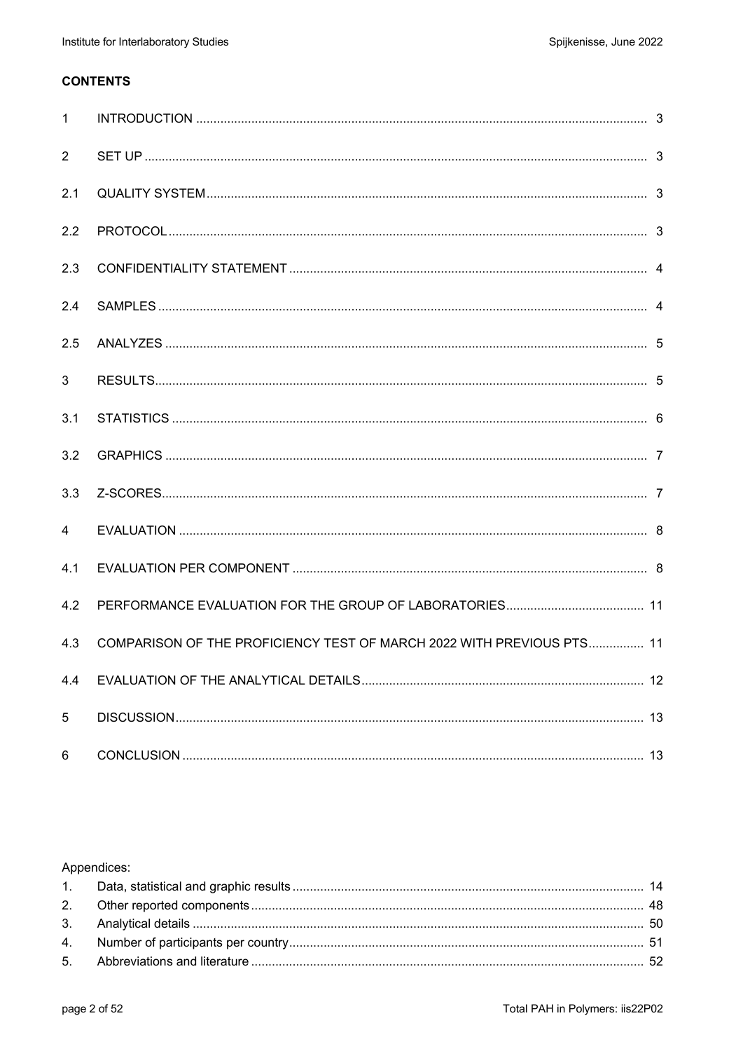**CONTENTS**

| | | |
|---|---|---|
| 1 | INTRODUCTION | 3 |
| 2 | SET UP | 3 |
| 2.1 | QUALITY SYSTEM | 3 |
| 2.2 | PROTOCOL | 3 |
| 2.3 | CONFIDENTIALITY STATEMENT | 4 |
| 2.4 | SAMPLES | 4 |
| 2.5 | ANALYZES | 5 |
| 3 | RESULTS | 5 |
| 3.1 | STATISTICS | 6 |
| 3.2 | GRAPHICS | 7 |
| 3.3 | Z-SCORES | 7 |
| 4 | EVALUATION | 8 |
| 4.1 | EVALUATION PER COMPONENT | 8 |
| 4.2 | PERFORMANCE EVALUATION FOR THE GROUP OF LABORATORIES | 11 |
| 4.3 | COMPARISON OF THE PROFICIENCY TEST OF MARCH 2022 WITH PREVIOUS PTS | 11 |
| 4.4 | EVALUATION OF THE ANALYTICAL DETAILS | 12 |
| 5 | DISCUSSION | 13 |
| 6 | CONCLUSION | 13 |

Appendices:

| | | |
|---|---|---|
| 1. | Data, statistical and graphic results | 14 |
| 2. | Other reported components | 48 |
| 3. | Analytical details | 50 |
| 4. | Number of participants per country | 51 |
| 5. | Abbreviations and literature | 52 |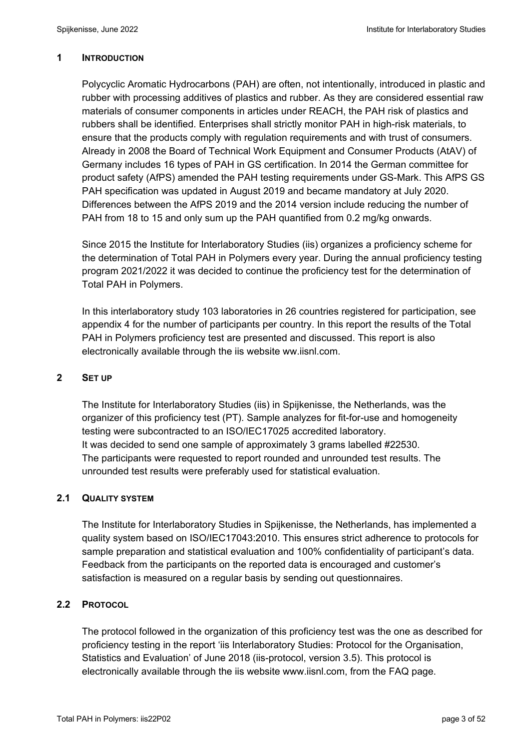## 1 INTRODUCTION

Polycyclic Aromatic Hydrocarbons (PAH) are often, not intentionally, introduced in plastic and rubber with processing additives of plastics and rubber. As they are considered essential raw materials of consumer components in articles under REACH, the PAH risk of plastics and rubbers shall be identified. Enterprises shall strictly monitor PAH in high-risk materials, to ensure that the products comply with regulation requirements and with trust of consumers. Already in 2008 the Board of Technical Work Equipment and Consumer Products (AtAV) of Germany includes 16 types of PAH in GS certification. In 2014 the German committee for product safety (AfPS) amended the PAH testing requirements under GS-Mark. This AfPS GS PAH specification was updated in August 2019 and became mandatory at July 2020. Differences between the AfPS 2019 and the 2014 version include reducing the number of PAH from 18 to 15 and only sum up the PAH quantified from 0.2 mg/kg onwards.

Since 2015 the Institute for Interlaboratory Studies (iis) organizes a proficiency scheme for the determination of Total PAH in Polymers every year. During the annual proficiency testing program 2021/2022 it was decided to continue the proficiency test for the determination of Total PAH in Polymers.

In this interlaboratory study 103 laboratories in 26 countries registered for participation, see appendix 4 for the number of participants per country. In this report the results of the Total PAH in Polymers proficiency test are presented and discussed. This report is also electronically available through the iis website ww.iisnl.com.

## 2 SET UP

The Institute for Interlaboratory Studies (iis) in Spijkenisse, the Netherlands, was the organizer of this proficiency test (PT). Sample analyzes for fit-for-use and homogeneity testing were subcontracted to an ISO/IEC17025 accredited laboratory.
It was decided to send one sample of approximately 3 grams labelled #22530.
The participants were requested to report rounded and unrounded test results. The unrounded test results were preferably used for statistical evaluation.

### 2.1 QUALITY SYSTEM

The Institute for Interlaboratory Studies in Spijkenisse, the Netherlands, has implemented a quality system based on ISO/IEC17043:2010. This ensures strict adherence to protocols for sample preparation and statistical evaluation and 100% confidentiality of participant's data. Feedback from the participants on the reported data is encouraged and customer's satisfaction is measured on a regular basis by sending out questionnaires.

### 2.2 PROTOCOL

The protocol followed in the organization of this proficiency test was the one as described for proficiency testing in the report 'iis Interlaboratory Studies: Protocol for the Organisation, Statistics and Evaluation' of June 2018 (iis-protocol, version 3.5). This protocol is electronically available through the iis website www.iisnl.com, from the FAQ page.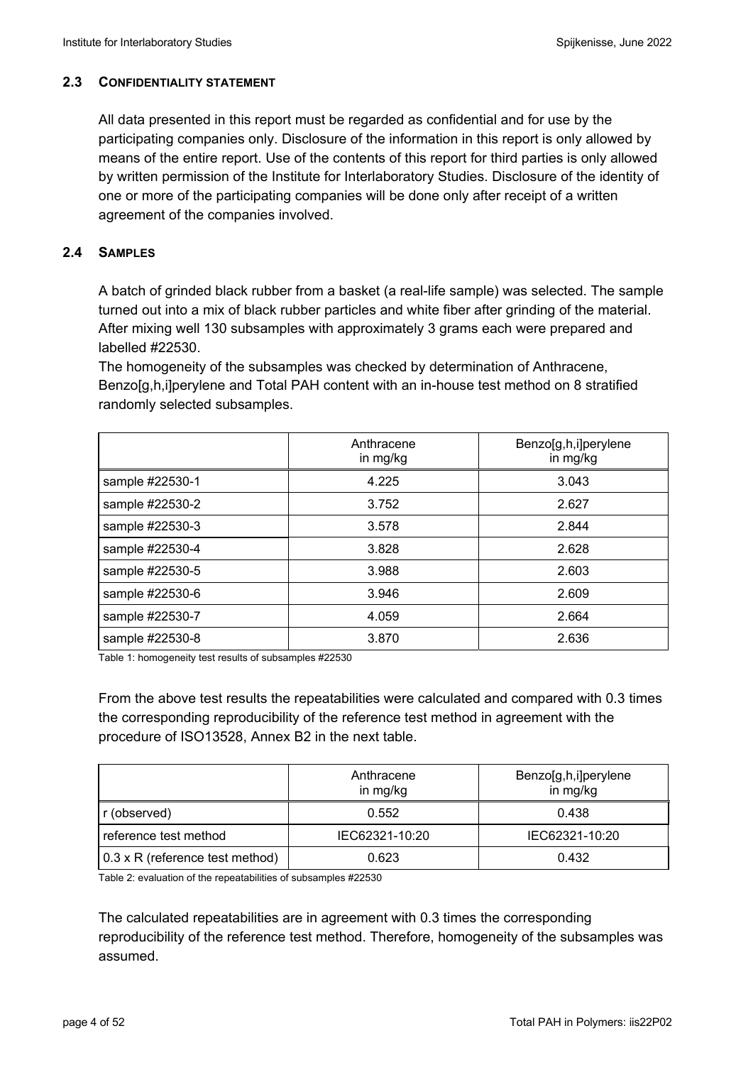### 2.3 CONFIDENTIALITY STATEMENT

All data presented in this report must be regarded as confidential and for use by the participating companies only. Disclosure of the information in this report is only allowed by means of the entire report. Use of the contents of this report for third parties is only allowed by written permission of the Institute for Interlaboratory Studies. Disclosure of the identity of one or more of the participating companies will be done only after receipt of a written agreement of the companies involved.

### 2.4 SAMPLES

A batch of grinded black rubber from a basket (a real-life sample) was selected. The sample turned out into a mix of black rubber particles and white fiber after grinding of the material. After mixing well 130 subsamples with approximately 3 grams each were prepared and labelled #22530.

The homogeneity of the subsamples was checked by determination of Anthracene, Benzo[g,h,i]perylene and Total PAH content with an in-house test method on 8 stratified randomly selected subsamples.

| | Anthracene in mg/kg | Benzo[g,h,i]perylene in mg/kg |
|---|---|---|
| sample #22530-1 | 4.225 | 3.043 |
| sample #22530-2 | 3.752 | 2.627 |
| sample #22530-3 | 3.578 | 2.844 |
| sample #22530-4 | 3.828 | 2.628 |
| sample #22530-5 | 3.988 | 2.603 |
| sample #22530-6 | 3.946 | 2.609 |
| sample #22530-7 | 4.059 | 2.664 |
| sample #22530-8 | 3.870 | 2.636 |

Table 1: homogeneity test results of subsamples #22530

From the above test results the repeatabilities were calculated and compared with 0.3 times the corresponding reproducibility of the reference test method in agreement with the procedure of ISO13528, Annex B2 in the next table.

| | Anthracene in mg/kg | Benzo[g,h,i]perylene in mg/kg |
|---|---|---|
| r (observed) | 0.552 | 0.438 |
| reference test method | IEC62321-10:20 | IEC62321-10:20 |
| 0.3 x R (reference test method) | 0.623 | 0.432 |

Table 2: evaluation of the repeatabilities of subsamples #22530

The calculated repeatabilities are in agreement with 0.3 times the corresponding reproducibility of the reference test method. Therefore, homogeneity of the subsamples was assumed.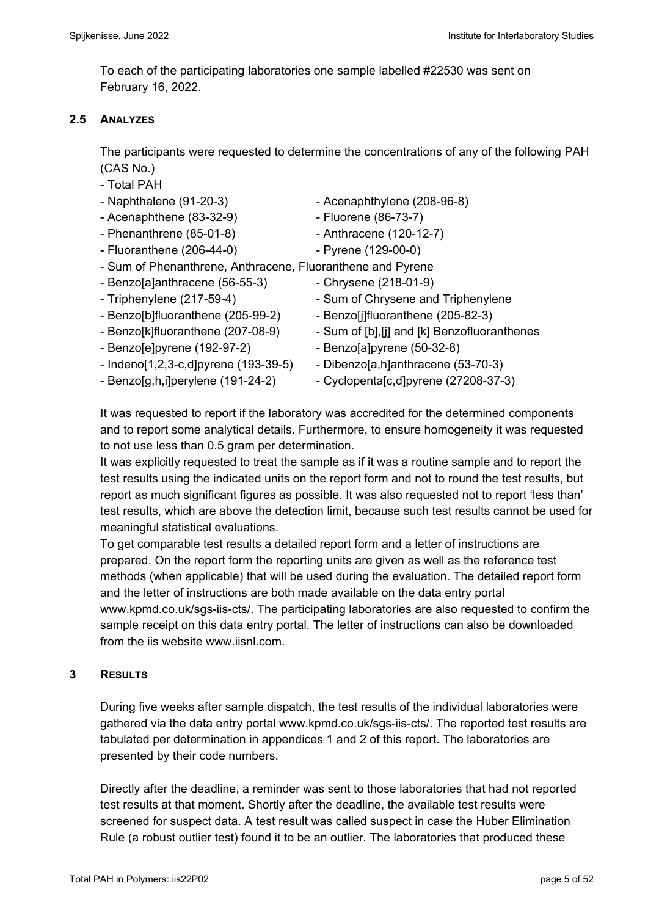To each of the participating laboratories one sample labelled #22530 was sent on February 16, 2022.

## 2.5 ANALYZES

The participants were requested to determine the concentrations of any of the following PAH (CAS No.)

- Total PAH
- Naphthalene (91-20-3)
- Acenaphthylene (208-96-8)
- Acenaphthene (83-32-9)
- Fluorene (86-73-7)
- Phenanthrene (85-01-8)
- Anthracene (120-12-7)
- Fluoranthene (206-44-0)
- Pyrene (129-00-0)
- Sum of Phenanthrene, Anthracene, Fluoranthene and Pyrene
- Benzo[a]anthracene (56-55-3)
- Chrysene (218-01-9)
- Triphenylene (217-59-4)
- Sum of Chrysene and Triphenylene
- Benzo[b]fluoranthene (205-99-2)
- Benzo[j]fluoranthene (205-82-3)
- Benzo[k]fluoranthene (207-08-9)
- Sum of [b],[j] and [k] Benzofluoranthenes
- Benzo[e]pyrene (192-97-2)
- Benzo[a]pyrene (50-32-8)
- Indeno[1,2,3-c,d]pyrene (193-39-5)
- Dibenzo[a,h]anthracene (53-70-3)
- Benzo[g,h,i]perylene (191-24-2)
- Cyclopenta[c,d]pyrene (27208-37-3)

It was requested to report if the laboratory was accredited for the determined components and to report some analytical details. Furthermore, to ensure homogeneity it was requested to not use less than 0.5 gram per determination.
It was explicitly requested to treat the sample as if it was a routine sample and to report the test results using the indicated units on the report form and not to round the test results, but report as much significant figures as possible. It was also requested not to report 'less than' test results, which are above the detection limit, because such test results cannot be used for meaningful statistical evaluations.
To get comparable test results a detailed report form and a letter of instructions are prepared. On the report form the reporting units are given as well as the reference test methods (when applicable) that will be used during the evaluation. The detailed report form and the letter of instructions are both made available on the data entry portal www.kpmd.co.uk/sgs-iis-cts/. The participating laboratories are also requested to confirm the sample receipt on this data entry portal. The letter of instructions can also be downloaded from the iis website www.iisnl.com.

# 3 RESULTS

During five weeks after sample dispatch, the test results of the individual laboratories were gathered via the data entry portal www.kpmd.co.uk/sgs-iis-cts/. The reported test results are tabulated per determination in appendices 1 and 2 of this report. The laboratories are presented by their code numbers.

Directly after the deadline, a reminder was sent to those laboratories that had not reported test results at that moment. Shortly after the deadline, the available test results were screened for suspect data. A test result was called suspect in case the Huber Elimination Rule (a robust outlier test) found it to be an outlier. The laboratories that produced these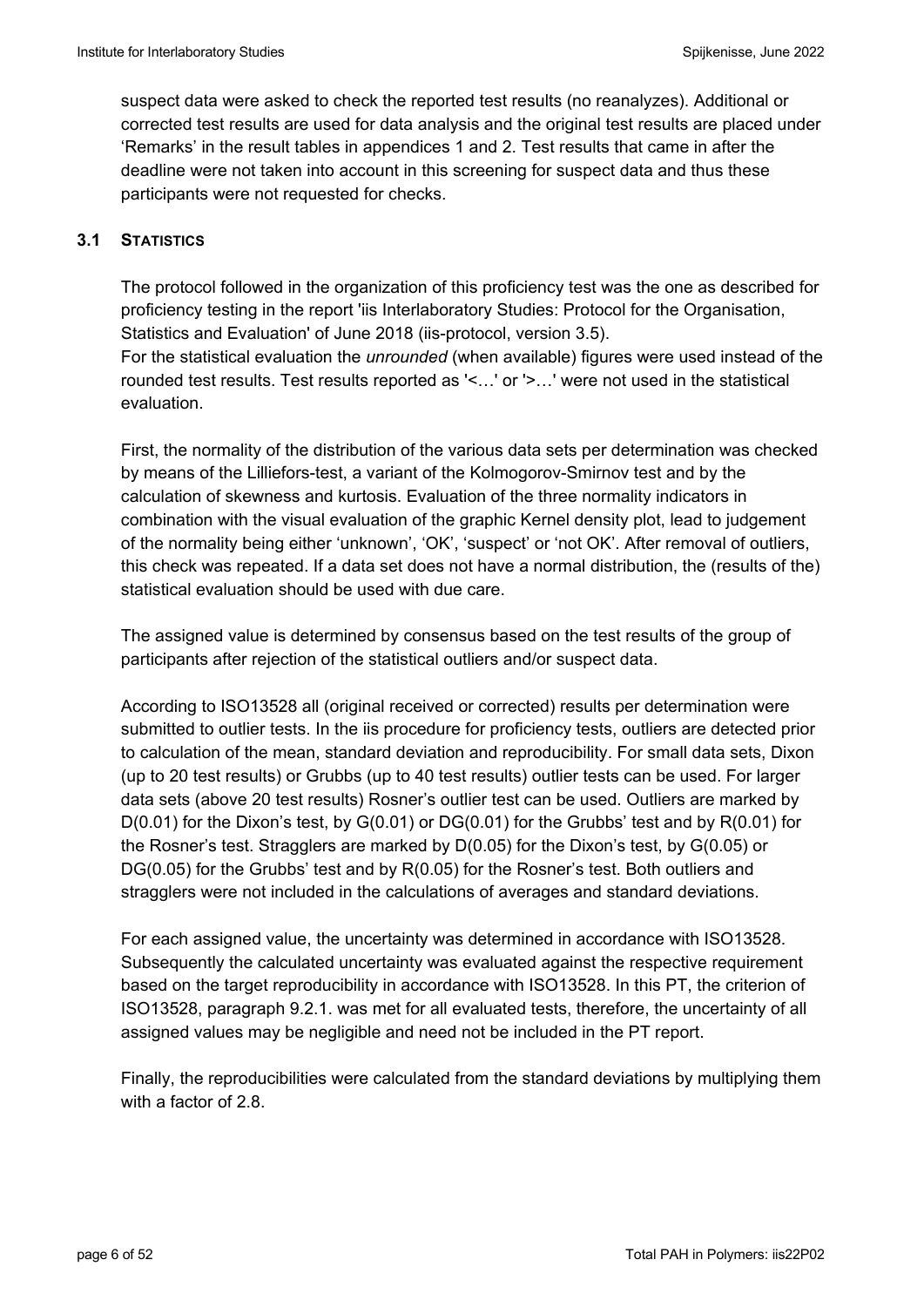suspect data were asked to check the reported test results (no reanalyzes). Additional or corrected test results are used for data analysis and the original test results are placed under 'Remarks' in the result tables in appendices 1 and 2. Test results that came in after the deadline were not taken into account in this screening for suspect data and thus these participants were not requested for checks.

### 3.1 STATISTICS

The protocol followed in the organization of this proficiency test was the one as described for proficiency testing in the report 'iis Interlaboratory Studies: Protocol for the Organisation, Statistics and Evaluation' of June 2018 (iis-protocol, version 3.5).
For the statistical evaluation the *unrounded* (when available) figures were used instead of the rounded test results. Test results reported as '<…' or '>…' were not used in the statistical evaluation.

First, the normality of the distribution of the various data sets per determination was checked by means of the Lilliefors-test, a variant of the Kolmogorov-Smirnov test and by the calculation of skewness and kurtosis. Evaluation of the three normality indicators in combination with the visual evaluation of the graphic Kernel density plot, lead to judgement of the normality being either 'unknown', 'OK', 'suspect' or 'not OK'. After removal of outliers, this check was repeated. If a data set does not have a normal distribution, the (results of the) statistical evaluation should be used with due care.

The assigned value is determined by consensus based on the test results of the group of participants after rejection of the statistical outliers and/or suspect data.

According to ISO13528 all (original received or corrected) results per determination were submitted to outlier tests. In the iis procedure for proficiency tests, outliers are detected prior to calculation of the mean, standard deviation and reproducibility. For small data sets, Dixon (up to 20 test results) or Grubbs (up to 40 test results) outlier tests can be used. For larger data sets (above 20 test results) Rosner's outlier test can be used. Outliers are marked by D(0.01) for the Dixon's test, by G(0.01) or DG(0.01) for the Grubbs' test and by R(0.01) for the Rosner's test. Stragglers are marked by D(0.05) for the Dixon's test, by G(0.05) or DG(0.05) for the Grubbs' test and by R(0.05) for the Rosner's test. Both outliers and stragglers were not included in the calculations of averages and standard deviations.

For each assigned value, the uncertainty was determined in accordance with ISO13528. Subsequently the calculated uncertainty was evaluated against the respective requirement based on the target reproducibility in accordance with ISO13528. In this PT, the criterion of ISO13528, paragraph 9.2.1. was met for all evaluated tests, therefore, the uncertainty of all assigned values may be negligible and need not be included in the PT report.

Finally, the reproducibilities were calculated from the standard deviations by multiplying them with a factor of 2.8.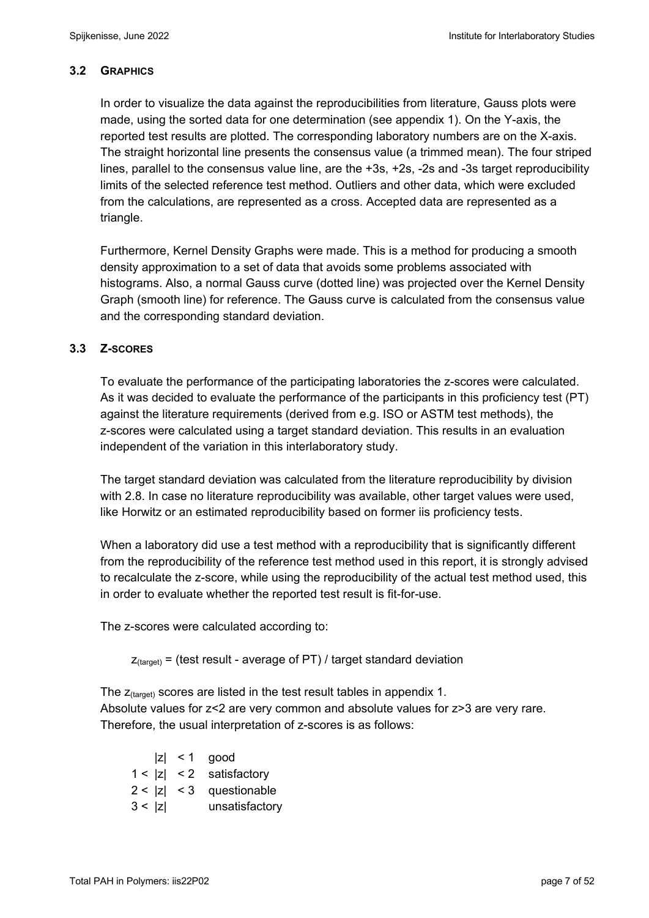### 3.2 GRAPHICS

In order to visualize the data against the reproducibilities from literature, Gauss plots were made, using the sorted data for one determination (see appendix 1). On the Y-axis, the reported test results are plotted. The corresponding laboratory numbers are on the X-axis. The straight horizontal line presents the consensus value (a trimmed mean). The four striped lines, parallel to the consensus value line, are the +3s, +2s, -2s and -3s target reproducibility limits of the selected reference test method. Outliers and other data, which were excluded from the calculations, are represented as a cross. Accepted data are represented as a triangle.

Furthermore, Kernel Density Graphs were made. This is a method for producing a smooth density approximation to a set of data that avoids some problems associated with histograms. Also, a normal Gauss curve (dotted line) was projected over the Kernel Density Graph (smooth line) for reference. The Gauss curve is calculated from the consensus value and the corresponding standard deviation.

### 3.3 Z-SCORES

To evaluate the performance of the participating laboratories the z-scores were calculated. As it was decided to evaluate the performance of the participants in this proficiency test (PT) against the literature requirements (derived from e.g. ISO or ASTM test methods), the z-scores were calculated using a target standard deviation. This results in an evaluation independent of the variation in this interlaboratory study.

The target standard deviation was calculated from the literature reproducibility by division with 2.8. In case no literature reproducibility was available, other target values were used, like Horwitz or an estimated reproducibility based on former iis proficiency tests.

When a laboratory did use a test method with a reproducibility that is significantly different from the reproducibility of the reference test method used in this report, it is strongly advised to recalculate the z-score, while using the reproducibility of the actual test method used, this in order to evaluate whether the reported test result is fit-for-use.

The z-scores were calculated according to:

$$z_{(target)} = \text{(test result - average of PT) / target standard deviation}$$

The $z_{(target)}$ scores are listed in the test result tables in appendix 1.
Absolute values for z<2 are very common and absolute values for z>3 are very rare. Therefore, the usual interpretation of z-scores is as follows:

| | |
|---|---|
| $\|z\| < 1$ | good |
| $1 < \|z\| < 2$ | satisfactory |
| $2 < \|z\| < 3$ | questionable |
| $3 < \|z\|$ | unsatisfactory |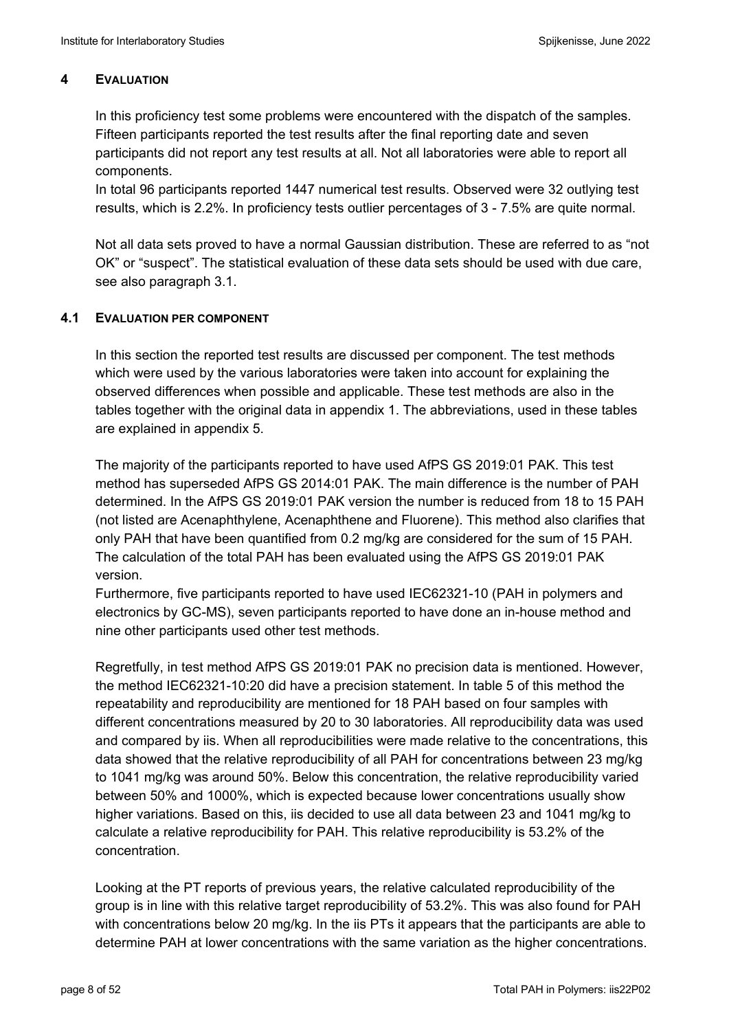## 4 EVALUATION

In this proficiency test some problems were encountered with the dispatch of the samples. Fifteen participants reported the test results after the final reporting date and seven participants did not report any test results at all. Not all laboratories were able to report all components.
In total 96 participants reported 1447 numerical test results. Observed were 32 outlying test results, which is 2.2%. In proficiency tests outlier percentages of 3 - 7.5% are quite normal.

Not all data sets proved to have a normal Gaussian distribution. These are referred to as "not OK" or "suspect". The statistical evaluation of these data sets should be used with due care, see also paragraph 3.1.

### 4.1 EVALUATION PER COMPONENT

In this section the reported test results are discussed per component. The test methods which were used by the various laboratories were taken into account for explaining the observed differences when possible and applicable. These test methods are also in the tables together with the original data in appendix 1. The abbreviations, used in these tables are explained in appendix 5.

The majority of the participants reported to have used AfPS GS 2019:01 PAK. This test method has superseded AfPS GS 2014:01 PAK. The main difference is the number of PAH determined. In the AfPS GS 2019:01 PAK version the number is reduced from 18 to 15 PAH (not listed are Acenaphthylene, Acenaphthene and Fluorene). This method also clarifies that only PAH that have been quantified from 0.2 mg/kg are considered for the sum of 15 PAH. The calculation of the total PAH has been evaluated using the AfPS GS 2019:01 PAK version.
Furthermore, five participants reported to have used IEC62321-10 (PAH in polymers and electronics by GC-MS), seven participants reported to have done an in-house method and nine other participants used other test methods.

Regretfully, in test method AfPS GS 2019:01 PAK no precision data is mentioned. However, the method IEC62321-10:20 did have a precision statement. In table 5 of this method the repeatability and reproducibility are mentioned for 18 PAH based on four samples with different concentrations measured by 20 to 30 laboratories. All reproducibility data was used and compared by iis. When all reproducibilities were made relative to the concentrations, this data showed that the relative reproducibility of all PAH for concentrations between 23 mg/kg to 1041 mg/kg was around 50%. Below this concentration, the relative reproducibility varied between 50% and 1000%, which is expected because lower concentrations usually show higher variations. Based on this, iis decided to use all data between 23 and 1041 mg/kg to calculate a relative reproducibility for PAH. This relative reproducibility is 53.2% of the concentration.

Looking at the PT reports of previous years, the relative calculated reproducibility of the group is in line with this relative target reproducibility of 53.2%. This was also found for PAH with concentrations below 20 mg/kg. In the iis PTs it appears that the participants are able to determine PAH at lower concentrations with the same variation as the higher concentrations.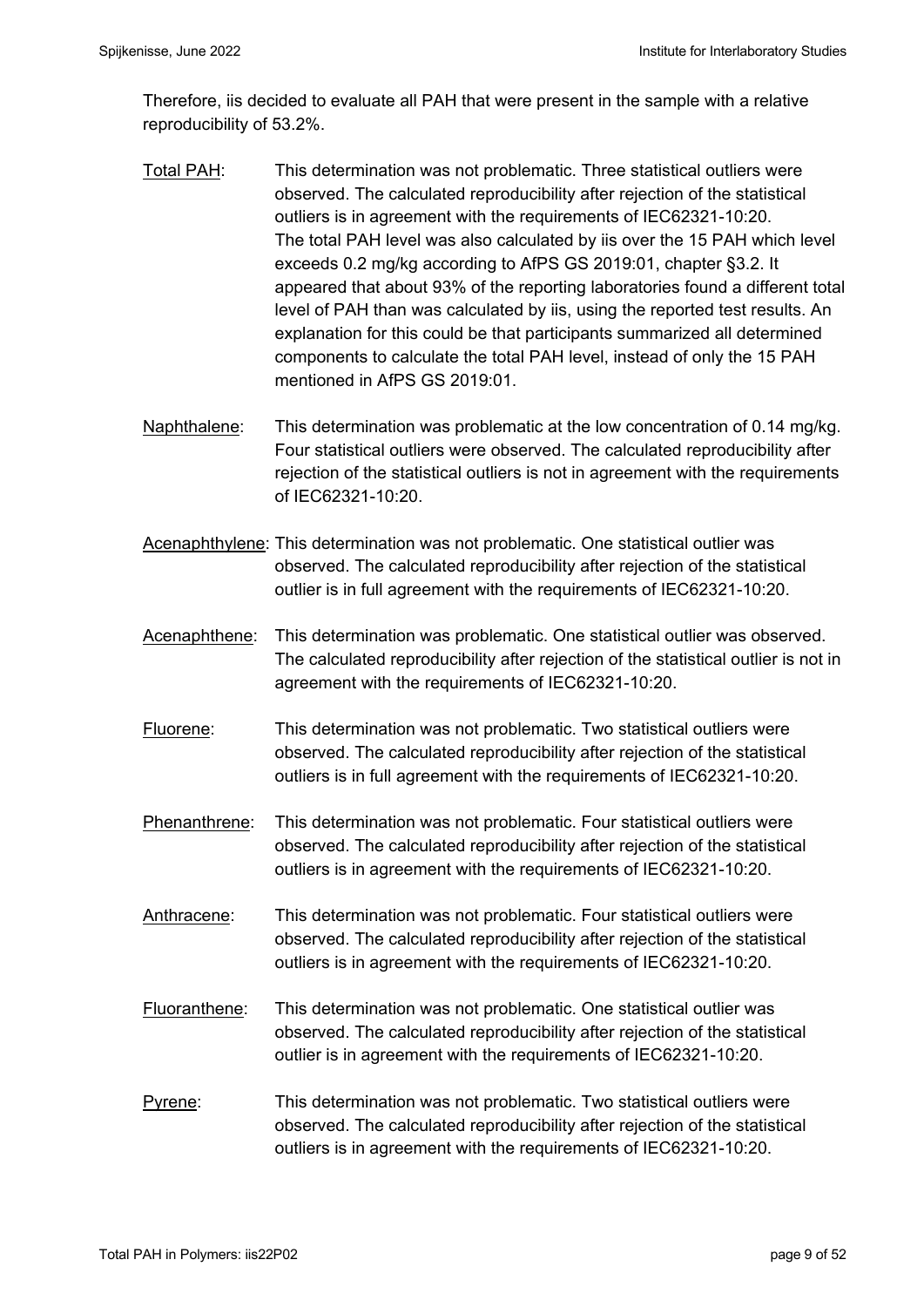Therefore, iis decided to evaluate all PAH that were present in the sample with a relative reproducibility of 53.2%.

Total PAH: This determination was not problematic. Three statistical outliers were observed. The calculated reproducibility after rejection of the statistical outliers is in agreement with the requirements of IEC62321-10:20. The total PAH level was also calculated by iis over the 15 PAH which level exceeds 0.2 mg/kg according to AfPS GS 2019:01, chapter §3.2. It appeared that about 93% of the reporting laboratories found a different total level of PAH than was calculated by iis, using the reported test results. An explanation for this could be that participants summarized all determined components to calculate the total PAH level, instead of only the 15 PAH mentioned in AfPS GS 2019:01.

Naphthalene: This determination was problematic at the low concentration of 0.14 mg/kg. Four statistical outliers were observed. The calculated reproducibility after rejection of the statistical outliers is not in agreement with the requirements of IEC62321-10:20.

Acenaphthylene: This determination was not problematic. One statistical outlier was observed. The calculated reproducibility after rejection of the statistical outlier is in full agreement with the requirements of IEC62321-10:20.

Acenaphthene: This determination was problematic. One statistical outlier was observed. The calculated reproducibility after rejection of the statistical outlier is not in agreement with the requirements of IEC62321-10:20.

Fluorene: This determination was not problematic. Two statistical outliers were observed. The calculated reproducibility after rejection of the statistical outliers is in full agreement with the requirements of IEC62321-10:20.

Phenanthrene: This determination was not problematic. Four statistical outliers were observed. The calculated reproducibility after rejection of the statistical outliers is in agreement with the requirements of IEC62321-10:20.

Anthracene: This determination was not problematic. Four statistical outliers were observed. The calculated reproducibility after rejection of the statistical outliers is in agreement with the requirements of IEC62321-10:20.

Fluoranthene: This determination was not problematic. One statistical outlier was observed. The calculated reproducibility after rejection of the statistical outlier is in agreement with the requirements of IEC62321-10:20.

Pyrene: This determination was not problematic. Two statistical outliers were observed. The calculated reproducibility after rejection of the statistical outliers is in agreement with the requirements of IEC62321-10:20.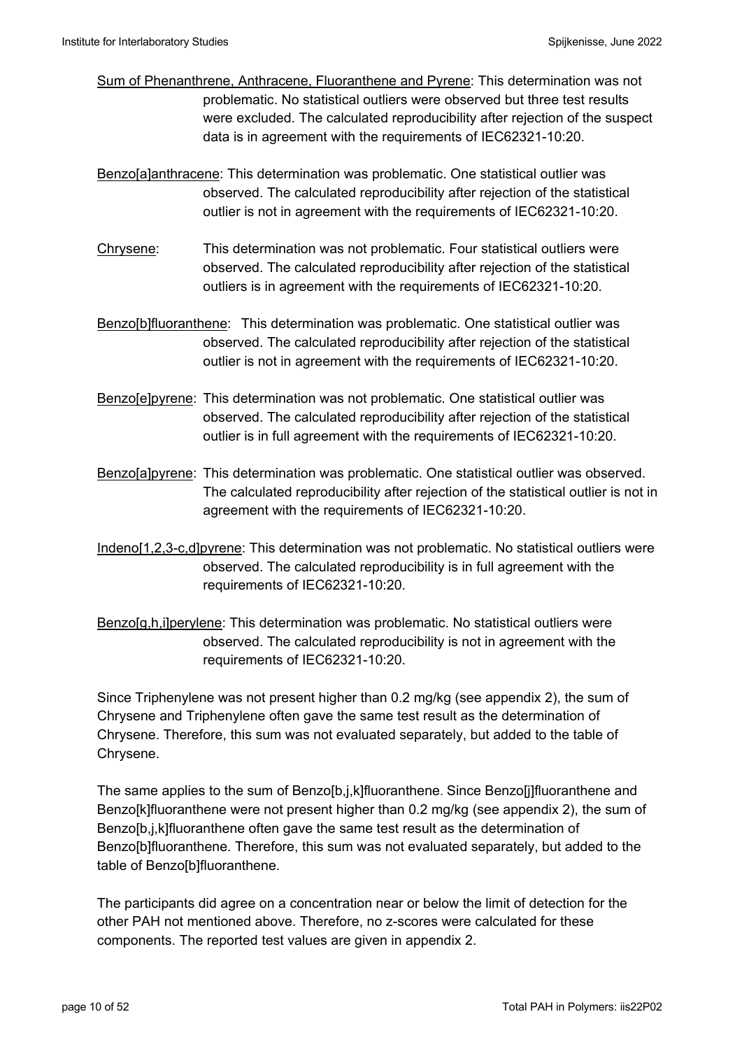Sum of Phenanthrene, Anthracene, Fluoranthene and Pyrene: This determination was not problematic. No statistical outliers were observed but three test results were excluded. The calculated reproducibility after rejection of the suspect data is in agreement with the requirements of IEC62321-10:20.

Benzo[a]anthracene: This determination was problematic. One statistical outlier was observed. The calculated reproducibility after rejection of the statistical outlier is not in agreement with the requirements of IEC62321-10:20.

Chrysene: This determination was not problematic. Four statistical outliers were observed. The calculated reproducibility after rejection of the statistical outliers is in agreement with the requirements of IEC62321-10:20.

Benzo[b]fluoranthene: This determination was problematic. One statistical outlier was observed. The calculated reproducibility after rejection of the statistical outlier is not in agreement with the requirements of IEC62321-10:20.

Benzo[e]pyrene: This determination was not problematic. One statistical outlier was observed. The calculated reproducibility after rejection of the statistical outlier is in full agreement with the requirements of IEC62321-10:20.

Benzo[a]pyrene: This determination was problematic. One statistical outlier was observed. The calculated reproducibility after rejection of the statistical outlier is not in agreement with the requirements of IEC62321-10:20.

Indeno[1,2,3-c,d]pyrene: This determination was not problematic. No statistical outliers were observed. The calculated reproducibility is in full agreement with the requirements of IEC62321-10:20.

Benzo[g,h,i]perylene: This determination was problematic. No statistical outliers were observed. The calculated reproducibility is not in agreement with the requirements of IEC62321-10:20.

Since Triphenylene was not present higher than 0.2 mg/kg (see appendix 2), the sum of Chrysene and Triphenylene often gave the same test result as the determination of Chrysene. Therefore, this sum was not evaluated separately, but added to the table of Chrysene.

The same applies to the sum of Benzo[b,j,k]fluoranthene. Since Benzo[j]fluoranthene and Benzo[k]fluoranthene were not present higher than 0.2 mg/kg (see appendix 2), the sum of Benzo[b,j,k]fluoranthene often gave the same test result as the determination of Benzo[b]fluoranthene. Therefore, this sum was not evaluated separately, but added to the table of Benzo[b]fluoranthene.

The participants did agree on a concentration near or below the limit of detection for the other PAH not mentioned above. Therefore, no z-scores were calculated for these components. The reported test values are given in appendix 2.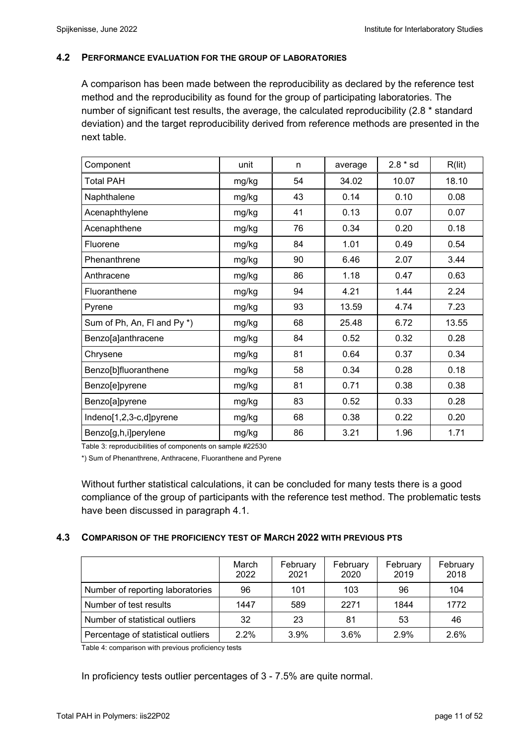### 4.2 PERFORMANCE EVALUATION FOR THE GROUP OF LABORATORIES

A comparison has been made between the reproducibility as declared by the reference test method and the reproducibility as found for the group of participating laboratories. The number of significant test results, the average, the calculated reproducibility (2.8 * standard deviation) and the target reproducibility derived from reference methods are presented in the next table.

| Component | unit | n | average | 2.8 * sd | R(lit) |
|---|---|---|---|---|---|
| Total PAH | mg/kg | 54 | 34.02 | 10.07 | 18.10 |
| Naphthalene | mg/kg | 43 | 0.14 | 0.10 | 0.08 |
| Acenaphthylene | mg/kg | 41 | 0.13 | 0.07 | 0.07 |
| Acenaphthene | mg/kg | 76 | 0.34 | 0.20 | 0.18 |
| Fluorene | mg/kg | 84 | 1.01 | 0.49 | 0.54 |
| Phenanthrene | mg/kg | 90 | 6.46 | 2.07 | 3.44 |
| Anthracene | mg/kg | 86 | 1.18 | 0.47 | 0.63 |
| Fluoranthene | mg/kg | 94 | 4.21 | 1.44 | 2.24 |
| Pyrene | mg/kg | 93 | 13.59 | 4.74 | 7.23 |
| Sum of Ph, An, Fl and Py *) | mg/kg | 68 | 25.48 | 6.72 | 13.55 |
| Benzo[a]anthracene | mg/kg | 84 | 0.52 | 0.32 | 0.28 |
| Chrysene | mg/kg | 81 | 0.64 | 0.37 | 0.34 |
| Benzo[b]fluoranthene | mg/kg | 58 | 0.34 | 0.28 | 0.18 |
| Benzo[e]pyrene | mg/kg | 81 | 0.71 | 0.38 | 0.38 |
| Benzo[a]pyrene | mg/kg | 83 | 0.52 | 0.33 | 0.28 |
| Indeno[1,2,3-c,d]pyrene | mg/kg | 68 | 0.38 | 0.22 | 0.20 |
| Benzo[g,h,i]perylene | mg/kg | 86 | 3.21 | 1.96 | 1.71 |

Table 3: reproducibilities of components on sample #22530

*) Sum of Phenanthrene, Anthracene, Fluoranthene and Pyrene

Without further statistical calculations, it can be concluded for many tests there is a good compliance of the group of participants with the reference test method. The problematic tests have been discussed in paragraph 4.1.

### 4.3 COMPARISON OF THE PROFICIENCY TEST OF MARCH 2022 WITH PREVIOUS PTS

| | March 2022 | February 2021 | February 2020 | February 2019 | February 2018 |
|---|---|---|---|---|---|
| Number of reporting laboratories | 96 | 101 | 103 | 96 | 104 |
| Number of test results | 1447 | 589 | 2271 | 1844 | 1772 |
| Number of statistical outliers | 32 | 23 | 81 | 53 | 46 |
| Percentage of statistical outliers | 2.2% | 3.9% | 3.6% | 2.9% | 2.6% |

Table 4: comparison with previous proficiency tests

In proficiency tests outlier percentages of 3 - 7.5% are quite normal.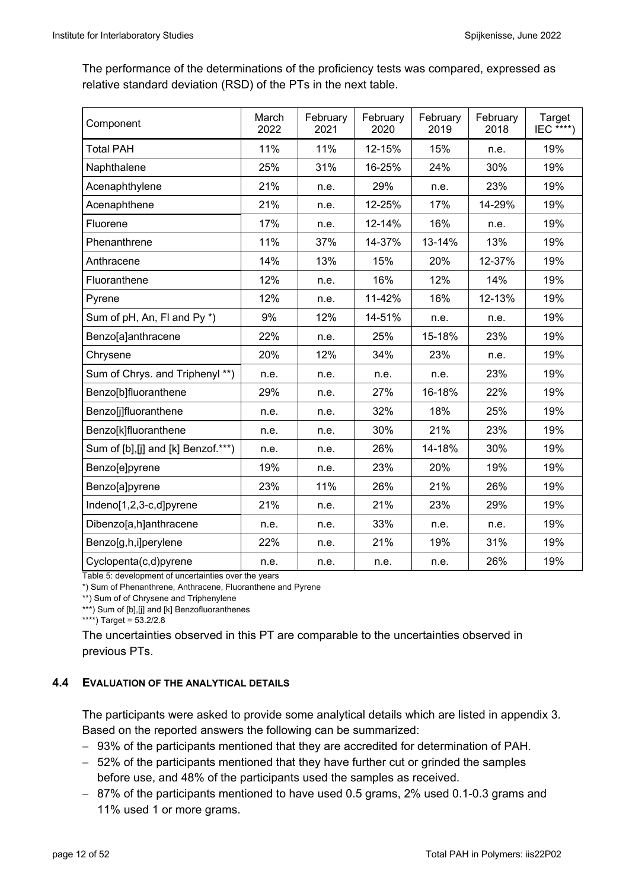The performance of the determinations of the proficiency tests was compared, expressed as relative standard deviation (RSD) of the PTs in the next table.

| Component | March 2022 | February 2021 | February 2020 | February 2019 | February 2018 | Target IEC ****) |
|---|---|---|---|---|---|---|
| Total PAH | 11% | 11% | 12-15% | 15% | n.e. | 19% |
| Naphthalene | 25% | 31% | 16-25% | 24% | 30% | 19% |
| Acenaphthylene | 21% | n.e. | 29% | n.e. | 23% | 19% |
| Acenaphthene | 21% | n.e. | 12-25% | 17% | 14-29% | 19% |
| Fluorene | 17% | n.e. | 12-14% | 16% | n.e. | 19% |
| Phenanthrene | 11% | 37% | 14-37% | 13-14% | 13% | 19% |
| Anthracene | 14% | 13% | 15% | 20% | 12-37% | 19% |
| Fluoranthene | 12% | n.e. | 16% | 12% | 14% | 19% |
| Pyrene | 12% | n.e. | 11-42% | 16% | 12-13% | 19% |
| Sum of pH, An, Fl and Py *) | 9% | 12% | 14-51% | n.e. | n.e. | 19% |
| Benzo[a]anthracene | 22% | n.e. | 25% | 15-18% | 23% | 19% |
| Chrysene | 20% | 12% | 34% | 23% | n.e. | 19% |
| Sum of Chrys. and Triphenyl **) | n.e. | n.e. | n.e. | n.e. | 23% | 19% |
| Benzo[b]fluoranthene | 29% | n.e. | 27% | 16-18% | 22% | 19% |
| Benzo[j]fluoranthene | n.e. | n.e. | 32% | 18% | 25% | 19% |
| Benzo[k]fluoranthene | n.e. | n.e. | 30% | 21% | 23% | 19% |
| Sum of [b],[j] and [k] Benzof.***) | n.e. | n.e. | 26% | 14-18% | 30% | 19% |
| Benzo[e]pyrene | 19% | n.e. | 23% | 20% | 19% | 19% |
| Benzo[a]pyrene | 23% | 11% | 26% | 21% | 26% | 19% |
| Indeno[1,2,3-c,d]pyrene | 21% | n.e. | 21% | 23% | 29% | 19% |
| Dibenzo[a,h]anthracene | n.e. | n.e. | 33% | n.e. | n.e. | 19% |
| Benzo[g,h,i]perylene | 22% | n.e. | 21% | 19% | 31% | 19% |
| Cyclopenta(c,d)pyrene | n.e. | n.e. | n.e. | n.e. | 26% | 19% |

Table 5: development of uncertainties over the years

*) Sum of Phenanthrene, Anthracene, Fluoranthene and Pyrene

**) Sum of of Chrysene and Triphenylene

***) Sum of [b],[j] and [k] Benzofluoranthenes

****) Target = 53.2/2.8

The uncertainties observed in this PT are comparable to the uncertainties observed in previous PTs.

### 4.4 EVALUATION OF THE ANALYTICAL DETAILS

The participants were asked to provide some analytical details which are listed in appendix 3. Based on the reported answers the following can be summarized:

- 93% of the participants mentioned that they are accredited for determination of PAH.
- 52% of the participants mentioned that they have further cut or grinded the samples before use, and 48% of the participants used the samples as received.
- 87% of the participants mentioned to have used 0.5 grams, 2% used 0.1-0.3 grams and 11% used 1 or more grams.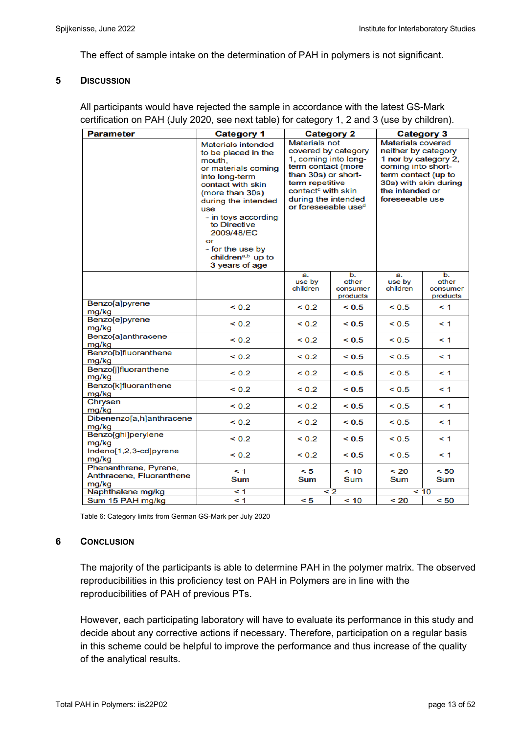The effect of sample intake on the determination of PAH in polymers is not significant.

## 5 DISCUSSION

All participants would have rejected the sample in accordance with the latest GS-Mark certification on PAH (July 2020, see next table) for category 1, 2 and 3 (use by children).

| Parameter | Category 1 | Category 2 | | Category 3 | |
|---|---|---|---|---|---|
| | Materials intended to be placed in the mouth, or materials coming into long-term contact with skin (more than 30s) during the intended use<br>- in toys according to Directive 2009/48/EC<br>or<br>- for the use by children[a,b] up to 3 years of age | Materials not covered by category 1, coming into long-term contact (more than 30s) or short-term repetitive contact[c] with skin during the intended or foreseeable use[d] | | Materials covered neither by category 1 nor by category 2, coming into short-term contact (up to 30s) with skin during the intended or foreseeable use | |
| | | a. use by children | b. other consumer products | a. use by children | b. other consumer products |
| Benzo[a]pyrene mg/kg | < 0.2 | < 0.2 | < 0.5 | < 0.5 | < 1 |
| Benzo[e]pyrene mg/kg | < 0.2 | < 0.2 | < 0.5 | < 0.5 | < 1 |
| Benzo[a]anthracene mg/kg | < 0.2 | < 0.2 | < 0.5 | < 0.5 | < 1 |
| Benzo[b]fluoranthene mg/kg | < 0.2 | < 0.2 | < 0.5 | < 0.5 | < 1 |
| Benzo[j]fluoranthene mg/kg | < 0.2 | < 0.2 | < 0.5 | < 0.5 | < 1 |
| Benzo[k]fluoranthene mg/kg | < 0.2 | < 0.2 | < 0.5 | < 0.5 | < 1 |
| Chrysen mg/kg | < 0.2 | < 0.2 | < 0.5 | < 0.5 | < 1 |
| Dibenenzo[a,h]anthracene mg/kg | < 0.2 | < 0.2 | < 0.5 | < 0.5 | < 1 |
| Benzo[ghi]perylene mg/kg | < 0.2 | < 0.2 | < 0.5 | < 0.5 | < 1 |
| Indeno[1,2,3-cd]pyrene mg/kg | < 0.2 | < 0.2 | < 0.5 | < 0.5 | < 1 |
| Phenanthrene, Pyrene, Anthracene, Fluoranthene mg/kg | < 1 Sum | < 5 Sum | < 10 Sum | < 20 Sum | < 50 Sum |
| Naphthalene mg/kg | < 1 | < 2 | | < 10 | |
| Sum 15 PAH mg/kg | < 1 | < 5 | < 10 | < 20 | < 50 |

Table 6: Category limits from German GS-Mark per July 2020

## 6 CONCLUSION

The majority of the participants is able to determine PAH in the polymer matrix. The observed reproducibilities in this proficiency test on PAH in Polymers are in line with the reproducibilities of PAH of previous PTs.

However, each participating laboratory will have to evaluate its performance in this study and decide about any corrective actions if necessary. Therefore, participation on a regular basis in this scheme could be helpful to improve the performance and thus increase of the quality of the analytical results.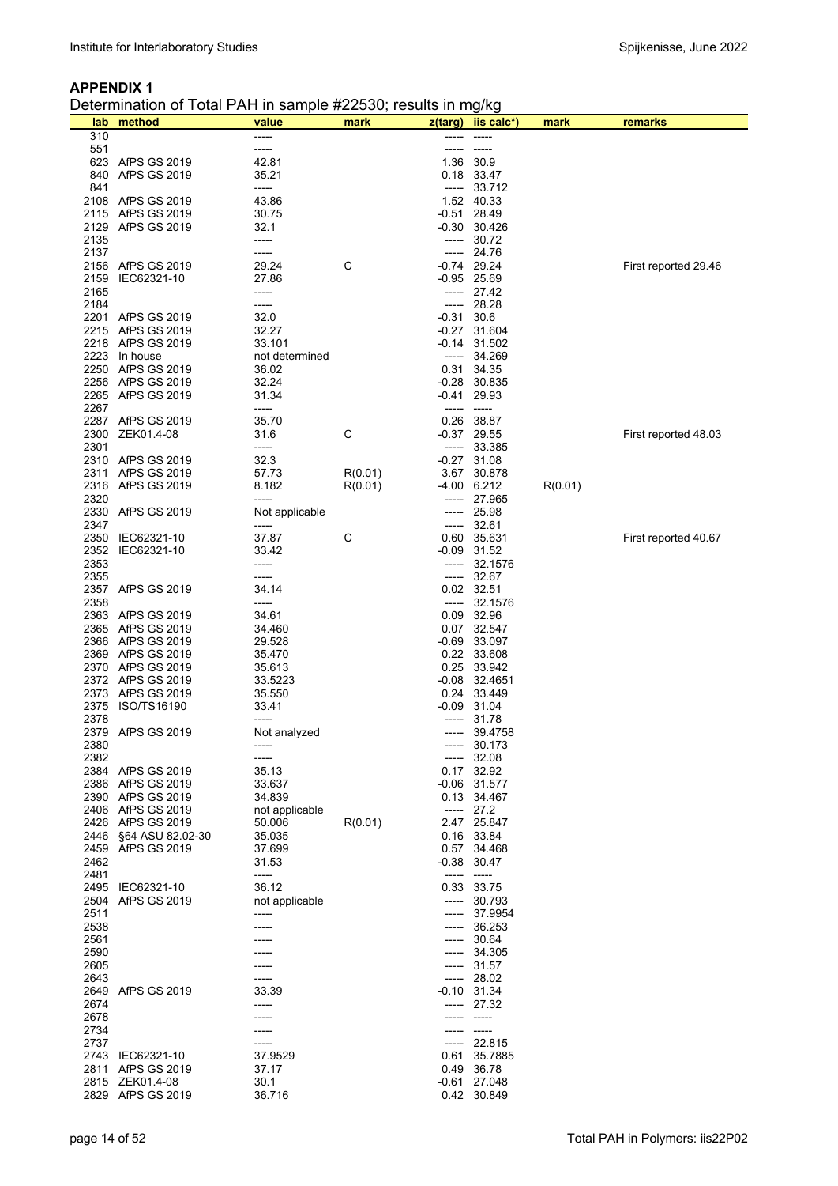## APPENDIX 1

Determination of Total PAH in sample #22530; results in mg/kg

| lab | method | value | mark | z(targ) | iis calc*) | mark | remarks |
|---|---|---|---|---|---|---|---|
| 310 | | ----- | | ----- | ----- | | |
| 551 | | ----- | | ----- | ----- | | |
| 623 | AfPS GS 2019 | 42.81 | | 1.36 | 30.9 | | |
| 840 | AfPS GS 2019 | 35.21 | | 0.18 | 33.47 | | |
| 841 | | ----- | | ----- | 33.712 | | |
| 2108 | AfPS GS 2019 | 43.86 | | 1.52 | 40.33 | | |
| 2115 | AfPS GS 2019 | 30.75 | | -0.51 | 28.49 | | |
| 2129 | AfPS GS 2019 | 32.1 | | -0.30 | 30.426 | | |
| 2135 | | ----- | | ----- | 30.72 | | |
| 2137 | | ----- | | ----- | 24.76 | | |
| 2156 | AfPS GS 2019 | 29.24 | C | -0.74 | 29.24 | | First reported 29.46 |
| 2159 | IEC62321-10 | 27.86 | | -0.95 | 25.69 | | |
| 2165 | | ----- | | ----- | 27.42 | | |
| 2184 | | ----- | | ----- | 28.28 | | |
| 2201 | AfPS GS 2019 | 32.0 | | -0.31 | 30.6 | | |
| 2215 | AfPS GS 2019 | 32.27 | | -0.27 | 31.604 | | |
| 2218 | AfPS GS 2019 | 33.101 | | -0.14 | 31.502 | | |
| 2223 | In house | not determined | | ----- | 34.269 | | |
| 2250 | AfPS GS 2019 | 36.02 | | 0.31 | 34.35 | | |
| 2256 | AfPS GS 2019 | 32.24 | | -0.28 | 30.835 | | |
| 2265 | AfPS GS 2019 | 31.34 | | -0.41 | 29.93 | | |
| 2267 | | ----- | | ----- | ----- | | |
| 2287 | AfPS GS 2019 | 35.70 | | 0.26 | 38.87 | | |
| 2300 | ZEK01.4-08 | 31.6 | C | -0.37 | 29.55 | | First reported 48.03 |
| 2301 | | ----- | | ----- | 33.385 | | |
| 2310 | AfPS GS 2019 | 32.3 | | -0.27 | 31.08 | | |
| 2311 | AfPS GS 2019 | 57.73 | R(0.01) | 3.67 | 30.878 | | |
| 2316 | AfPS GS 2019 | 8.182 | R(0.01) | -4.00 | 6.212 | R(0.01) | |
| 2320 | | ----- | | ----- | 27.965 | | |
| 2330 | AfPS GS 2019 | Not applicable | | ----- | 25.98 | | |
| 2347 | | ----- | | ----- | 32.61 | | |
| 2350 | IEC62321-10 | 37.87 | C | 0.60 | 35.631 | | First reported 40.67 |
| 2352 | IEC62321-10 | 33.42 | | -0.09 | 31.52 | | |
| 2353 | | ----- | | ----- | 32.1576 | | |
| 2355 | | ----- | | ----- | 32.67 | | |
| 2357 | AfPS GS 2019 | 34.14 | | 0.02 | 32.51 | | |
| 2358 | | ----- | | ----- | 32.1576 | | |
| 2363 | AfPS GS 2019 | 34.61 | | 0.09 | 32.96 | | |
| 2365 | AfPS GS 2019 | 34.460 | | 0.07 | 32.547 | | |
| 2366 | AfPS GS 2019 | 29.528 | | -0.69 | 33.097 | | |
| 2369 | AfPS GS 2019 | 35.470 | | 0.22 | 33.608 | | |
| 2370 | AfPS GS 2019 | 35.613 | | 0.25 | 33.942 | | |
| 2372 | AfPS GS 2019 | 33.5223 | | -0.08 | 32.4651 | | |
| 2373 | AfPS GS 2019 | 35.550 | | 0.24 | 33.449 | | |
| 2375 | ISO/TS16190 | 33.41 | | -0.09 | 31.04 | | |
| 2378 | | ----- | | ----- | 31.78 | | |
| 2379 | AfPS GS 2019 | Not analyzed | | ----- | 39.4758 | | |
| 2380 | | ----- | | ----- | 30.173 | | |
| 2382 | | ----- | | ----- | 32.08 | | |
| 2384 | AfPS GS 2019 | 35.13 | | 0.17 | 32.92 | | |
| 2386 | AfPS GS 2019 | 33.637 | | -0.06 | 31.577 | | |
| 2390 | AfPS GS 2019 | 34.839 | | 0.13 | 34.467 | | |
| 2406 | AfPS GS 2019 | not applicable | | ----- | 27.2 | | |
| 2426 | AfPS GS 2019 | 50.006 | R(0.01) | 2.47 | 25.847 | | |
| 2446 | §64 ASU 82.02-30 | 35.035 | | 0.16 | 33.84 | | |
| 2459 | AfPS GS 2019 | 37.699 | | 0.57 | 34.468 | | |
| 2462 | | 31.53 | | -0.38 | 30.47 | | |
| 2481 | | ----- | | ----- | ----- | | |
| 2495 | IEC62321-10 | 36.12 | | 0.33 | 33.75 | | |
| 2504 | AfPS GS 2019 | not applicable | | ----- | 30.793 | | |
| 2511 | | ----- | | ----- | 37.9954 | | |
| 2538 | | ----- | | ----- | 36.253 | | |
| 2561 | | ----- | | ----- | 30.64 | | |
| 2590 | | ----- | | ----- | 34.305 | | |
| 2605 | | ----- | | ----- | 31.57 | | |
| 2643 | | ----- | | ----- | 28.02 | | |
| 2649 | AfPS GS 2019 | 33.39 | | -0.10 | 31.34 | | |
| 2674 | | ----- | | ----- | 27.32 | | |
| 2678 | | ----- | | ----- | ----- | | |
| 2734 | | ----- | | ----- | ----- | | |
| 2737 | | ----- | | ----- | 22.815 | | |
| 2743 | IEC62321-10 | 37.9529 | | 0.61 | 35.7885 | | |
| 2811 | AfPS GS 2019 | 37.17 | | 0.49 | 36.78 | | |
| 2815 | ZEK01.4-08 | 30.1 | | -0.61 | 27.048 | | |
| 2829 | AfPS GS 2019 | 36.716 | | 0.42 | 30.849 | | |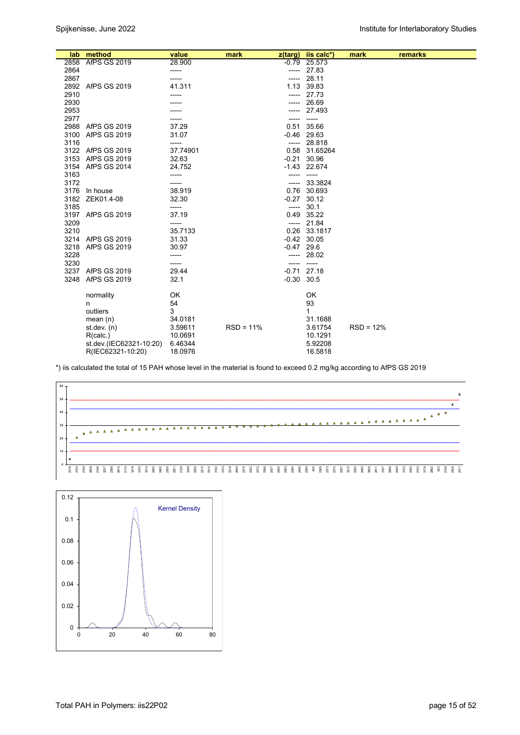| lab | method | value | mark | z(targ) | iis calc*) | mark | remarks |
|---|---|---|---|---|---|---|---|
| 2858 | AfPS GS 2019 | 28.900 | | -0.79 | 25.573 | | |
| 2864 | | ----- | | ----- | 27.83 | | |
| 2867 | | ----- | | ----- | 28.11 | | |
| 2892 | AfPS GS 2019 | 41.311 | | 1.13 | 39.83 | | |
| 2910 | | ----- | | ----- | 27.73 | | |
| 2930 | | ----- | | ----- | 26.69 | | |
| 2953 | | ----- | | ----- | 27.493 | | |
| 2977 | | ----- | | ----- | ----- | | |
| 2988 | AfPS GS 2019 | 37.29 | | 0.51 | 35.66 | | |
| 3100 | AfPS GS 2019 | 31.07 | | -0.46 | 29.63 | | |
| 3116 | | ----- | | ----- | 28.818 | | |
| 3122 | AfPS GS 2019 | 37.74901 | | 0.58 | 31.65264 | | |
| 3153 | AfPS GS 2019 | 32.63 | | -0.21 | 30.96 | | |
| 3154 | AfPS GS 2014 | 24.752 | | -1.43 | 22.674 | | |
| 3163 | | ----- | | ----- | ----- | | |
| 3172 | | ----- | | ----- | 33.3824 | | |
| 3176 | In house | 38.919 | | 0.76 | 30.693 | | |
| 3182 | ZEK01.4-08 | 32.30 | | -0.27 | 30.12 | | |
| 3185 | | ----- | | ----- | 30.1 | | |
| 3197 | AfPS GS 2019 | 37.19 | | 0.49 | 35.22 | | |
| 3209 | | ----- | | ----- | 21.84 | | |
| 3210 | | 35.7133 | | 0.26 | 33.1817 | | |
| 3214 | AfPS GS 2019 | 31.33 | | -0.42 | 30.05 | | |
| 3218 | AfPS GS 2019 | 30.97 | | -0.47 | 29.6 | | |
| 3228 | | ----- | | ----- | 28.02 | | |
| 3230 | | ----- | | ----- | ----- | | |
| 3237 | AfPS GS 2019 | 29.44 | | -0.71 | 27.18 | | |
| 3248 | AfPS GS 2019 | 32.1 | | -0.30 | 30.5 | | |
| | normality | OK | | | OK | | |
| | n | 54 | | | 93 | | |
| | outliers | 3 | | | 1 | | |
| | mean (n) | 34.0181 | | | 31.1688 | | |
| | st.dev. (n) | 3.59611 | RSD = 11% | | 3.61754 | RSD = 12% | |
| | R(calc.) | 10.0691 | | | 10.1291 | | |
| | st.dev.(IEC62321-10:20) | 6.46344 | | | 5.92208 | | |
| | R(IEC62321-10:20) | 18.0976 | | | 16.5818 | | |

*) iis calculated the total of 15 PAH whose level in the material is found to exceed 0.2 mg/kg according to AfPS GS 2019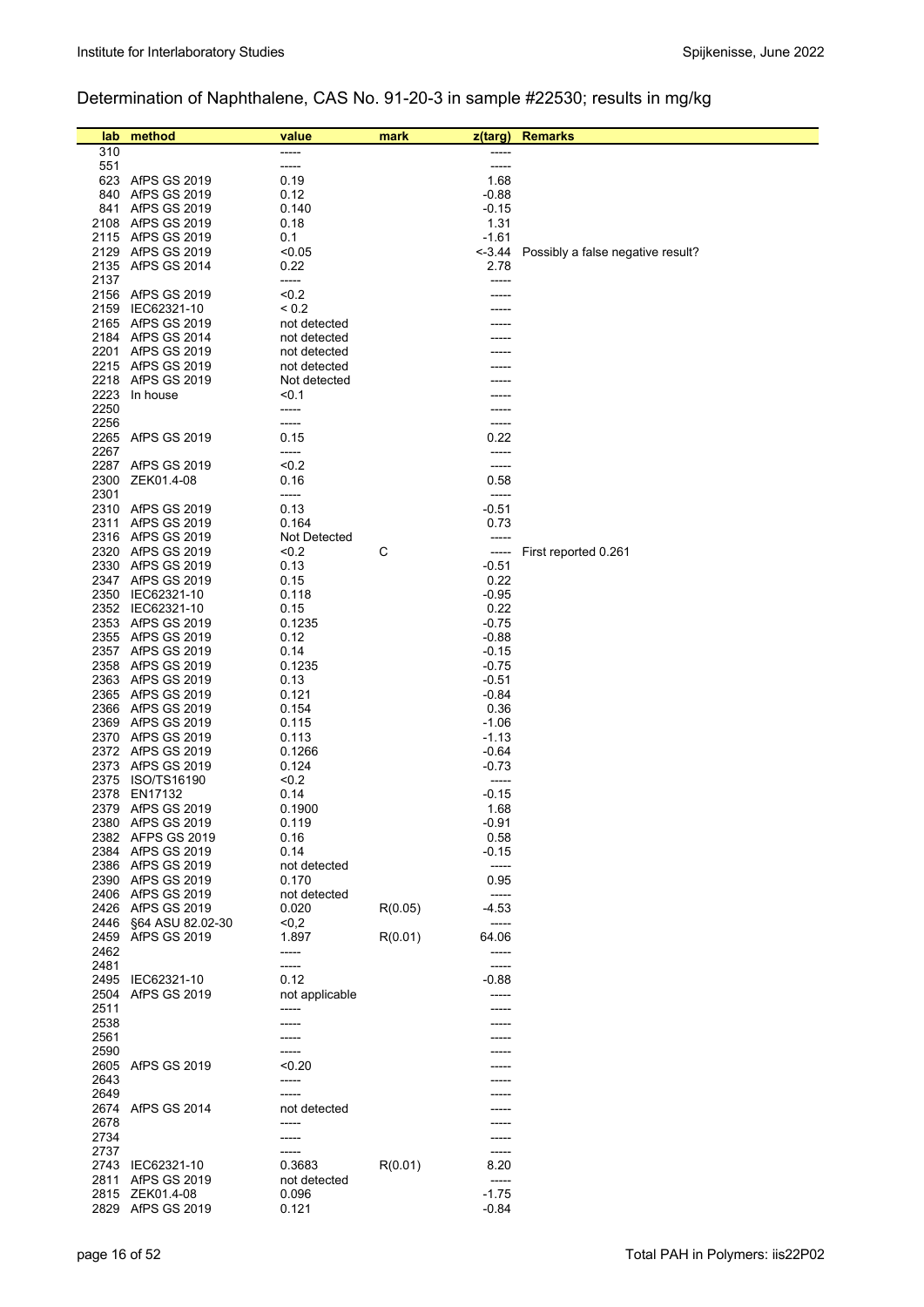## Determination of Naphthalene, CAS No. 91-20-3 in sample #22530; results in mg/kg

| lab | method | value | mark | z(targ) | Remarks |
|---|---|---|---|---|---|
| 310 | | ----- | | ----- | |
| 551 | | ----- | | ----- | |
| 623 | AfPS GS 2019 | 0.19 | | 1.68 | |
| 840 | AfPS GS 2019 | 0.12 | | -0.88 | |
| 841 | AfPS GS 2019 | 0.140 | | -0.15 | |
| 2108 | AfPS GS 2019 | 0.18 | | 1.31 | |
| 2115 | AfPS GS 2019 | 0.1 | | -1.61 | |
| 2129 | AfPS GS 2019 | <0.05 | | <-3.44 | Possibly a false negative result? |
| 2135 | AfPS GS 2014 | 0.22 | | 2.78 | |
| 2137 | | ----- | | ----- | |
| 2156 | AfPS GS 2019 | <0.2 | | ----- | |
| 2159 | IEC62321-10 | < 0.2 | | ----- | |
| 2165 | AfPS GS 2019 | not detected | | ----- | |
| 2184 | AfPS GS 2014 | not detected | | ----- | |
| 2201 | AfPS GS 2019 | not detected | | ----- | |
| 2215 | AfPS GS 2019 | not detected | | ----- | |
| 2218 | AfPS GS 2019 | Not detected | | ----- | |
| 2223 | In house | <0.1 | | ----- | |
| 2250 | | ----- | | ----- | |
| 2256 | | ----- | | ----- | |
| 2265 | AfPS GS 2019 | 0.15 | | 0.22 | |
| 2267 | | ----- | | ----- | |
| 2287 | AfPS GS 2019 | <0.2 | | ----- | |
| 2300 | ZEK01.4-08 | 0.16 | | 0.58 | |
| 2301 | | ----- | | ----- | |
| 2310 | AfPS GS 2019 | 0.13 | | -0.51 | |
| 2311 | AfPS GS 2019 | 0.164 | | 0.73 | |
| 2316 | AfPS GS 2019 | Not Detected | | ----- | |
| 2320 | AfPS GS 2019 | <0.2 | C | ----- | First reported 0.261 |
| 2330 | AfPS GS 2019 | 0.13 | | -0.51 | |
| 2347 | AfPS GS 2019 | 0.15 | | 0.22 | |
| 2350 | IEC62321-10 | 0.118 | | -0.95 | |
| 2352 | IEC62321-10 | 0.15 | | 0.22 | |
| 2353 | AfPS GS 2019 | 0.1235 | | -0.75 | |
| 2355 | AfPS GS 2019 | 0.12 | | -0.88 | |
| 2357 | AfPS GS 2019 | 0.14 | | -0.15 | |
| 2358 | AfPS GS 2019 | 0.1235 | | -0.75 | |
| 2363 | AfPS GS 2019 | 0.13 | | -0.51 | |
| 2365 | AfPS GS 2019 | 0.121 | | -0.84 | |
| 2366 | AfPS GS 2019 | 0.154 | | 0.36 | |
| 2369 | AfPS GS 2019 | 0.115 | | -1.06 | |
| 2370 | AfPS GS 2019 | 0.113 | | -1.13 | |
| 2372 | AfPS GS 2019 | 0.1266 | | -0.64 | |
| 2373 | AfPS GS 2019 | 0.124 | | -0.73 | |
| 2375 | ISO/TS16190 | <0.2 | | ----- | |
| 2378 | EN17132 | 0.14 | | -0.15 | |
| 2379 | AfPS GS 2019 | 0.1900 | | 1.68 | |
| 2380 | AfPS GS 2019 | 0.119 | | -0.91 | |
| 2382 | AFPS GS 2019 | 0.16 | | 0.58 | |
| 2384 | AfPS GS 2019 | 0.14 | | -0.15 | |
| 2386 | AfPS GS 2019 | not detected | | ----- | |
| 2390 | AfPS GS 2019 | 0.170 | | 0.95 | |
| 2406 | AfPS GS 2019 | not detected | | ----- | |
| 2426 | AfPS GS 2019 | 0.020 | R(0.05) | -4.53 | |
| 2446 | §64 ASU 82.02-30 | <0,2 | | ----- | |
| 2459 | AfPS GS 2019 | 1.897 | R(0.01) | 64.06 | |
| 2462 | | ----- | | ----- | |
| 2481 | | ----- | | ----- | |
| 2495 | IEC62321-10 | 0.12 | | -0.88 | |
| 2504 | AfPS GS 2019 | not applicable | | ----- | |
| 2511 | | ----- | | ----- | |
| 2538 | | ----- | | ----- | |
| 2561 | | ----- | | ----- | |
| 2590 | | ----- | | ----- | |
| 2605 | AfPS GS 2019 | <0.20 | | ----- | |
| 2643 | | ----- | | ----- | |
| 2649 | | ----- | | ----- | |
| 2674 | AfPS GS 2014 | not detected | | ----- | |
| 2678 | | ----- | | ----- | |
| 2734 | | ----- | | ----- | |
| 2737 | | ----- | | ----- | |
| 2743 | IEC62321-10 | 0.3683 | R(0.01) | 8.20 | |
| 2811 | AfPS GS 2019 | not detected | | ----- | |
| 2815 | ZEK01.4-08 | 0.096 | | -1.75 | |
| 2829 | AfPS GS 2019 | 0.121 | | -0.84 | |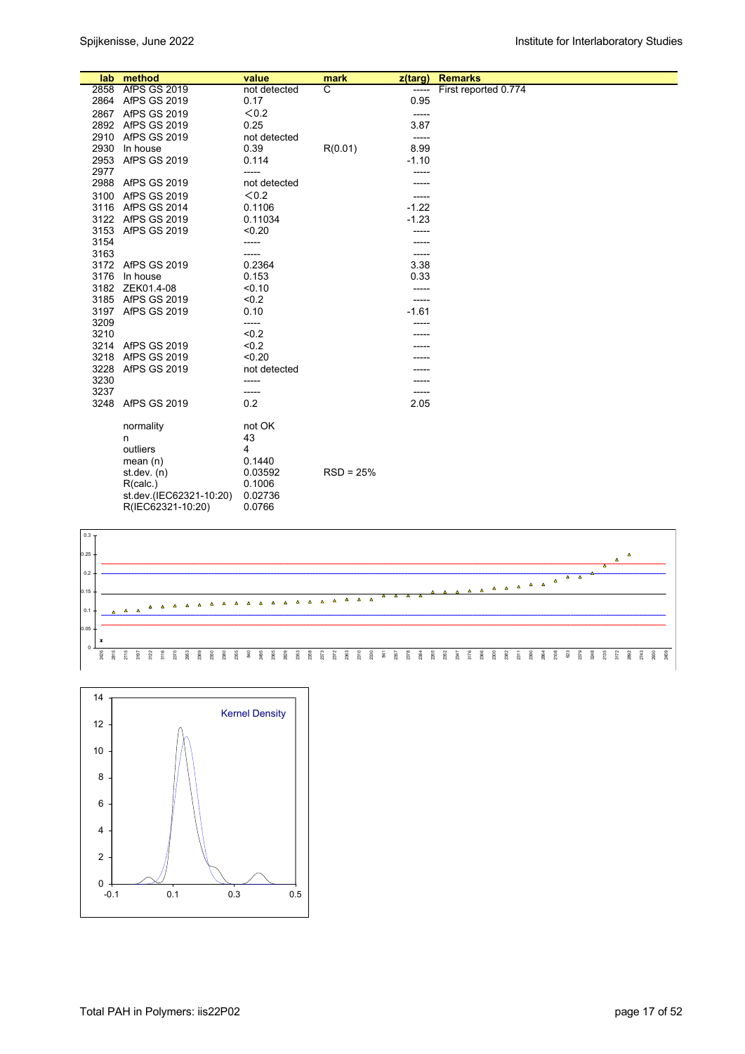| lab | method | value | mark | z(targ) | Remarks |
|---|---|---|---|---|---|
| 2858 | AfPS GS 2019 | not detected | C | ----- | First reported 0.774 |
| 2864 | AfPS GS 2019 | 0.17 | | 0.95 | |
| 2867 | AfPS GS 2019 | <0.2 | | ----- | |
| 2892 | AfPS GS 2019 | 0.25 | | 3.87 | |
| 2910 | AfPS GS 2019 | not detected | | ----- | |
| 2930 | In house | 0.39 | R(0.01) | 8.99 | |
| 2953 | AfPS GS 2019 | 0.114 | | -1.10 | |
| 2977 | | ----- | | ----- | |
| 2988 | AfPS GS 2019 | not detected | | ----- | |
| 3100 | AfPS GS 2019 | <0.2 | | ----- | |
| 3116 | AfPS GS 2014 | 0.1106 | | -1.22 | |
| 3122 | AfPS GS 2019 | 0.11034 | | -1.23 | |
| 3153 | AfPS GS 2019 | <0.20 | | ----- | |
| 3154 | | ----- | | ----- | |
| 3163 | | ----- | | ----- | |
| 3172 | AfPS GS 2019 | 0.2364 | | 3.38 | |
| 3176 | In house | 0.153 | | 0.33 | |
| 3182 | ZEK01.4-08 | <0.10 | | ----- | |
| 3185 | AfPS GS 2019 | <0.2 | | ----- | |
| 3197 | AfPS GS 2019 | 0.10 | | -1.61 | |
| 3209 | | ----- | | ----- | |
| 3210 | | <0.2 | | ----- | |
| 3214 | AfPS GS 2019 | <0.2 | | ----- | |
| 3218 | AfPS GS 2019 | <0.20 | | ----- | |
| 3228 | AfPS GS 2019 | not detected | | ----- | |
| 3230 | | ----- | | ----- | |
| 3237 | | ----- | | ----- | |
| 3248 | AfPS GS 2019 | 0.2 | | 2.05 | |

| | | |
|---|---|---|
| normality | not OK | |
| n | 43 | |
| outliers | 4 | |
| mean (n) | 0.1440 | |
| st.dev. (n) | 0.03592 | RSD = 25% |
| R(calc.) | 0.1006 | |
| st.dev.(IEC62321-10:20) | 0.02736 | |
| R(IEC62321-10:20) | 0.0766 | |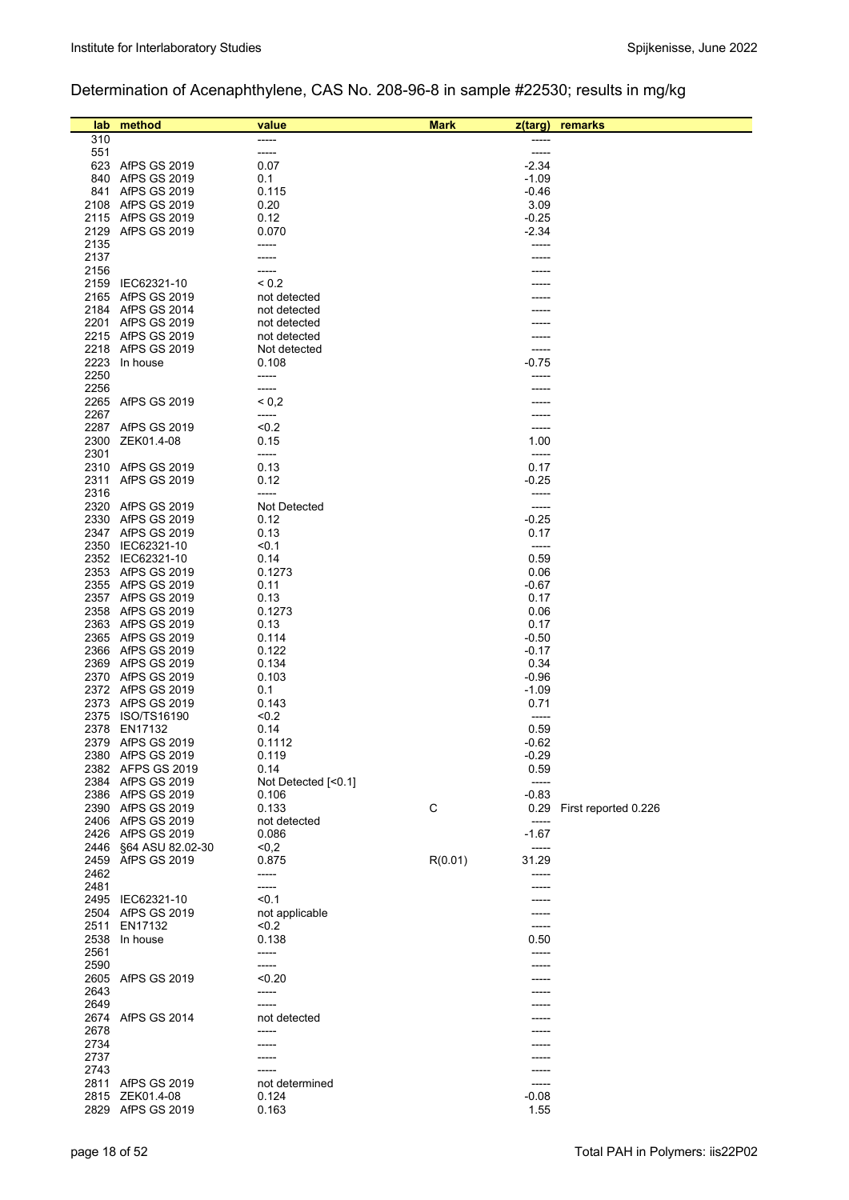Determination of Acenaphthylene, CAS No. 208-96-8 in sample #22530; results in mg/kg

| lab | method | value | Mark | z(targ) | remarks |
|---|---|---|---|---|---|
| 310 | | ----- | | ----- | |
| 551 | | ----- | | ----- | |
| 623 | AfPS GS 2019 | 0.07 | | -2.34 | |
| 840 | AfPS GS 2019 | 0.1 | | -1.09 | |
| 841 | AfPS GS 2019 | 0.115 | | -0.46 | |
| 2108 | AfPS GS 2019 | 0.20 | | 3.09 | |
| 2115 | AfPS GS 2019 | 0.12 | | -0.25 | |
| 2129 | AfPS GS 2019 | 0.070 | | -2.34 | |
| 2135 | | ----- | | ----- | |
| 2137 | | ----- | | ----- | |
| 2156 | | ----- | | ----- | |
| 2159 | IEC62321-10 | < 0.2 | | ----- | |
| 2165 | AfPS GS 2019 | not detected | | ----- | |
| 2184 | AfPS GS 2014 | not detected | | ----- | |
| 2201 | AfPS GS 2019 | not detected | | ----- | |
| 2215 | AfPS GS 2019 | not detected | | ----- | |
| 2218 | AfPS GS 2019 | Not detected | | ----- | |
| 2223 | In house | 0.108 | | -0.75 | |
| 2250 | | ----- | | ----- | |
| 2256 | | ----- | | ----- | |
| 2265 | AfPS GS 2019 | < 0,2 | | ----- | |
| 2267 | | ----- | | ----- | |
| 2287 | AfPS GS 2019 | <0.2 | | ----- | |
| 2300 | ZEK01.4-08 | 0.15 | | 1.00 | |
| 2301 | | ----- | | ----- | |
| 2310 | AfPS GS 2019 | 0.13 | | 0.17 | |
| 2311 | AfPS GS 2019 | 0.12 | | -0.25 | |
| 2316 | | ----- | | ----- | |
| 2320 | AfPS GS 2019 | Not Detected | | ----- | |
| 2330 | AfPS GS 2019 | 0.12 | | -0.25 | |
| 2347 | AfPS GS 2019 | 0.13 | | 0.17 | |
| 2350 | IEC62321-10 | <0.1 | | ----- | |
| 2352 | IEC62321-10 | 0.14 | | 0.59 | |
| 2353 | AfPS GS 2019 | 0.1273 | | 0.06 | |
| 2355 | AfPS GS 2019 | 0.11 | | -0.67 | |
| 2357 | AfPS GS 2019 | 0.13 | | 0.17 | |
| 2358 | AfPS GS 2019 | 0.1273 | | 0.06 | |
| 2363 | AfPS GS 2019 | 0.13 | | 0.17 | |
| 2365 | AfPS GS 2019 | 0.114 | | -0.50 | |
| 2366 | AfPS GS 2019 | 0.122 | | -0.17 | |
| 2369 | AfPS GS 2019 | 0.134 | | 0.34 | |
| 2370 | AfPS GS 2019 | 0.103 | | -0.96 | |
| 2372 | AfPS GS 2019 | 0.1 | | -1.09 | |
| 2373 | AfPS GS 2019 | 0.143 | | 0.71 | |
| 2375 | ISO/TS16190 | <0.2 | | ----- | |
| 2378 | EN17132 | 0.14 | | 0.59 | |
| 2379 | AfPS GS 2019 | 0.1112 | | -0.62 | |
| 2380 | AfPS GS 2019 | 0.119 | | -0.29 | |
| 2382 | AFPS GS 2019 | 0.14 | | 0.59 | |
| 2384 | AfPS GS 2019 | Not Detected [<0.1] | | ----- | |
| 2386 | AfPS GS 2019 | 0.106 | | -0.83 | |
| 2390 | AfPS GS 2019 | 0.133 | C | 0.29 | First reported 0.226 |
| 2406 | AfPS GS 2019 | not detected | | ----- | |
| 2426 | AfPS GS 2019 | 0.086 | | -1.67 | |
| 2446 | §64 ASU 82.02-30 | <0,2 | | ----- | |
| 2459 | AfPS GS 2019 | 0.875 | R(0.01) | 31.29 | |
| 2462 | | ----- | | ----- | |
| 2481 | | ----- | | ----- | |
| 2495 | IEC62321-10 | <0.1 | | ----- | |
| 2504 | AfPS GS 2019 | not applicable | | ----- | |
| 2511 | EN17132 | <0.2 | | ----- | |
| 2538 | In house | 0.138 | | 0.50 | |
| 2561 | | ----- | | ----- | |
| 2590 | | ----- | | ----- | |
| 2605 | AfPS GS 2019 | <0.20 | | ----- | |
| 2643 | | ----- | | ----- | |
| 2649 | | ----- | | ----- | |
| 2674 | AfPS GS 2014 | not detected | | ----- | |
| 2678 | | ----- | | ----- | |
| 2734 | | ----- | | ----- | |
| 2737 | | ----- | | ----- | |
| 2743 | | ----- | | ----- | |
| 2811 | AfPS GS 2019 | not determined | | ----- | |
| 2815 | ZEK01.4-08 | 0.124 | | -0.08 | |
| 2829 | AfPS GS 2019 | 0.163 | | 1.55 | |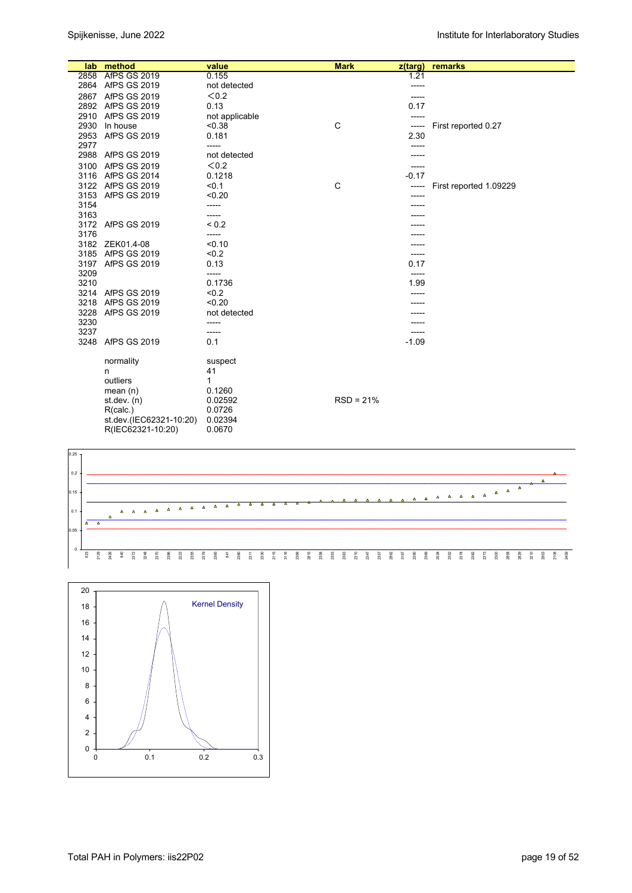| lab | method | value | Mark | z(targ) | remarks |
|---|---|---|---|---|---|
| 2858 | AfPS GS 2019 | 0.155 | | 1.21 | |
| 2864 | AfPS GS 2019 | not detected | | ----- | |
| 2867 | AfPS GS 2019 | <0.2 | | ----- | |
| 2892 | AfPS GS 2019 | 0.13 | | 0.17 | |
| 2910 | AfPS GS 2019 | not applicable | | ----- | |
| 2930 | In house | <0.38 | C | ----- | First reported 0.27 |
| 2953 | AfPS GS 2019 | 0.181 | | 2.30 | |
| 2977 | | ----- | | ----- | |
| 2988 | AfPS GS 2019 | not detected | | ----- | |
| 3100 | AfPS GS 2019 | <0.2 | | ----- | |
| 3116 | AfPS GS 2014 | 0.1218 | | -0.17 | |
| 3122 | AfPS GS 2019 | <0.1 | C | ----- | First reported 1.09229 |
| 3153 | AfPS GS 2019 | <0.20 | | ----- | |
| 3154 | | ----- | | ----- | |
| 3163 | | ----- | | ----- | |
| 3172 | AfPS GS 2019 | < 0.2 | | ----- | |
| 3176 | | ----- | | ----- | |
| 3182 | ZEK01.4-08 | <0.10 | | ----- | |
| 3185 | AfPS GS 2019 | <0.2 | | ----- | |
| 3197 | AfPS GS 2019 | 0.13 | | 0.17 | |
| 3209 | | ----- | | ----- | |
| 3210 | | 0.1736 | | 1.99 | |
| 3214 | AfPS GS 2019 | <0.2 | | ----- | |
| 3218 | AfPS GS 2019 | <0.20 | | ----- | |
| 3228 | AfPS GS 2019 | not detected | | ----- | |
| 3230 | | ----- | | ----- | |
| 3237 | | ----- | | ----- | |
| 3248 | AfPS GS 2019 | 0.1 | | -1.09 | |
| | normality | suspect | | | |
| | n | 41 | | | |
| | outliers | 1 | | | |
| | mean (n) | 0.1260 | | | |
| | st.dev. (n) | 0.02592 | RSD = 21% | | |
| | R(calc.) | 0.0726 | | | |
| | st.dev.(IEC62321-10:20) | 0.02394 | | | |
| | R(IEC62321-10:20) | 0.0670 | | | |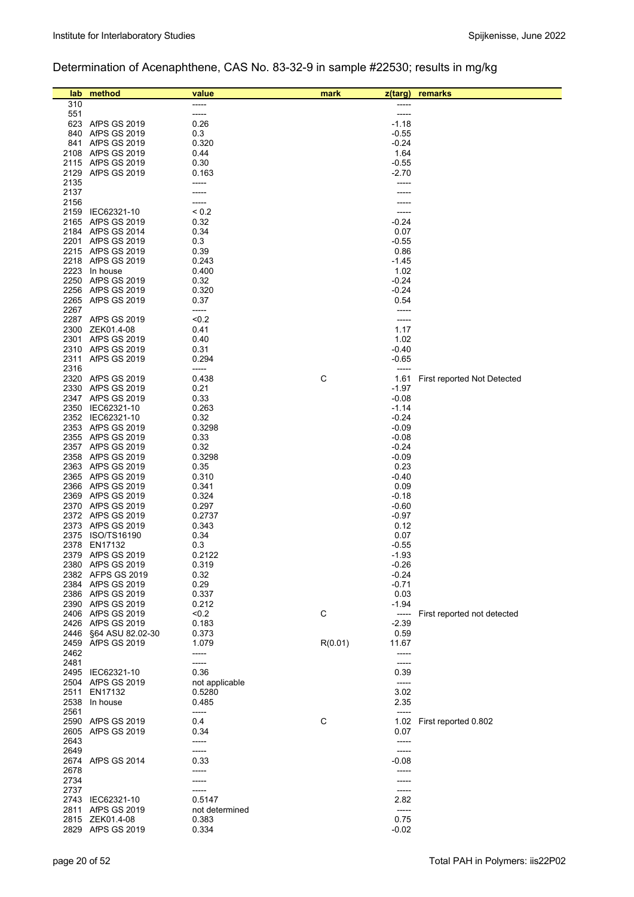Determination of Acenaphthene, CAS No. 83-32-9 in sample #22530; results in mg/kg

| lab | method | value | mark | z(targ) | remarks |
|---|---|---|---|---|---|
| 310 | | ----- | | ----- | |
| 551 | | ----- | | ----- | |
| 623 | AfPS GS 2019 | 0.26 | | -1.18 | |
| 840 | AfPS GS 2019 | 0.3 | | -0.55 | |
| 841 | AfPS GS 2019 | 0.320 | | -0.24 | |
| 2108 | AfPS GS 2019 | 0.44 | | 1.64 | |
| 2115 | AfPS GS 2019 | 0.30 | | -0.55 | |
| 2129 | AfPS GS 2019 | 0.163 | | -2.70 | |
| 2135 | | ----- | | ----- | |
| 2137 | | ----- | | ----- | |
| 2156 | | ----- | | ----- | |
| 2159 | IEC62321-10 | < 0.2 | | ----- | |
| 2165 | AfPS GS 2019 | 0.32 | | -0.24 | |
| 2184 | AfPS GS 2014 | 0.34 | | 0.07 | |
| 2201 | AfPS GS 2019 | 0.3 | | -0.55 | |
| 2215 | AfPS GS 2019 | 0.39 | | 0.86 | |
| 2218 | AfPS GS 2019 | 0.243 | | -1.45 | |
| 2223 | In house | 0.400 | | 1.02 | |
| 2250 | AfPS GS 2019 | 0.32 | | -0.24 | |
| 2256 | AfPS GS 2019 | 0.320 | | -0.24 | |
| 2265 | AfPS GS 2019 | 0.37 | | 0.54 | |
| 2267 | | ----- | | ----- | |
| 2287 | AfPS GS 2019 | <0.2 | | ----- | |
| 2300 | ZEK01.4-08 | 0.41 | | 1.17 | |
| 2301 | AfPS GS 2019 | 0.40 | | 1.02 | |
| 2310 | AfPS GS 2019 | 0.31 | | -0.40 | |
| 2311 | AfPS GS 2019 | 0.294 | | -0.65 | |
| 2316 | | ----- | | ----- | |
| 2320 | AfPS GS 2019 | 0.438 | C | 1.61 | First reported Not Detected |
| 2330 | AfPS GS 2019 | 0.21 | | -1.97 | |
| 2347 | AfPS GS 2019 | 0.33 | | -0.08 | |
| 2350 | IEC62321-10 | 0.263 | | -1.14 | |
| 2352 | IEC62321-10 | 0.32 | | -0.24 | |
| 2353 | AfPS GS 2019 | 0.3298 | | -0.09 | |
| 2355 | AfPS GS 2019 | 0.33 | | -0.08 | |
| 2357 | AfPS GS 2019 | 0.32 | | -0.24 | |
| 2358 | AfPS GS 2019 | 0.3298 | | -0.09 | |
| 2363 | AfPS GS 2019 | 0.35 | | 0.23 | |
| 2365 | AfPS GS 2019 | 0.310 | | -0.40 | |
| 2366 | AfPS GS 2019 | 0.341 | | 0.09 | |
| 2369 | AfPS GS 2019 | 0.324 | | -0.18 | |
| 2370 | AfPS GS 2019 | 0.297 | | -0.60 | |
| 2372 | AfPS GS 2019 | 0.2737 | | -0.97 | |
| 2373 | AfPS GS 2019 | 0.343 | | 0.12 | |
| 2375 | ISO/TS16190 | 0.34 | | 0.07 | |
| 2378 | EN17132 | 0.3 | | -0.55 | |
| 2379 | AfPS GS 2019 | 0.2122 | | -1.93 | |
| 2380 | AfPS GS 2019 | 0.319 | | -0.26 | |
| 2382 | AFPS GS 2019 | 0.32 | | -0.24 | |
| 2384 | AfPS GS 2019 | 0.29 | | -0.71 | |
| 2386 | AfPS GS 2019 | 0.337 | | 0.03 | |
| 2390 | AfPS GS 2019 | 0.212 | | -1.94 | |
| 2406 | AfPS GS 2019 | <0.2 | C | ----- | First reported not detected |
| 2426 | AfPS GS 2019 | 0.183 | | -2.39 | |
| 2446 | §64 ASU 82.02-30 | 0.373 | | 0.59 | |
| 2459 | AfPS GS 2019 | 1.079 | R(0.01) | 11.67 | |
| 2462 | | ----- | | ----- | |
| 2481 | | ----- | | ----- | |
| 2495 | IEC62321-10 | 0.36 | | 0.39 | |
| 2504 | AfPS GS 2019 | not applicable | | ----- | |
| 2511 | EN17132 | 0.5280 | | 3.02 | |
| 2538 | In house | 0.485 | | 2.35 | |
| 2561 | | ----- | | ----- | |
| 2590 | AfPS GS 2019 | 0.4 | C | 1.02 | First reported 0.802 |
| 2605 | AfPS GS 2019 | 0.34 | | 0.07 | |
| 2643 | | ----- | | ----- | |
| 2649 | | ----- | | ----- | |
| 2674 | AfPS GS 2014 | 0.33 | | -0.08 | |
| 2678 | | ----- | | ----- | |
| 2734 | | ----- | | ----- | |
| 2737 | | ----- | | ----- | |
| 2743 | IEC62321-10 | 0.5147 | | 2.82 | |
| 2811 | AfPS GS 2019 | not determined | | ----- | |
| 2815 | ZEK01.4-08 | 0.383 | | 0.75 | |
| 2829 | AfPS GS 2019 | 0.334 | | -0.02 | |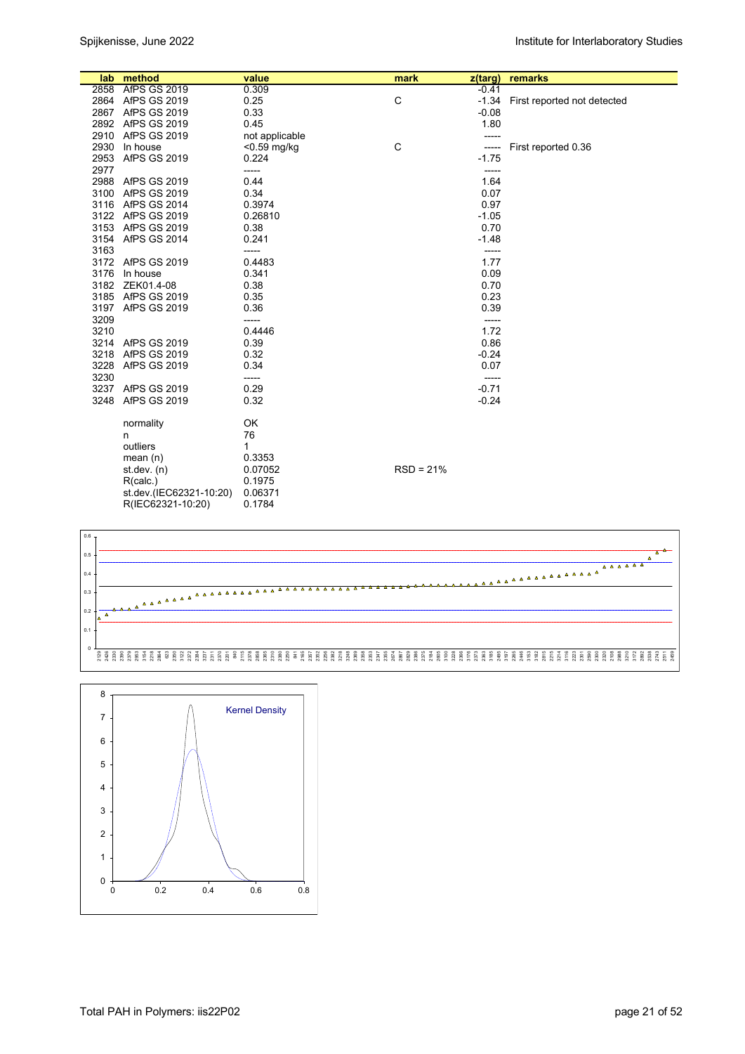| lab | method | value | mark | z(targ) | remarks |
|---|---|---|---|---|---|
| 2858 | AfPS GS 2019 | 0.309 | | -0.41 | |
| 2864 | AfPS GS 2019 | 0.25 | C | -1.34 | First reported not detected |
| 2867 | AfPS GS 2019 | 0.33 | | -0.08 | |
| 2892 | AfPS GS 2019 | 0.45 | | 1.80 | |
| 2910 | AfPS GS 2019 | not applicable | | ----- | |
| 2930 | In house | <0.59 mg/kg | C | ----- | First reported 0.36 |
| 2953 | AfPS GS 2019 | 0.224 | | -1.75 | |
| 2977 | | ----- | | ----- | |
| 2988 | AfPS GS 2019 | 0.44 | | 1.64 | |
| 3100 | AfPS GS 2019 | 0.34 | | 0.07 | |
| 3116 | AfPS GS 2014 | 0.3974 | | 0.97 | |
| 3122 | AfPS GS 2019 | 0.26810 | | -1.05 | |
| 3153 | AfPS GS 2019 | 0.38 | | 0.70 | |
| 3154 | AfPS GS 2014 | 0.241 | | -1.48 | |
| 3163 | | ----- | | ----- | |
| 3172 | AfPS GS 2019 | 0.4483 | | 1.77 | |
| 3176 | In house | 0.341 | | 0.09 | |
| 3182 | ZEK01.4-08 | 0.38 | | 0.70 | |
| 3185 | AfPS GS 2019 | 0.35 | | 0.23 | |
| 3197 | AfPS GS 2019 | 0.36 | | 0.39 | |
| 3209 | | ----- | | ----- | |
| 3210 | | 0.4446 | | 1.72 | |
| 3214 | AfPS GS 2019 | 0.39 | | 0.86 | |
| 3218 | AfPS GS 2019 | 0.32 | | -0.24 | |
| 3228 | AfPS GS 2019 | 0.34 | | 0.07 | |
| 3230 | | ----- | | ----- | |
| 3237 | AfPS GS 2019 | 0.29 | | -0.71 | |
| 3248 | AfPS GS 2019 | 0.32 | | -0.24 | |
| | normality | OK | | | |
| | n | 76 | | | |
| | outliers | 1 | | | |
| | mean (n) | 0.3353 | | | |
| | st.dev. (n) | 0.07052 | RSD = 21% | | |
| | R(calc.) | 0.1975 | | | |
| | st.dev.(IEC62321-10:20) | 0.06371 | | | |
| | R(IEC62321-10:20) | 0.1784 | | | |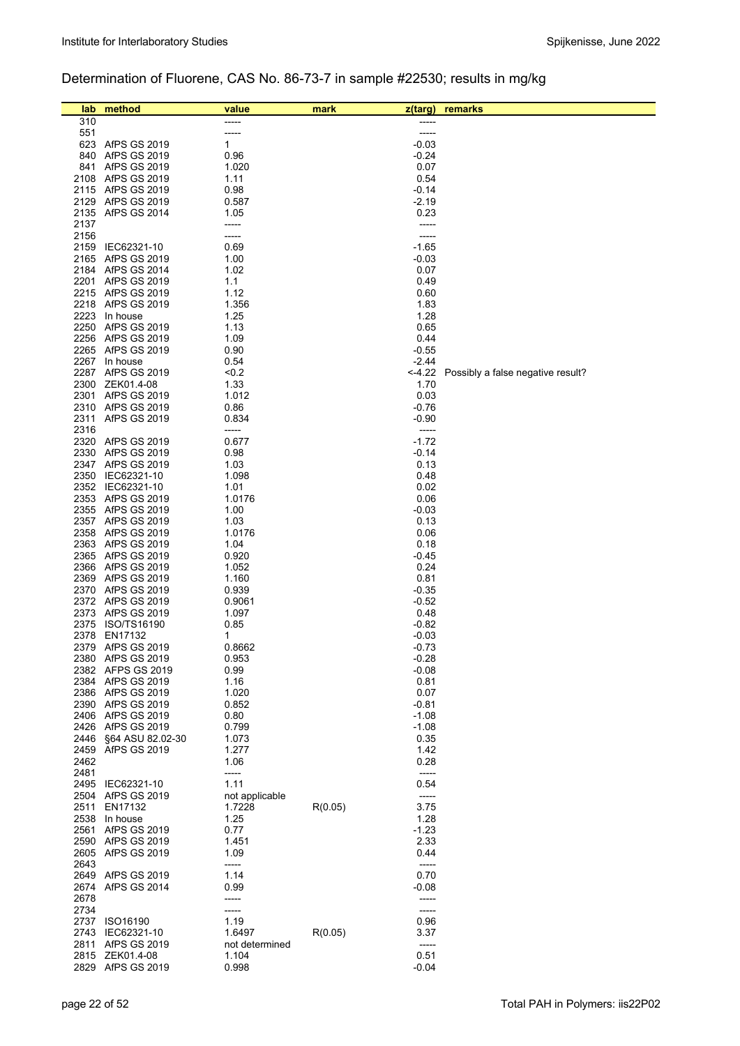Determination of Fluorene, CAS No. 86-73-7 in sample #22530; results in mg/kg

| lab | method | value | mark | z(targ) | remarks |
|---|---|---|---|---|---|
| 310 | | ----- | | ----- | |
| 551 | | ----- | | ----- | |
| 623 | AfPS GS 2019 | 1 | | -0.03 | |
| 840 | AfPS GS 2019 | 0.96 | | -0.24 | |
| 841 | AfPS GS 2019 | 1.020 | | 0.07 | |
| 2108 | AfPS GS 2019 | 1.11 | | 0.54 | |
| 2115 | AfPS GS 2019 | 0.98 | | -0.14 | |
| 2129 | AfPS GS 2019 | 0.587 | | -2.19 | |
| 2135 | AfPS GS 2014 | 1.05 | | 0.23 | |
| 2137 | | ----- | | ----- | |
| 2156 | | ----- | | ----- | |
| 2159 | IEC62321-10 | 0.69 | | -1.65 | |
| 2165 | AfPS GS 2019 | 1.00 | | -0.03 | |
| 2184 | AfPS GS 2014 | 1.02 | | 0.07 | |
| 2201 | AfPS GS 2019 | 1.1 | | 0.49 | |
| 2215 | AfPS GS 2019 | 1.12 | | 0.60 | |
| 2218 | AfPS GS 2019 | 1.356 | | 1.83 | |
| 2223 | In house | 1.25 | | 1.28 | |
| 2250 | AfPS GS 2019 | 1.13 | | 0.65 | |
| 2256 | AfPS GS 2019 | 1.09 | | 0.44 | |
| 2265 | AfPS GS 2019 | 0.90 | | -0.55 | |
| 2267 | In house | 0.54 | | -2.44 | |
| 2287 | AfPS GS 2019 | <0.2 | | <-4.22 | Possibly a false negative result? |
| 2300 | ZEK01.4-08 | 1.33 | | 1.70 | |
| 2301 | AfPS GS 2019 | 1.012 | | 0.03 | |
| 2310 | AfPS GS 2019 | 0.86 | | -0.76 | |
| 2311 | AfPS GS 2019 | 0.834 | | -0.90 | |
| 2316 | | ----- | | ----- | |
| 2320 | AfPS GS 2019 | 0.677 | | -1.72 | |
| 2330 | AfPS GS 2019 | 0.98 | | -0.14 | |
| 2347 | AfPS GS 2019 | 1.03 | | 0.13 | |
| 2350 | IEC62321-10 | 1.098 | | 0.48 | |
| 2352 | IEC62321-10 | 1.01 | | 0.02 | |
| 2353 | AfPS GS 2019 | 1.0176 | | 0.06 | |
| 2355 | AfPS GS 2019 | 1.00 | | -0.03 | |
| 2357 | AfPS GS 2019 | 1.03 | | 0.13 | |
| 2358 | AfPS GS 2019 | 1.0176 | | 0.06 | |
| 2363 | AfPS GS 2019 | 1.04 | | 0.18 | |
| 2365 | AfPS GS 2019 | 0.920 | | -0.45 | |
| 2366 | AfPS GS 2019 | 1.052 | | 0.24 | |
| 2369 | AfPS GS 2019 | 1.160 | | 0.81 | |
| 2370 | AfPS GS 2019 | 0.939 | | -0.35 | |
| 2372 | AfPS GS 2019 | 0.9061 | | -0.52 | |
| 2373 | AfPS GS 2019 | 1.097 | | 0.48 | |
| 2375 | ISO/TS16190 | 0.85 | | -0.82 | |
| 2378 | EN17132 | 1 | | -0.03 | |
| 2379 | AfPS GS 2019 | 0.8662 | | -0.73 | |
| 2380 | AfPS GS 2019 | 0.953 | | -0.28 | |
| 2382 | AFPS GS 2019 | 0.99 | | -0.08 | |
| 2384 | AfPS GS 2019 | 1.16 | | 0.81 | |
| 2386 | AfPS GS 2019 | 1.020 | | 0.07 | |
| 2390 | AfPS GS 2019 | 0.852 | | -0.81 | |
| 2406 | AfPS GS 2019 | 0.80 | | -1.08 | |
| 2426 | AfPS GS 2019 | 0.799 | | -1.08 | |
| 2446 | §64 ASU 82.02-30 | 1.073 | | 0.35 | |
| 2459 | AfPS GS 2019 | 1.277 | | 1.42 | |
| 2462 | | 1.06 | | 0.28 | |
| 2481 | | ----- | | ----- | |
| 2495 | IEC62321-10 | 1.11 | | 0.54 | |
| 2504 | AfPS GS 2019 | not applicable | | ----- | |
| 2511 | EN17132 | 1.7228 | R(0.05) | 3.75 | |
| 2538 | In house | 1.25 | | 1.28 | |
| 2561 | AfPS GS 2019 | 0.77 | | -1.23 | |
| 2590 | AfPS GS 2019 | 1.451 | | 2.33 | |
| 2605 | AfPS GS 2019 | 1.09 | | 0.44 | |
| 2643 | | ----- | | ----- | |
| 2649 | AfPS GS 2019 | 1.14 | | 0.70 | |
| 2674 | AfPS GS 2014 | 0.99 | | -0.08 | |
| 2678 | | ----- | | ----- | |
| 2734 | | ----- | | ----- | |
| 2737 | ISO16190 | 1.19 | | 0.96 | |
| 2743 | IEC62321-10 | 1.6497 | R(0.05) | 3.37 | |
| 2811 | AfPS GS 2019 | not determined | | ----- | |
| 2815 | ZEK01.4-08 | 1.104 | | 0.51 | |
| 2829 | AfPS GS 2019 | 0.998 | | -0.04 | |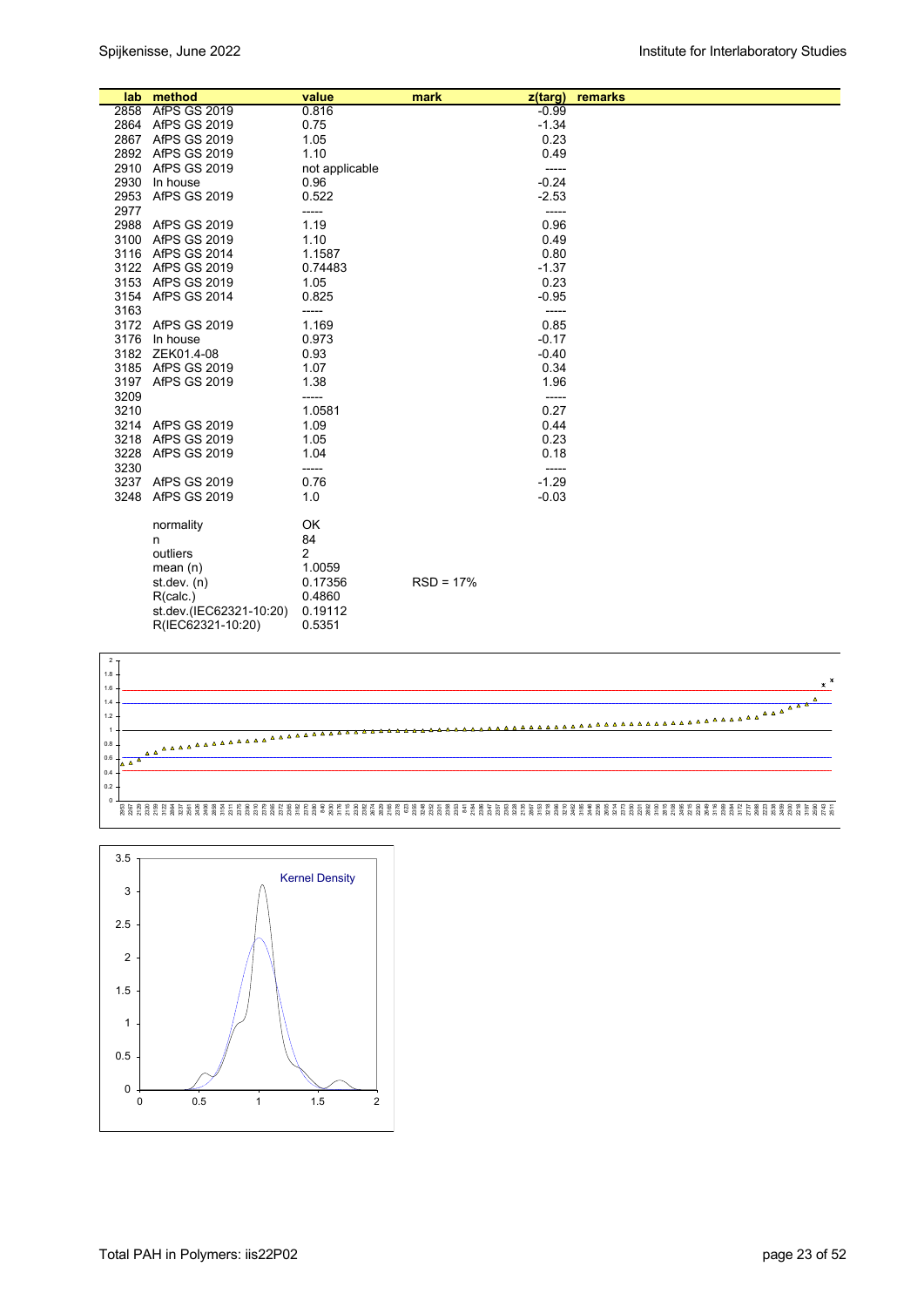| lab | method | value | mark | z(targ) | remarks |
|---|---|---|---|---|---|
| 2858 | AfPS GS 2019 | 0.816 | | -0.99 | |
| 2864 | AfPS GS 2019 | 0.75 | | -1.34 | |
| 2867 | AfPS GS 2019 | 1.05 | | 0.23 | |
| 2892 | AfPS GS 2019 | 1.10 | | 0.49 | |
| 2910 | AfPS GS 2019 | not applicable | | ----- | |
| 2930 | In house | 0.96 | | -0.24 | |
| 2953 | AfPS GS 2019 | 0.522 | | -2.53 | |
| 2977 | | ----- | | ----- | |
| 2988 | AfPS GS 2019 | 1.19 | | 0.96 | |
| 3100 | AfPS GS 2019 | 1.10 | | 0.49 | |
| 3116 | AfPS GS 2014 | 1.1587 | | 0.80 | |
| 3122 | AfPS GS 2019 | 0.74483 | | -1.37 | |
| 3153 | AfPS GS 2019 | 1.05 | | 0.23 | |
| 3154 | AfPS GS 2014 | 0.825 | | -0.95 | |
| 3163 | | ----- | | ----- | |
| 3172 | AfPS GS 2019 | 1.169 | | 0.85 | |
| 3176 | In house | 0.973 | | -0.17 | |
| 3182 | ZEK01.4-08 | 0.93 | | -0.40 | |
| 3185 | AfPS GS 2019 | 1.07 | | 0.34 | |
| 3197 | AfPS GS 2019 | 1.38 | | 1.96 | |
| 3209 | | ----- | | ----- | |
| 3210 | | 1.0581 | | 0.27 | |
| 3214 | AfPS GS 2019 | 1.09 | | 0.44 | |
| 3218 | AfPS GS 2019 | 1.05 | | 0.23 | |
| 3228 | AfPS GS 2019 | 1.04 | | 0.18 | |
| 3230 | | ----- | | ----- | |
| 3237 | AfPS GS 2019 | 0.76 | | -1.29 | |
| 3248 | AfPS GS 2019 | 1.0 | | -0.03 | |
| | | | | | |
| | normality | OK | | | |
| | n | 84 | | | |
| | outliers | 2 | | | |
| | mean (n) | 1.0059 | | | |
| | st.dev. (n) | 0.17356 | RSD = 17% | | |
| | R(calc.) | 0.4860 | | | |
| | st.dev.(IEC62321-10:20) | 0.19112 | | | |
| | R(IEC62321-10:20) | 0.5351 | | | |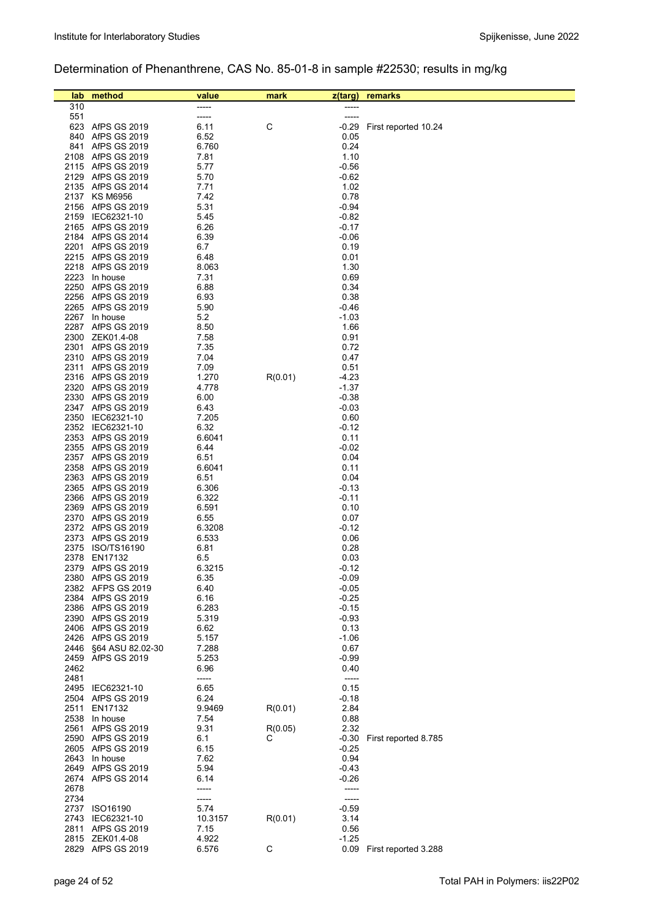## Determination of Phenanthrene, CAS No. 85-01-8 in sample #22530; results in mg/kg

| lab | method | value | mark | z(targ) | remarks |
|---|---|---|---|---|---|
| 310 | | ----- | | ----- | |
| 551 | | ----- | | ----- | |
| 623 | AfPS GS 2019 | 6.11 | C | -0.29 | First reported 10.24 |
| 840 | AfPS GS 2019 | 6.52 | | 0.05 | |
| 841 | AfPS GS 2019 | 6.760 | | 0.24 | |
| 2108 | AfPS GS 2019 | 7.81 | | 1.10 | |
| 2115 | AfPS GS 2019 | 5.77 | | -0.56 | |
| 2129 | AfPS GS 2019 | 5.70 | | -0.62 | |
| 2135 | AfPS GS 2014 | 7.71 | | 1.02 | |
| 2137 | KS M6956 | 7.42 | | 0.78 | |
| 2156 | AfPS GS 2019 | 5.31 | | -0.94 | |
| 2159 | IEC62321-10 | 5.45 | | -0.82 | |
| 2165 | AfPS GS 2019 | 6.26 | | -0.17 | |
| 2184 | AfPS GS 2014 | 6.39 | | -0.06 | |
| 2201 | AfPS GS 2019 | 6.7 | | 0.19 | |
| 2215 | AfPS GS 2019 | 6.48 | | 0.01 | |
| 2218 | AfPS GS 2019 | 8.063 | | 1.30 | |
| 2223 | In house | 7.31 | | 0.69 | |
| 2250 | AfPS GS 2019 | 6.88 | | 0.34 | |
| 2256 | AfPS GS 2019 | 6.93 | | 0.38 | |
| 2265 | AfPS GS 2019 | 5.90 | | -0.46 | |
| 2267 | In house | 5.2 | | -1.03 | |
| 2287 | AfPS GS 2019 | 8.50 | | 1.66 | |
| 2300 | ZEK01.4-08 | 7.58 | | 0.91 | |
| 2301 | AfPS GS 2019 | 7.35 | | 0.72 | |
| 2310 | AfPS GS 2019 | 7.04 | | 0.47 | |
| 2311 | AfPS GS 2019 | 7.09 | | 0.51 | |
| 2316 | AfPS GS 2019 | 1.270 | R(0.01) | -4.23 | |
| 2320 | AfPS GS 2019 | 4.778 | | -1.37 | |
| 2330 | AfPS GS 2019 | 6.00 | | -0.38 | |
| 2347 | AfPS GS 2019 | 6.43 | | -0.03 | |
| 2350 | IEC62321-10 | 7.205 | | 0.60 | |
| 2352 | IEC62321-10 | 6.32 | | -0.12 | |
| 2353 | AfPS GS 2019 | 6.6041 | | 0.11 | |
| 2355 | AfPS GS 2019 | 6.44 | | -0.02 | |
| 2357 | AfPS GS 2019 | 6.51 | | 0.04 | |
| 2358 | AfPS GS 2019 | 6.6041 | | 0.11 | |
| 2363 | AfPS GS 2019 | 6.51 | | 0.04 | |
| 2365 | AfPS GS 2019 | 6.306 | | -0.13 | |
| 2366 | AfPS GS 2019 | 6.322 | | -0.11 | |
| 2369 | AfPS GS 2019 | 6.591 | | 0.10 | |
| 2370 | AfPS GS 2019 | 6.55 | | 0.07 | |
| 2372 | AfPS GS 2019 | 6.3208 | | -0.12 | |
| 2373 | AfPS GS 2019 | 6.533 | | 0.06 | |
| 2375 | ISO/TS16190 | 6.81 | | 0.28 | |
| 2378 | EN17132 | 6.5 | | 0.03 | |
| 2379 | AfPS GS 2019 | 6.3215 | | -0.12 | |
| 2380 | AfPS GS 2019 | 6.35 | | -0.09 | |
| 2382 | AFPS GS 2019 | 6.40 | | -0.05 | |
| 2384 | AfPS GS 2019 | 6.16 | | -0.25 | |
| 2386 | AfPS GS 2019 | 6.283 | | -0.15 | |
| 2390 | AfPS GS 2019 | 5.319 | | -0.93 | |
| 2406 | AfPS GS 2019 | 6.62 | | 0.13 | |
| 2426 | AfPS GS 2019 | 5.157 | | -1.06 | |
| 2446 | §64 ASU 82.02-30 | 7.288 | | 0.67 | |
| 2459 | AfPS GS 2019 | 5.253 | | -0.99 | |
| 2462 | | 6.96 | | 0.40 | |
| 2481 | | ----- | | ----- | |
| 2495 | IEC62321-10 | 6.65 | | 0.15 | |
| 2504 | AfPS GS 2019 | 6.24 | | -0.18 | |
| 2511 | EN17132 | 9.9469 | R(0.01) | 2.84 | |
| 2538 | In house | 7.54 | | 0.88 | |
| 2561 | AfPS GS 2019 | 9.31 | R(0.05) | 2.32 | |
| 2590 | AfPS GS 2019 | 6.1 | C | -0.30 | First reported 8.785 |
| 2605 | AfPS GS 2019 | 6.15 | | -0.25 | |
| 2643 | In house | 7.62 | | 0.94 | |
| 2649 | AfPS GS 2019 | 5.94 | | -0.43 | |
| 2674 | AfPS GS 2014 | 6.14 | | -0.26 | |
| 2678 | | ----- | | ----- | |
| 2734 | | ----- | | ----- | |
| 2737 | ISO16190 | 5.74 | | -0.59 | |
| 2743 | IEC62321-10 | 10.3157 | R(0.01) | 3.14 | |
| 2811 | AfPS GS 2019 | 7.15 | | 0.56 | |
| 2815 | ZEK01.4-08 | 4.922 | | -1.25 | |
| 2829 | AfPS GS 2019 | 6.576 | C | 0.09 | First reported 3.288 |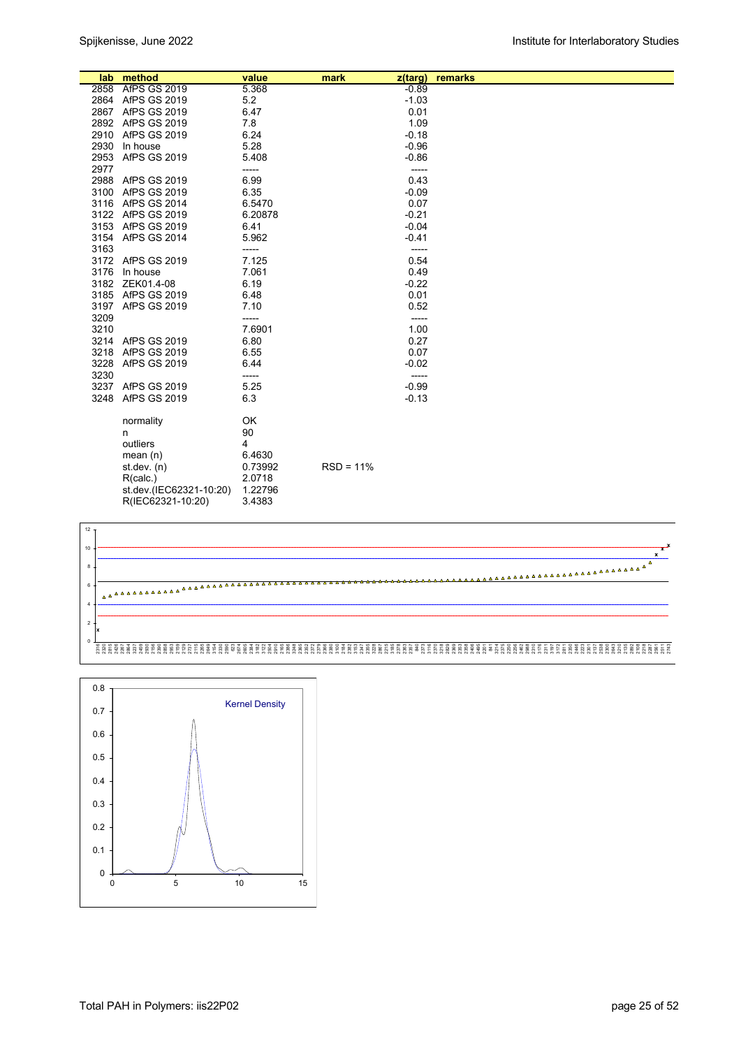| lab | method | value | mark | z(targ) | remarks |
|---|---|---|---|---|---|
| 2858 | AfPS GS 2019 | 5.368 | | -0.89 | |
| 2864 | AfPS GS 2019 | 5.2 | | -1.03 | |
| 2867 | AfPS GS 2019 | 6.47 | | 0.01 | |
| 2892 | AfPS GS 2019 | 7.8 | | 1.09 | |
| 2910 | AfPS GS 2019 | 6.24 | | -0.18 | |
| 2930 | In house | 5.28 | | -0.96 | |
| 2953 | AfPS GS 2019 | 5.408 | | -0.86 | |
| 2977 | | ----- | | ----- | |
| 2988 | AfPS GS 2019 | 6.99 | | 0.43 | |
| 3100 | AfPS GS 2019 | 6.35 | | -0.09 | |
| 3116 | AfPS GS 2014 | 6.5470 | | 0.07 | |
| 3122 | AfPS GS 2019 | 6.20878 | | -0.21 | |
| 3153 | AfPS GS 2019 | 6.41 | | -0.04 | |
| 3154 | AfPS GS 2014 | 5.962 | | -0.41 | |
| 3163 | | ----- | | ----- | |
| 3172 | AfPS GS 2019 | 7.125 | | 0.54 | |
| 3176 | In house | 7.061 | | 0.49 | |
| 3182 | ZEK01.4-08 | 6.19 | | -0.22 | |
| 3185 | AfPS GS 2019 | 6.48 | | 0.01 | |
| 3197 | AfPS GS 2019 | 7.10 | | 0.52 | |
| 3209 | | ----- | | ----- | |
| 3210 | | 7.6901 | | 1.00 | |
| 3214 | AfPS GS 2019 | 6.80 | | 0.27 | |
| 3218 | AfPS GS 2019 | 6.55 | | 0.07 | |
| 3228 | AfPS GS 2019 | 6.44 | | -0.02 | |
| 3230 | | ----- | | ----- | |
| 3237 | AfPS GS 2019 | 5.25 | | -0.99 | |
| 3248 | AfPS GS 2019 | 6.3 | | -0.13 | |

| | | |
|---|---|---|
| normality | OK | |
| n | 90 | |
| outliers | 4 | |
| mean (n) | 6.4630 | |
| st.dev. (n) | 0.73992 | RSD = 11% |
| R(calc.) | 2.0718 | |
| st.dev.(IEC62321-10:20) | 1.22796 | |
| R(IEC62321-10:20) | 3.4383 | |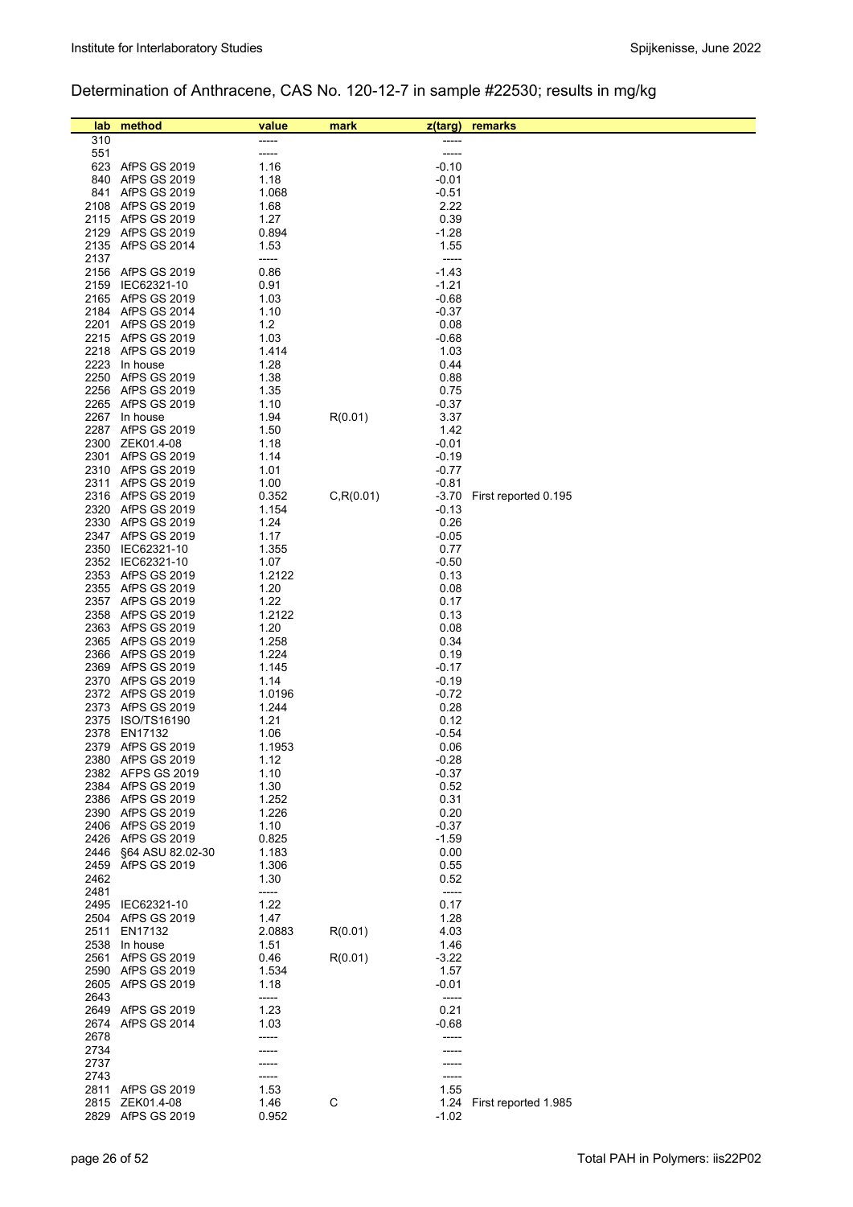## Determination of Anthracene, CAS No. 120-12-7 in sample #22530; results in mg/kg

| lab | method | value | mark | z(targ) | remarks |
|---|---|---|---|---|---|
| 310 | | ----- | | ----- | |
| 551 | | ----- | | ----- | |
| 623 | AfPS GS 2019 | 1.16 | | -0.10 | |
| 840 | AfPS GS 2019 | 1.18 | | -0.01 | |
| 841 | AfPS GS 2019 | 1.068 | | -0.51 | |
| 2108 | AfPS GS 2019 | 1.68 | | 2.22 | |
| 2115 | AfPS GS 2019 | 1.27 | | 0.39 | |
| 2129 | AfPS GS 2019 | 0.894 | | -1.28 | |
| 2135 | AfPS GS 2014 | 1.53 | | 1.55 | |
| 2137 | | ----- | | ----- | |
| 2156 | AfPS GS 2019 | 0.86 | | -1.43 | |
| 2159 | IEC62321-10 | 0.91 | | -1.21 | |
| 2165 | AfPS GS 2019 | 1.03 | | -0.68 | |
| 2184 | AfPS GS 2014 | 1.10 | | -0.37 | |
| 2201 | AfPS GS 2019 | 1.2 | | 0.08 | |
| 2215 | AfPS GS 2019 | 1.03 | | -0.68 | |
| 2218 | AfPS GS 2019 | 1.414 | | 1.03 | |
| 2223 | In house | 1.28 | | 0.44 | |
| 2250 | AfPS GS 2019 | 1.38 | | 0.88 | |
| 2256 | AfPS GS 2019 | 1.35 | | 0.75 | |
| 2265 | AfPS GS 2019 | 1.10 | | -0.37 | |
| 2267 | In house | 1.94 | R(0.01) | 3.37 | |
| 2287 | AfPS GS 2019 | 1.50 | | 1.42 | |
| 2300 | ZEK01.4-08 | 1.18 | | -0.01 | |
| 2301 | AfPS GS 2019 | 1.14 | | -0.19 | |
| 2310 | AfPS GS 2019 | 1.01 | | -0.77 | |
| 2311 | AfPS GS 2019 | 1.00 | | -0.81 | |
| 2316 | AfPS GS 2019 | 0.352 | C,R(0.01) | -3.70 | First reported 0.195 |
| 2320 | AfPS GS 2019 | 1.154 | | -0.13 | |
| 2330 | AfPS GS 2019 | 1.24 | | 0.26 | |
| 2347 | AfPS GS 2019 | 1.17 | | -0.05 | |
| 2350 | IEC62321-10 | 1.355 | | 0.77 | |
| 2352 | IEC62321-10 | 1.07 | | -0.50 | |
| 2353 | AfPS GS 2019 | 1.2122 | | 0.13 | |
| 2355 | AfPS GS 2019 | 1.20 | | 0.08 | |
| 2357 | AfPS GS 2019 | 1.22 | | 0.17 | |
| 2358 | AfPS GS 2019 | 1.2122 | | 0.13 | |
| 2363 | AfPS GS 2019 | 1.20 | | 0.08 | |
| 2365 | AfPS GS 2019 | 1.258 | | 0.34 | |
| 2366 | AfPS GS 2019 | 1.224 | | 0.19 | |
| 2369 | AfPS GS 2019 | 1.145 | | -0.17 | |
| 2370 | AfPS GS 2019 | 1.14 | | -0.19 | |
| 2372 | AfPS GS 2019 | 1.0196 | | -0.72 | |
| 2373 | AfPS GS 2019 | 1.244 | | 0.28 | |
| 2375 | ISO/TS16190 | 1.21 | | 0.12 | |
| 2378 | EN17132 | 1.06 | | -0.54 | |
| 2379 | AfPS GS 2019 | 1.1953 | | 0.06 | |
| 2380 | AfPS GS 2019 | 1.12 | | -0.28 | |
| 2382 | AFPS GS 2019 | 1.10 | | -0.37 | |
| 2384 | AfPS GS 2019 | 1.30 | | 0.52 | |
| 2386 | AfPS GS 2019 | 1.252 | | 0.31 | |
| 2390 | AfPS GS 2019 | 1.226 | | 0.20 | |
| 2406 | AfPS GS 2019 | 1.10 | | -0.37 | |
| 2426 | AfPS GS 2019 | 0.825 | | -1.59 | |
| 2446 | §64 ASU 82.02-30 | 1.183 | | 0.00 | |
| 2459 | AfPS GS 2019 | 1.306 | | 0.55 | |
| 2462 | | 1.30 | | 0.52 | |
| 2481 | | ----- | | ----- | |
| 2495 | IEC62321-10 | 1.22 | | 0.17 | |
| 2504 | AfPS GS 2019 | 1.47 | | 1.28 | |
| 2511 | EN17132 | 2.0883 | R(0.01) | 4.03 | |
| 2538 | In house | 1.51 | | 1.46 | |
| 2561 | AfPS GS 2019 | 0.46 | R(0.01) | -3.22 | |
| 2590 | AfPS GS 2019 | 1.534 | | 1.57 | |
| 2605 | AfPS GS 2019 | 1.18 | | -0.01 | |
| 2643 | | ----- | | ----- | |
| 2649 | AfPS GS 2019 | 1.23 | | 0.21 | |
| 2674 | AfPS GS 2014 | 1.03 | | -0.68 | |
| 2678 | | ----- | | ----- | |
| 2734 | | ----- | | ----- | |
| 2737 | | ----- | | ----- | |
| 2743 | | ----- | | ----- | |
| 2811 | AfPS GS 2019 | 1.53 | | 1.55 | |
| 2815 | ZEK01.4-08 | 1.46 | C | 1.24 | First reported 1.985 |
| 2829 | AfPS GS 2019 | 0.952 | | -1.02 | |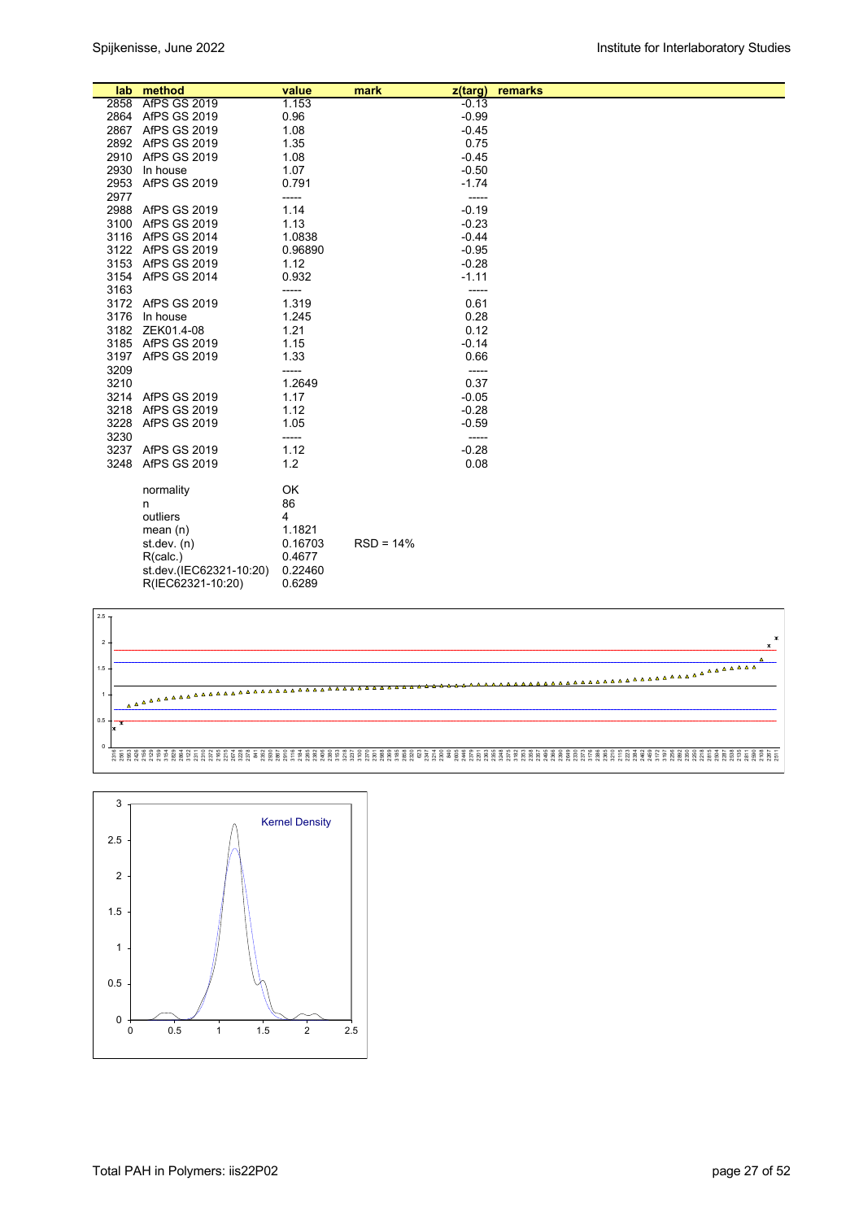| lab | method | value | mark | z(targ) | remarks |
|---|---|---|---|---|---|
| 2858 | AfPS GS 2019 | 1.153 | | -0.13 | |
| 2864 | AfPS GS 2019 | 0.96 | | -0.99 | |
| 2867 | AfPS GS 2019 | 1.08 | | -0.45 | |
| 2892 | AfPS GS 2019 | 1.35 | | 0.75 | |
| 2910 | AfPS GS 2019 | 1.08 | | -0.45 | |
| 2930 | In house | 1.07 | | -0.50 | |
| 2953 | AfPS GS 2019 | 0.791 | | -1.74 | |
| 2977 | | ----- | | ----- | |
| 2988 | AfPS GS 2019 | 1.14 | | -0.19 | |
| 3100 | AfPS GS 2019 | 1.13 | | -0.23 | |
| 3116 | AfPS GS 2014 | 1.0838 | | -0.44 | |
| 3122 | AfPS GS 2019 | 0.96890 | | -0.95 | |
| 3153 | AfPS GS 2019 | 1.12 | | -0.28 | |
| 3154 | AfPS GS 2014 | 0.932 | | -1.11 | |
| 3163 | | ----- | | ----- | |
| 3172 | AfPS GS 2019 | 1.319 | | 0.61 | |
| 3176 | In house | 1.245 | | 0.28 | |
| 3182 | ZEK01.4-08 | 1.21 | | 0.12 | |
| 3185 | AfPS GS 2019 | 1.15 | | -0.14 | |
| 3197 | AfPS GS 2019 | 1.33 | | 0.66 | |
| 3209 | | ----- | | ----- | |
| 3210 | | 1.2649 | | 0.37 | |
| 3214 | AfPS GS 2019 | 1.17 | | -0.05 | |
| 3218 | AfPS GS 2019 | 1.12 | | -0.28 | |
| 3228 | AfPS GS 2019 | 1.05 | | -0.59 | |
| 3230 | | ----- | | ----- | |
| 3237 | AfPS GS 2019 | 1.12 | | -0.28 | |
| 3248 | AfPS GS 2019 | 1.2 | | 0.08 | |

| | | |
|---|---|---|
| normality | OK | |
| n | 86 | |
| outliers | 4 | |
| mean (n) | 1.1821 | |
| st.dev. (n) | 0.16703 | RSD = 14% |
| R(calc.) | 0.4677 | |
| st.dev.(IEC62321-10:20) | 0.22460 | |
| R(IEC62321-10:20) | 0.6289 | |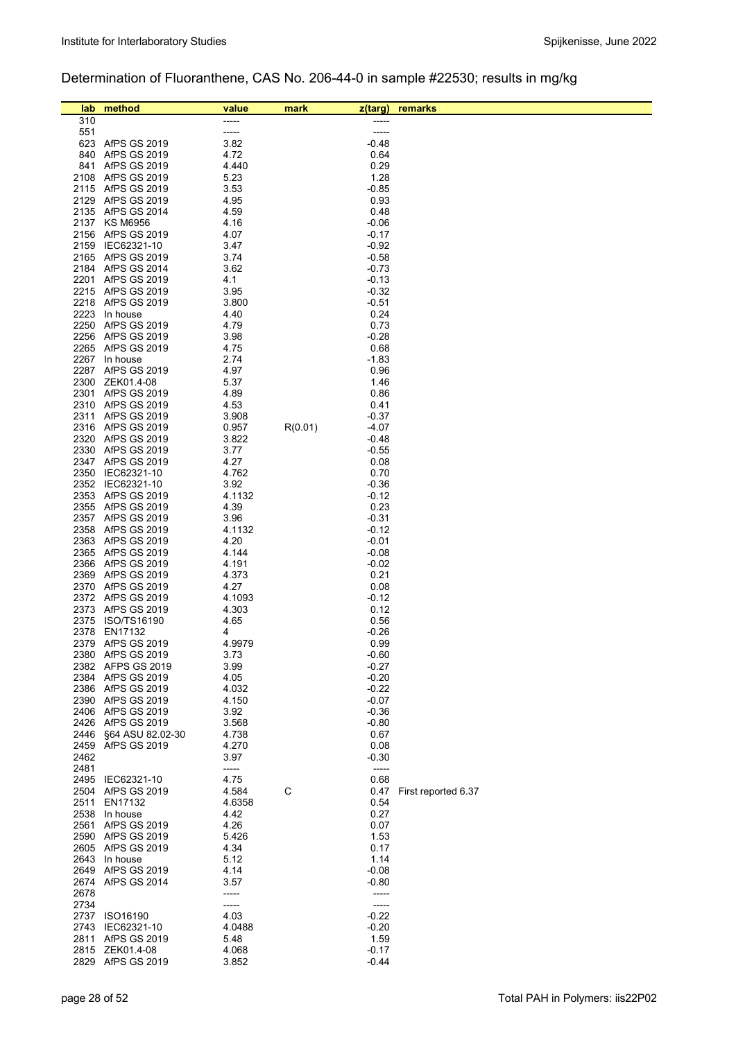## Determination of Fluoranthene, CAS No. 206-44-0 in sample #22530; results in mg/kg

| lab | method | value | mark | z(targ) | remarks |
|---|---|---|---|---|---|
| 310 | | ----- | | ----- | |
| 551 | | ----- | | ----- | |
| 623 | AfPS GS 2019 | 3.82 | | -0.48 | |
| 840 | AfPS GS 2019 | 4.72 | | 0.64 | |
| 841 | AfPS GS 2019 | 4.440 | | 0.29 | |
| 2108 | AfPS GS 2019 | 5.23 | | 1.28 | |
| 2115 | AfPS GS 2019 | 3.53 | | -0.85 | |
| 2129 | AfPS GS 2019 | 4.95 | | 0.93 | |
| 2135 | AfPS GS 2014 | 4.59 | | 0.48 | |
| 2137 | KS M6956 | 4.16 | | -0.06 | |
| 2156 | AfPS GS 2019 | 4.07 | | -0.17 | |
| 2159 | IEC62321-10 | 3.47 | | -0.92 | |
| 2165 | AfPS GS 2019 | 3.74 | | -0.58 | |
| 2184 | AfPS GS 2014 | 3.62 | | -0.73 | |
| 2201 | AfPS GS 2019 | 4.1 | | -0.13 | |
| 2215 | AfPS GS 2019 | 3.95 | | -0.32 | |
| 2218 | AfPS GS 2019 | 3.800 | | -0.51 | |
| 2223 | In house | 4.40 | | 0.24 | |
| 2250 | AfPS GS 2019 | 4.79 | | 0.73 | |
| 2256 | AfPS GS 2019 | 3.98 | | -0.28 | |
| 2265 | AfPS GS 2019 | 4.75 | | 0.68 | |
| 2267 | In house | 2.74 | | -1.83 | |
| 2287 | AfPS GS 2019 | 4.97 | | 0.96 | |
| 2300 | ZEK01.4-08 | 5.37 | | 1.46 | |
| 2301 | AfPS GS 2019 | 4.89 | | 0.86 | |
| 2310 | AfPS GS 2019 | 4.53 | | 0.41 | |
| 2311 | AfPS GS 2019 | 3.908 | | -0.37 | |
| 2316 | AfPS GS 2019 | 0.957 | R(0.01) | -4.07 | |
| 2320 | AfPS GS 2019 | 3.822 | | -0.48 | |
| 2330 | AfPS GS 2019 | 3.77 | | -0.55 | |
| 2347 | AfPS GS 2019 | 4.27 | | 0.08 | |
| 2350 | IEC62321-10 | 4.762 | | 0.70 | |
| 2352 | IEC62321-10 | 3.92 | | -0.36 | |
| 2353 | AfPS GS 2019 | 4.1132 | | -0.12 | |
| 2355 | AfPS GS 2019 | 4.39 | | 0.23 | |
| 2357 | AfPS GS 2019 | 3.96 | | -0.31 | |
| 2358 | AfPS GS 2019 | 4.1132 | | -0.12 | |
| 2363 | AfPS GS 2019 | 4.20 | | -0.01 | |
| 2365 | AfPS GS 2019 | 4.144 | | -0.08 | |
| 2366 | AfPS GS 2019 | 4.191 | | -0.02 | |
| 2369 | AfPS GS 2019 | 4.373 | | 0.21 | |
| 2370 | AfPS GS 2019 | 4.27 | | 0.08 | |
| 2372 | AfPS GS 2019 | 4.1093 | | -0.12 | |
| 2373 | AfPS GS 2019 | 4.303 | | 0.12 | |
| 2375 | ISO/TS16190 | 4.65 | | 0.56 | |
| 2378 | EN17132 | 4 | | -0.26 | |
| 2379 | AfPS GS 2019 | 4.9979 | | 0.99 | |
| 2380 | AfPS GS 2019 | 3.73 | | -0.60 | |
| 2382 | AFPS GS 2019 | 3.99 | | -0.27 | |
| 2384 | AfPS GS 2019 | 4.05 | | -0.20 | |
| 2386 | AfPS GS 2019 | 4.032 | | -0.22 | |
| 2390 | AfPS GS 2019 | 4.150 | | -0.07 | |
| 2406 | AfPS GS 2019 | 3.92 | | -0.36 | |
| 2426 | AfPS GS 2019 | 3.568 | | -0.80 | |
| 2446 | §64 ASU 82.02-30 | 4.738 | | 0.67 | |
| 2459 | AfPS GS 2019 | 4.270 | | 0.08 | |
| 2462 | | 3.97 | | -0.30 | |
| 2481 | | ----- | | ----- | |
| 2495 | IEC62321-10 | 4.75 | | 0.68 | |
| 2504 | AfPS GS 2019 | 4.584 | C | 0.47 | First reported 6.37 |
| 2511 | EN17132 | 4.6358 | | 0.54 | |
| 2538 | In house | 4.42 | | 0.27 | |
| 2561 | AfPS GS 2019 | 4.26 | | 0.07 | |
| 2590 | AfPS GS 2019 | 5.426 | | 1.53 | |
| 2605 | AfPS GS 2019 | 4.34 | | 0.17 | |
| 2643 | In house | 5.12 | | 1.14 | |
| 2649 | AfPS GS 2019 | 4.14 | | -0.08 | |
| 2674 | AfPS GS 2014 | 3.57 | | -0.80 | |
| 2678 | | ----- | | ----- | |
| 2734 | | ----- | | ----- | |
| 2737 | ISO16190 | 4.03 | | -0.22 | |
| 2743 | IEC62321-10 | 4.0488 | | -0.20 | |
| 2811 | AfPS GS 2019 | 5.48 | | 1.59 | |
| 2815 | ZEK01.4-08 | 4.068 | | -0.17 | |
| 2829 | AfPS GS 2019 | 3.852 | | -0.44 | |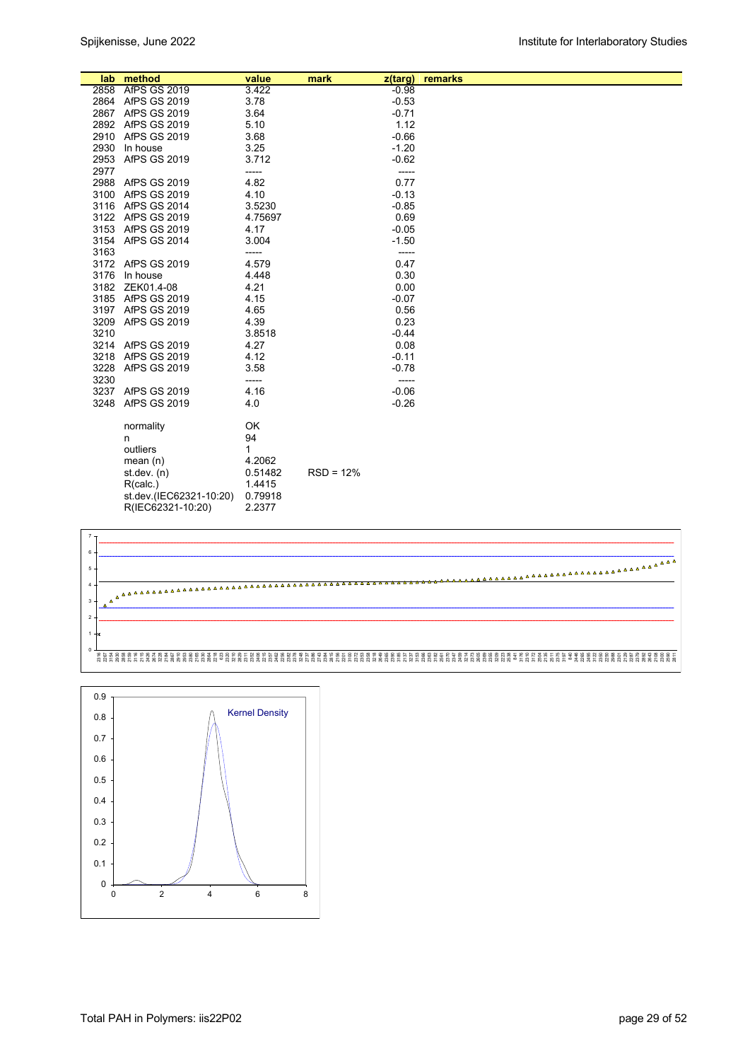| lab | method | value | mark | z(targ) | remarks |
|---|---|---|---|---|---|
| 2858 | AfPS GS 2019 | 3.422 | | -0.98 | |
| 2864 | AfPS GS 2019 | 3.78 | | -0.53 | |
| 2867 | AfPS GS 2019 | 3.64 | | -0.71 | |
| 2892 | AfPS GS 2019 | 5.10 | | 1.12 | |
| 2910 | AfPS GS 2019 | 3.68 | | -0.66 | |
| 2930 | In house | 3.25 | | -1.20 | |
| 2953 | AfPS GS 2019 | 3.712 | | -0.62 | |
| 2977 | | ----- | | ----- | |
| 2988 | AfPS GS 2019 | 4.82 | | 0.77 | |
| 3100 | AfPS GS 2019 | 4.10 | | -0.13 | |
| 3116 | AfPS GS 2014 | 3.5230 | | -0.85 | |
| 3122 | AfPS GS 2019 | 4.75697 | | 0.69 | |
| 3153 | AfPS GS 2019 | 4.17 | | -0.05 | |
| 3154 | AfPS GS 2014 | 3.004 | | -1.50 | |
| 3163 | | ----- | | ----- | |
| 3172 | AfPS GS 2019 | 4.579 | | 0.47 | |
| 3176 | In house | 4.448 | | 0.30 | |
| 3182 | ZEK01.4-08 | 4.21 | | 0.00 | |
| 3185 | AfPS GS 2019 | 4.15 | | -0.07 | |
| 3197 | AfPS GS 2019 | 4.65 | | 0.56 | |
| 3209 | AfPS GS 2019 | 4.39 | | 0.23 | |
| 3210 | | 3.8518 | | -0.44 | |
| 3214 | AfPS GS 2019 | 4.27 | | 0.08 | |
| 3218 | AfPS GS 2019 | 4.12 | | -0.11 | |
| 3228 | AfPS GS 2019 | 3.58 | | -0.78 | |
| 3230 | | ----- | | ----- | |
| 3237 | AfPS GS 2019 | 4.16 | | -0.06 | |
| 3248 | AfPS GS 2019 | 4.0 | | -0.26 | |
| | normality | OK | | | |
| | n | 94 | | | |
| | outliers | 1 | | | |
| | mean (n) | 4.2062 | | | |
| | st.dev. (n) | 0.51482 | RSD = 12% | | |
| | R(calc.) | 1.4415 | | | |
| | st.dev.(IEC62321-10:20) | 0.79918 | | | |
| | R(IEC62321-10:20) | 2.2377 | | | |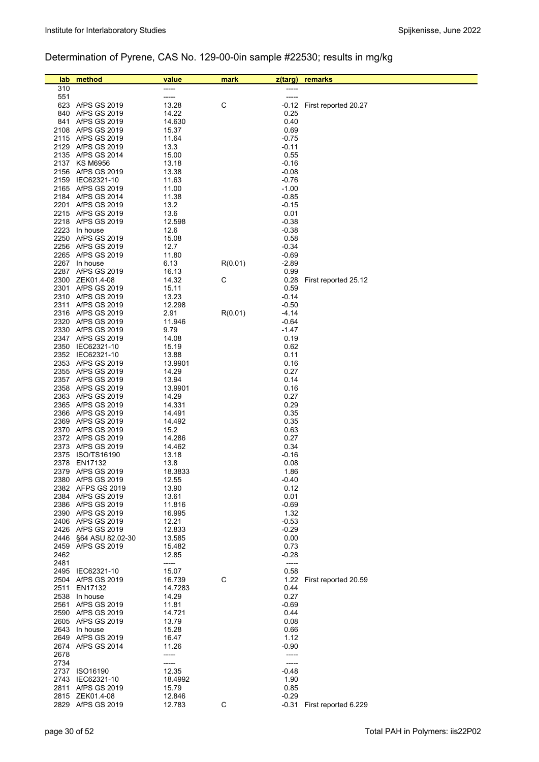Determination of Pyrene, CAS No. 129-00-0in sample #22530; results in mg/kg

| lab | method | value | mark | z(targ) | remarks |
|---|---|---|---|---|---|
| 310 | | ----- | | ----- | |
| 551 | | ----- | | ----- | |
| 623 | AfPS GS 2019 | 13.28 | C | -0.12 | First reported 20.27 |
| 840 | AfPS GS 2019 | 14.22 | | 0.25 | |
| 841 | AfPS GS 2019 | 14.630 | | 0.40 | |
| 2108 | AfPS GS 2019 | 15.37 | | 0.69 | |
| 2115 | AfPS GS 2019 | 11.64 | | -0.75 | |
| 2129 | AfPS GS 2019 | 13.3 | | -0.11 | |
| 2135 | AfPS GS 2014 | 15.00 | | 0.55 | |
| 2137 | KS M6956 | 13.18 | | -0.16 | |
| 2156 | AfPS GS 2019 | 13.38 | | -0.08 | |
| 2159 | IEC62321-10 | 11.63 | | -0.76 | |
| 2165 | AfPS GS 2019 | 11.00 | | -1.00 | |
| 2184 | AfPS GS 2014 | 11.38 | | -0.85 | |
| 2201 | AfPS GS 2019 | 13.2 | | -0.15 | |
| 2215 | AfPS GS 2019 | 13.6 | | 0.01 | |
| 2218 | AfPS GS 2019 | 12.598 | | -0.38 | |
| 2223 | In house | 12.6 | | -0.38 | |
| 2250 | AfPS GS 2019 | 15.08 | | 0.58 | |
| 2256 | AfPS GS 2019 | 12.7 | | -0.34 | |
| 2265 | AfPS GS 2019 | 11.80 | | -0.69 | |
| 2267 | In house | 6.13 | R(0.01) | -2.89 | |
| 2287 | AfPS GS 2019 | 16.13 | | 0.99 | |
| 2300 | ZEK01.4-08 | 14.32 | C | 0.28 | First reported 25.12 |
| 2301 | AfPS GS 2019 | 15.11 | | 0.59 | |
| 2310 | AfPS GS 2019 | 13.23 | | -0.14 | |
| 2311 | AfPS GS 2019 | 12.298 | | -0.50 | |
| 2316 | AfPS GS 2019 | 2.91 | R(0.01) | -4.14 | |
| 2320 | AfPS GS 2019 | 11.946 | | -0.64 | |
| 2330 | AfPS GS 2019 | 9.79 | | -1.47 | |
| 2347 | AfPS GS 2019 | 14.08 | | 0.19 | |
| 2350 | IEC62321-10 | 15.19 | | 0.62 | |
| 2352 | IEC62321-10 | 13.88 | | 0.11 | |
| 2353 | AfPS GS 2019 | 13.9901 | | 0.16 | |
| 2355 | AfPS GS 2019 | 14.29 | | 0.27 | |
| 2357 | AfPS GS 2019 | 13.94 | | 0.14 | |
| 2358 | AfPS GS 2019 | 13.9901 | | 0.16 | |
| 2363 | AfPS GS 2019 | 14.29 | | 0.27 | |
| 2365 | AfPS GS 2019 | 14.331 | | 0.29 | |
| 2366 | AfPS GS 2019 | 14.491 | | 0.35 | |
| 2369 | AfPS GS 2019 | 14.492 | | 0.35 | |
| 2370 | AfPS GS 2019 | 15.2 | | 0.63 | |
| 2372 | AfPS GS 2019 | 14.286 | | 0.27 | |
| 2373 | AfPS GS 2019 | 14.462 | | 0.34 | |
| 2375 | ISO/TS16190 | 13.18 | | -0.16 | |
| 2378 | EN17132 | 13.8 | | 0.08 | |
| 2379 | AfPS GS 2019 | 18.3833 | | 1.86 | |
| 2380 | AfPS GS 2019 | 12.55 | | -0.40 | |
| 2382 | AFPS GS 2019 | 13.90 | | 0.12 | |
| 2384 | AfPS GS 2019 | 13.61 | | 0.01 | |
| 2386 | AfPS GS 2019 | 11.816 | | -0.69 | |
| 2390 | AfPS GS 2019 | 16.995 | | 1.32 | |
| 2406 | AfPS GS 2019 | 12.21 | | -0.53 | |
| 2426 | AfPS GS 2019 | 12.833 | | -0.29 | |
| 2446 | §64 ASU 82.02-30 | 13.585 | | 0.00 | |
| 2459 | AfPS GS 2019 | 15.482 | | 0.73 | |
| 2462 | | 12.85 | | -0.28 | |
| 2481 | | ----- | | ----- | |
| 2495 | IEC62321-10 | 15.07 | | 0.58 | |
| 2504 | AfPS GS 2019 | 16.739 | C | 1.22 | First reported 20.59 |
| 2511 | EN17132 | 14.7283 | | 0.44 | |
| 2538 | In house | 14.29 | | 0.27 | |
| 2561 | AfPS GS 2019 | 11.81 | | -0.69 | |
| 2590 | AfPS GS 2019 | 14.721 | | 0.44 | |
| 2605 | AfPS GS 2019 | 13.79 | | 0.08 | |
| 2643 | In house | 15.28 | | 0.66 | |
| 2649 | AfPS GS 2019 | 16.47 | | 1.12 | |
| 2674 | AfPS GS 2014 | 11.26 | | -0.90 | |
| 2678 | | ----- | | ----- | |
| 2734 | | ----- | | ----- | |
| 2737 | ISO16190 | 12.35 | | -0.48 | |
| 2743 | IEC62321-10 | 18.4992 | | 1.90 | |
| 2811 | AfPS GS 2019 | 15.79 | | 0.85 | |
| 2815 | ZEK01.4-08 | 12.846 | | -0.29 | |
| 2829 | AfPS GS 2019 | 12.783 | C | -0.31 | First reported 6.229 |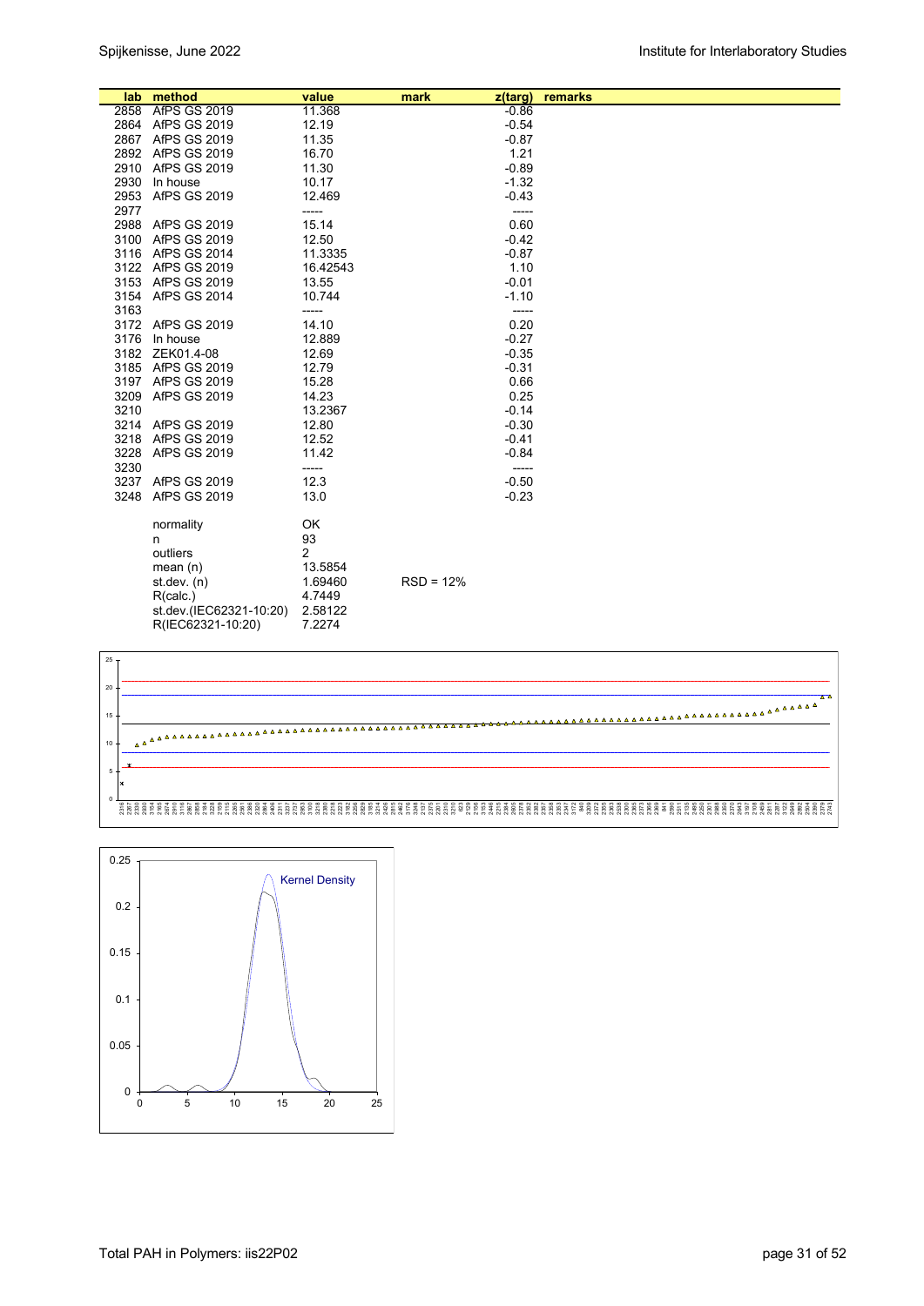| lab | method | value | mark | z(targ) | remarks |
| --- | --- | --- | --- | --- | --- |
| 2858 | AfPS GS 2019 | 11.368 | | -0.86 | |
| 2864 | AfPS GS 2019 | 12.19 | | -0.54 | |
| 2867 | AfPS GS 2019 | 11.35 | | -0.87 | |
| 2892 | AfPS GS 2019 | 16.70 | | 1.21 | |
| 2910 | AfPS GS 2019 | 11.30 | | -0.89 | |
| 2930 | In house | 10.17 | | -1.32 | |
| 2953 | AfPS GS 2019 | 12.469 | | -0.43 | |
| 2977 | | ----- | | ----- | |
| 2988 | AfPS GS 2019 | 15.14 | | 0.60 | |
| 3100 | AfPS GS 2019 | 12.50 | | -0.42 | |
| 3116 | AfPS GS 2014 | 11.3335 | | -0.87 | |
| 3122 | AfPS GS 2019 | 16.42543 | | 1.10 | |
| 3153 | AfPS GS 2019 | 13.55 | | -0.01 | |
| 3154 | AfPS GS 2014 | 10.744 | | -1.10 | |
| 3163 | | ----- | | ----- | |
| 3172 | AfPS GS 2019 | 14.10 | | 0.20 | |
| 3176 | In house | 12.889 | | -0.27 | |
| 3182 | ZEK01.4-08 | 12.69 | | -0.35 | |
| 3185 | AfPS GS 2019 | 12.79 | | -0.31 | |
| 3197 | AfPS GS 2019 | 15.28 | | 0.66 | |
| 3209 | AfPS GS 2019 | 14.23 | | 0.25 | |
| 3210 | | 13.2367 | | -0.14 | |
| 3214 | AfPS GS 2019 | 12.80 | | -0.30 | |
| 3218 | AfPS GS 2019 | 12.52 | | -0.41 | |
| 3228 | AfPS GS 2019 | 11.42 | | -0.84 | |
| 3230 | | ----- | | ----- | |
| 3237 | AfPS GS 2019 | 12.3 | | -0.50 | |
| 3248 | AfPS GS 2019 | 13.0 | | -0.23 | |
| | normality | OK | | | |
| | n | 93 | | | |
| | outliers | 2 | | | |
| | mean (n) | 13.5854 | | | |
| | st.dev. (n) | 1.69460 | RSD = 12% | | |
| | R(calc.) | 4.7449 | | | |
| | st.dev.(IEC62321-10:20) | 2.58122 | | | |
| | R(IEC62321-10:20) | 7.2274 | | | |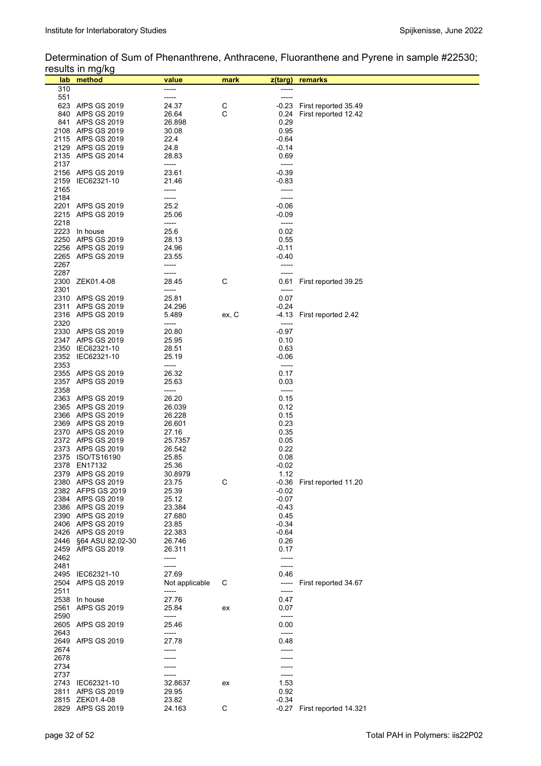Determination of Sum of Phenanthrene, Anthracene, Fluoranthene and Pyrene in sample #22530; results in mg/kg

| lab | method | value | mark | z(targ) | remarks |
|---|---|---|---|---|---|
| 310 | | ----- | | ----- | |
| 551 | | ----- | | ----- | |
| 623 | AfPS GS 2019 | 24.37 | C | -0.23 | First reported 35.49 |
| 840 | AfPS GS 2019 | 26.64 | C | 0.24 | First reported 12.42 |
| 841 | AfPS GS 2019 | 26.898 | | 0.29 | |
| 2108 | AfPS GS 2019 | 30.08 | | 0.95 | |
| 2115 | AfPS GS 2019 | 22.4 | | -0.64 | |
| 2129 | AfPS GS 2019 | 24.8 | | -0.14 | |
| 2135 | AfPS GS 2014 | 28.83 | | 0.69 | |
| 2137 | | ----- | | ----- | |
| 2156 | AfPS GS 2019 | 23.61 | | -0.39 | |
| 2159 | IEC62321-10 | 21.46 | | -0.83 | |
| 2165 | | ----- | | ----- | |
| 2184 | | ----- | | ----- | |
| 2201 | AfPS GS 2019 | 25.2 | | -0.06 | |
| 2215 | AfPS GS 2019 | 25.06 | | -0.09 | |
| 2218 | | ----- | | ----- | |
| 2223 | In house | 25.6 | | 0.02 | |
| 2250 | AfPS GS 2019 | 28.13 | | 0.55 | |
| 2256 | AfPS GS 2019 | 24.96 | | -0.11 | |
| 2265 | AfPS GS 2019 | 23.55 | | -0.40 | |
| 2267 | | ----- | | ----- | |
| 2287 | | ----- | | ----- | |
| 2300 | ZEK01.4-08 | 28.45 | C | 0.61 | First reported 39.25 |
| 2301 | | ----- | | ----- | |
| 2310 | AfPS GS 2019 | 25.81 | | 0.07 | |
| 2311 | AfPS GS 2019 | 24.296 | | -0.24 | |
| 2316 | AfPS GS 2019 | 5.489 | ex, C | -4.13 | First reported 2.42 |
| 2320 | | ----- | | ----- | |
| 2330 | AfPS GS 2019 | 20.80 | | -0.97 | |
| 2347 | AfPS GS 2019 | 25.95 | | 0.10 | |
| 2350 | IEC62321-10 | 28.51 | | 0.63 | |
| 2352 | IEC62321-10 | 25.19 | | -0.06 | |
| 2353 | | ----- | | ----- | |
| 2355 | AfPS GS 2019 | 26.32 | | 0.17 | |
| 2357 | AfPS GS 2019 | 25.63 | | 0.03 | |
| 2358 | | ----- | | ----- | |
| 2363 | AfPS GS 2019 | 26.20 | | 0.15 | |
| 2365 | AfPS GS 2019 | 26.039 | | 0.12 | |
| 2366 | AfPS GS 2019 | 26.228 | | 0.15 | |
| 2369 | AfPS GS 2019 | 26.601 | | 0.23 | |
| 2370 | AfPS GS 2019 | 27.16 | | 0.35 | |
| 2372 | AfPS GS 2019 | 25.7357 | | 0.05 | |
| 2373 | AfPS GS 2019 | 26.542 | | 0.22 | |
| 2375 | ISO/TS16190 | 25.85 | | 0.08 | |
| 2378 | EN17132 | 25.36 | | -0.02 | |
| 2379 | AfPS GS 2019 | 30.8979 | | 1.12 | |
| 2380 | AfPS GS 2019 | 23.75 | C | -0.36 | First reported 11.20 |
| 2382 | AFPS GS 2019 | 25.39 | | -0.02 | |
| 2384 | AfPS GS 2019 | 25.12 | | -0.07 | |
| 2386 | AfPS GS 2019 | 23.384 | | -0.43 | |
| 2390 | AfPS GS 2019 | 27.680 | | 0.45 | |
| 2406 | AfPS GS 2019 | 23.85 | | -0.34 | |
| 2426 | AfPS GS 2019 | 22.383 | | -0.64 | |
| 2446 | §64 ASU 82.02-30 | 26.746 | | 0.26 | |
| 2459 | AfPS GS 2019 | 26.311 | | 0.17 | |
| 2462 | | ----- | | ----- | |
| 2481 | | ----- | | ----- | |
| 2495 | IEC62321-10 | 27.69 | | 0.46 | |
| 2504 | AfPS GS 2019 | Not applicable | C | ----- | First reported 34.67 |
| 2511 | | ----- | | ----- | |
| 2538 | In house | 27.76 | | 0.47 | |
| 2561 | AfPS GS 2019 | 25.84 | ex | 0.07 | |
| 2590 | | ----- | | ----- | |
| 2605 | AfPS GS 2019 | 25.46 | | 0.00 | |
| 2643 | | ----- | | ----- | |
| 2649 | AfPS GS 2019 | 27.78 | | 0.48 | |
| 2674 | | ----- | | ----- | |
| 2678 | | ----- | | ----- | |
| 2734 | | ----- | | ----- | |
| 2737 | | ----- | | ----- | |
| 2743 | IEC62321-10 | 32.8637 | ex | 1.53 | |
| 2811 | AfPS GS 2019 | 29.95 | | 0.92 | |
| 2815 | ZEK01.4-08 | 23.82 | | -0.34 | |
| 2829 | AfPS GS 2019 | 24.163 | C | -0.27 | First reported 14.321 |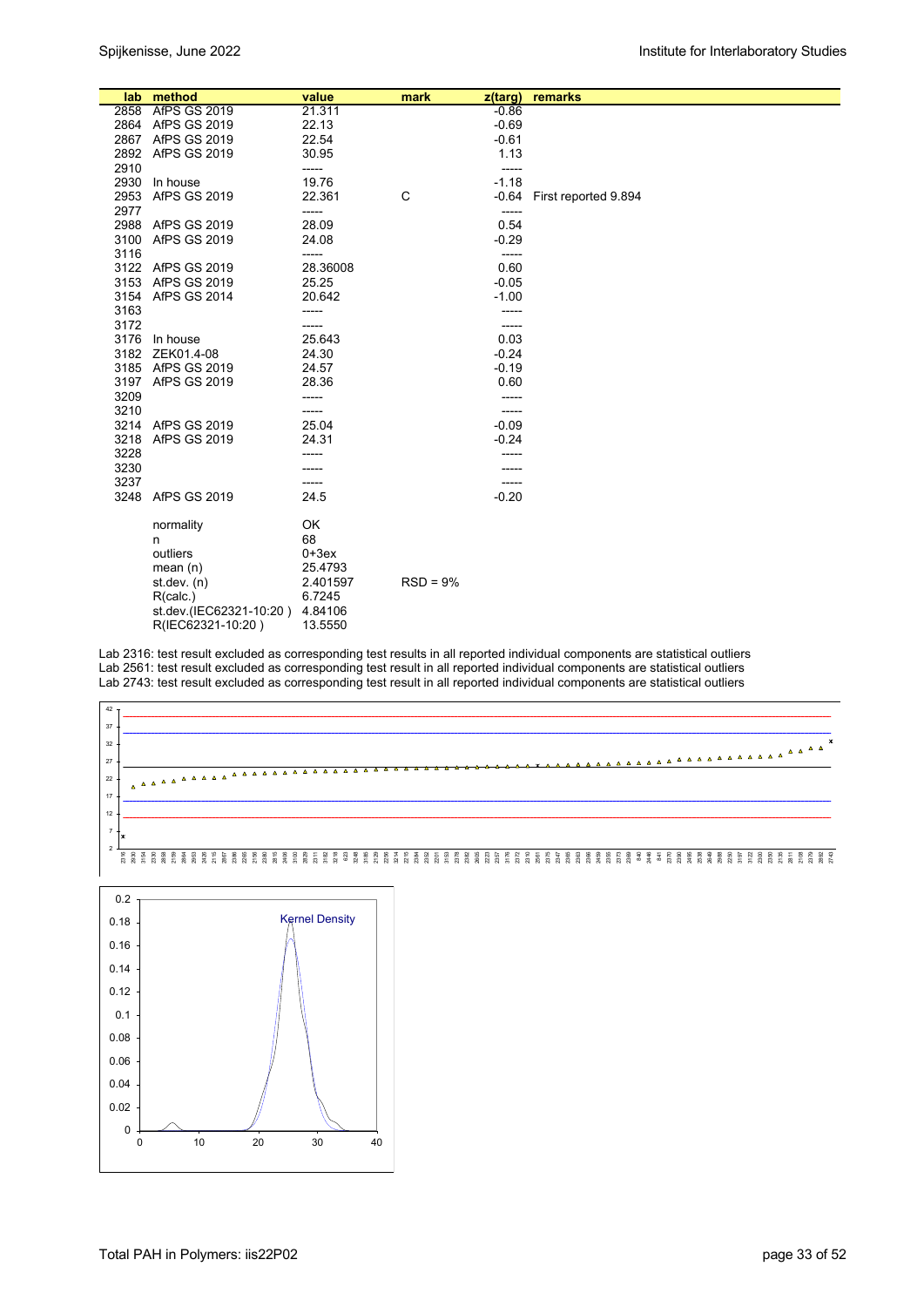| lab | method | value | mark | z(targ) | remarks |
|---|---|---|---|---|---|
| 2858 | AfPS GS 2019 | 21.311 | | -0.86 | |
| 2864 | AfPS GS 2019 | 22.13 | | -0.69 | |
| 2867 | AfPS GS 2019 | 22.54 | | -0.61 | |
| 2892 | AfPS GS 2019 | 30.95 | | 1.13 | |
| 2910 | | ----- | | ----- | |
| 2930 | In house | 19.76 | | -1.18 | |
| 2953 | AfPS GS 2019 | 22.361 | C | -0.64 | First reported 9.894 |
| 2977 | | ----- | | ----- | |
| 2988 | AfPS GS 2019 | 28.09 | | 0.54 | |
| 3100 | AfPS GS 2019 | 24.08 | | -0.29 | |
| 3116 | | ----- | | ----- | |
| 3122 | AfPS GS 2019 | 28.36008 | | 0.60 | |
| 3153 | AfPS GS 2019 | 25.25 | | -0.05 | |
| 3154 | AfPS GS 2014 | 20.642 | | -1.00 | |
| 3163 | | ----- | | ----- | |
| 3172 | | ----- | | ----- | |
| 3176 | In house | 25.643 | | 0.03 | |
| 3182 | ZEK01.4-08 | 24.30 | | -0.24 | |
| 3185 | AfPS GS 2019 | 24.57 | | -0.19 | |
| 3197 | AfPS GS 2019 | 28.36 | | 0.60 | |
| 3209 | | ----- | | ----- | |
| 3210 | | ----- | | ----- | |
| 3214 | AfPS GS 2019 | 25.04 | | -0.09 | |
| 3218 | AfPS GS 2019 | 24.31 | | -0.24 | |
| 3228 | | ----- | | ----- | |
| 3230 | | ----- | | ----- | |
| 3237 | | ----- | | ----- | |
| 3248 | AfPS GS 2019 | 24.5 | | -0.20 | |
| | normality | OK | | | |
| | n | 68 | | | |
| | outliers | 0+3ex | | | |
| | mean (n) | 25.4793 | | | |
| | st.dev. (n) | 2.401597 | RSD = 9% | | |
| | R(calc.) | 6.7245 | | | |
| | st.dev.(IEC62321-10:20 ) | 4.84106 | | | |
| | R(IEC62321-10:20 ) | 13.5550 | | | |

Lab 2316: test result excluded as corresponding test results in all reported individual components are statistical outliers
Lab 2561: test result excluded as corresponding test result in all reported individual components are statistical outliers
Lab 2743: test result excluded as corresponding test result in all reported individual components are statistical outliers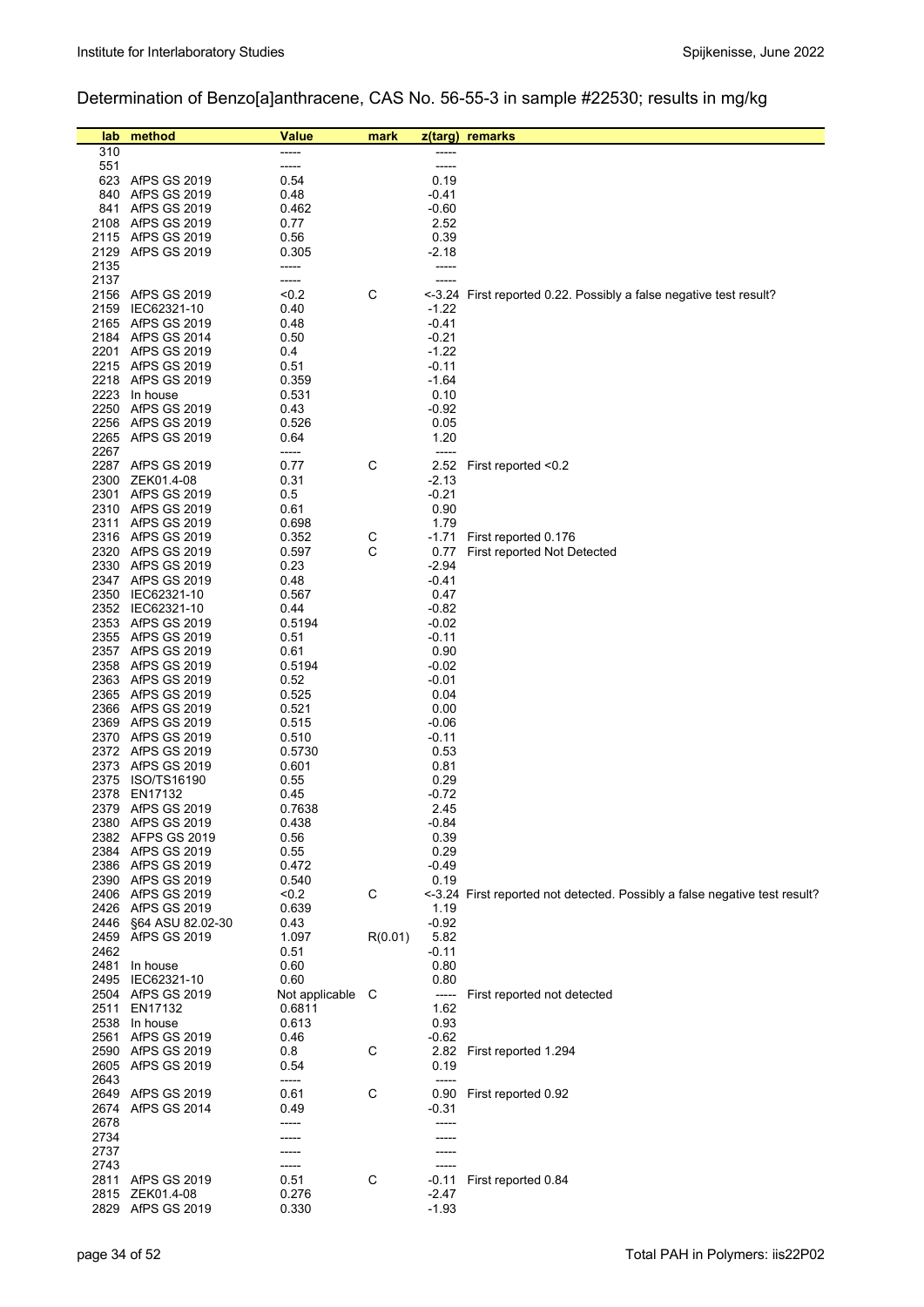## Determination of Benzo[a]anthracene, CAS No. 56-55-3 in sample #22530; results in mg/kg

| lab | method | Value | mark | z(targ) | remarks |
|---|---|---|---|---|---|
| 310 | | ----- | | ----- | |
| 551 | | ----- | | ----- | |
| 623 | AfPS GS 2019 | 0.54 | | 0.19 | |
| 840 | AfPS GS 2019 | 0.48 | | -0.41 | |
| 841 | AfPS GS 2019 | 0.462 | | -0.60 | |
| 2108 | AfPS GS 2019 | 0.77 | | 2.52 | |
| 2115 | AfPS GS 2019 | 0.56 | | 0.39 | |
| 2129 | AfPS GS 2019 | 0.305 | | -2.18 | |
| 2135 | | ----- | | ----- | |
| 2137 | | ----- | | ----- | |
| 2156 | AfPS GS 2019 | <0.2 | C | <-3.24 | First reported 0.22. Possibly a false negative test result? |
| 2159 | IEC62321-10 | 0.40 | | -1.22 | |
| 2165 | AfPS GS 2019 | 0.48 | | -0.41 | |
| 2184 | AfPS GS 2014 | 0.50 | | -0.21 | |
| 2201 | AfPS GS 2019 | 0.4 | | -1.22 | |
| 2215 | AfPS GS 2019 | 0.51 | | -0.11 | |
| 2218 | AfPS GS 2019 | 0.359 | | -1.64 | |
| 2223 | In house | 0.531 | | 0.10 | |
| 2250 | AfPS GS 2019 | 0.43 | | -0.92 | |
| 2256 | AfPS GS 2019 | 0.526 | | 0.05 | |
| 2265 | AfPS GS 2019 | 0.64 | | 1.20 | |
| 2267 | | ----- | | ----- | |
| 2287 | AfPS GS 2019 | 0.77 | C | 2.52 | First reported <0.2 |
| 2300 | ZEK01.4-08 | 0.31 | | -2.13 | |
| 2301 | AfPS GS 2019 | 0.5 | | -0.21 | |
| 2310 | AfPS GS 2019 | 0.61 | | 0.90 | |
| 2311 | AfPS GS 2019 | 0.698 | | 1.79 | |
| 2316 | AfPS GS 2019 | 0.352 | C | -1.71 | First reported 0.176 |
| 2320 | AfPS GS 2019 | 0.597 | C | 0.77 | First reported Not Detected |
| 2330 | AfPS GS 2019 | 0.23 | | -2.94 | |
| 2347 | AfPS GS 2019 | 0.48 | | -0.41 | |
| 2350 | IEC62321-10 | 0.567 | | 0.47 | |
| 2352 | IEC62321-10 | 0.44 | | -0.82 | |
| 2353 | AfPS GS 2019 | 0.5194 | | -0.02 | |
| 2355 | AfPS GS 2019 | 0.51 | | -0.11 | |
| 2357 | AfPS GS 2019 | 0.61 | | 0.90 | |
| 2358 | AfPS GS 2019 | 0.5194 | | -0.02 | |
| 2363 | AfPS GS 2019 | 0.52 | | -0.01 | |
| 2365 | AfPS GS 2019 | 0.525 | | 0.04 | |
| 2366 | AfPS GS 2019 | 0.521 | | 0.00 | |
| 2369 | AfPS GS 2019 | 0.515 | | -0.06 | |
| 2370 | AfPS GS 2019 | 0.510 | | -0.11 | |
| 2372 | AfPS GS 2019 | 0.5730 | | 0.53 | |
| 2373 | AfPS GS 2019 | 0.601 | | 0.81 | |
| 2375 | ISO/TS16190 | 0.55 | | 0.29 | |
| 2378 | EN17132 | 0.45 | | -0.72 | |
| 2379 | AfPS GS 2019 | 0.7638 | | 2.45 | |
| 2380 | AfPS GS 2019 | 0.438 | | -0.84 | |
| 2382 | AFPS GS 2019 | 0.56 | | 0.39 | |
| 2384 | AfPS GS 2019 | 0.55 | | 0.29 | |
| 2386 | AfPS GS 2019 | 0.472 | | -0.49 | |
| 2390 | AfPS GS 2019 | 0.540 | | 0.19 | |
| 2406 | AfPS GS 2019 | <0.2 | C | <-3.24 | First reported not detected. Possibly a false negative test result? |
| 2426 | AfPS GS 2019 | 0.639 | | 1.19 | |
| 2446 | §64 ASU 82.02-30 | 0.43 | | -0.92 | |
| 2459 | AfPS GS 2019 | 1.097 | R(0.01) | 5.82 | |
| 2462 | | 0.51 | | -0.11 | |
| 2481 | In house | 0.60 | | 0.80 | |
| 2495 | IEC62321-10 | 0.60 | | 0.80 | |
| 2504 | AfPS GS 2019 | Not applicable | C | ----- | First reported not detected |
| 2511 | EN17132 | 0.6811 | | 1.62 | |
| 2538 | In house | 0.613 | | 0.93 | |
| 2561 | AfPS GS 2019 | 0.46 | | -0.62 | |
| 2590 | AfPS GS 2019 | 0.8 | C | 2.82 | First reported 1.294 |
| 2605 | AfPS GS 2019 | 0.54 | | 0.19 | |
| 2643 | | ----- | | ----- | |
| 2649 | AfPS GS 2019 | 0.61 | C | 0.90 | First reported 0.92 |
| 2674 | AfPS GS 2014 | 0.49 | | -0.31 | |
| 2678 | | ----- | | ----- | |
| 2734 | | ----- | | ----- | |
| 2737 | | ----- | | ----- | |
| 2743 | | ----- | | ----- | |
| 2811 | AfPS GS 2019 | 0.51 | C | -0.11 | First reported 0.84 |
| 2815 | ZEK01.4-08 | 0.276 | | -2.47 | |
| 2829 | AfPS GS 2019 | 0.330 | | -1.93 | |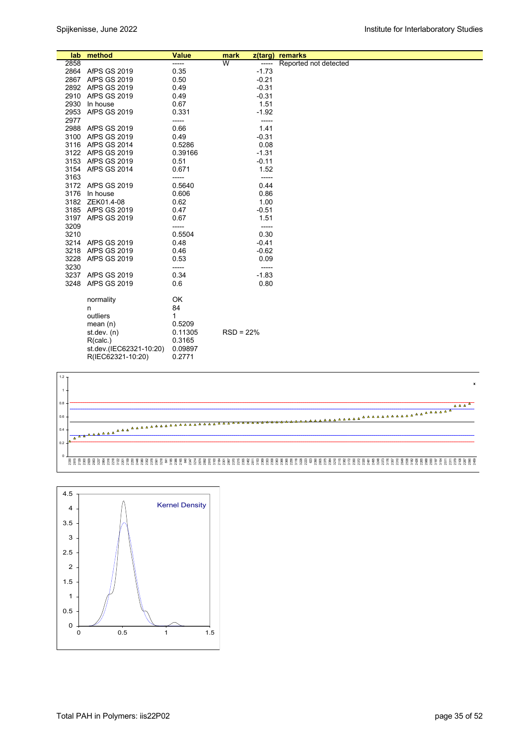| lab | method | Value | mark | z(targ) | remarks |
|---|---|---|---|---|---|
| 2858 | | ----- | W | ----- | Reported not detected |
| 2864 | AfPS GS 2019 | 0.35 | | -1.73 | |
| 2867 | AfPS GS 2019 | 0.50 | | -0.21 | |
| 2892 | AfPS GS 2019 | 0.49 | | -0.31 | |
| 2910 | AfPS GS 2019 | 0.49 | | -0.31 | |
| 2930 | In house | 0.67 | | 1.51 | |
| 2953 | AfPS GS 2019 | 0.331 | | -1.92 | |
| 2977 | | ----- | | ----- | |
| 2988 | AfPS GS 2019 | 0.66 | | 1.41 | |
| 3100 | AfPS GS 2019 | 0.49 | | -0.31 | |
| 3116 | AfPS GS 2014 | 0.5286 | | 0.08 | |
| 3122 | AfPS GS 2019 | 0.39166 | | -1.31 | |
| 3153 | AfPS GS 2019 | 0.51 | | -0.11 | |
| 3154 | AfPS GS 2014 | 0.671 | | 1.52 | |
| 3163 | | ----- | | ----- | |
| 3172 | AfPS GS 2019 | 0.5640 | | 0.44 | |
| 3176 | In house | 0.606 | | 0.86 | |
| 3182 | ZEK01.4-08 | 0.62 | | 1.00 | |
| 3185 | AfPS GS 2019 | 0.47 | | -0.51 | |
| 3197 | AfPS GS 2019 | 0.67 | | 1.51 | |
| 3209 | | ----- | | ----- | |
| 3210 | | 0.5504 | | 0.30 | |
| 3214 | AfPS GS 2019 | 0.48 | | -0.41 | |
| 3218 | AfPS GS 2019 | 0.46 | | -0.62 | |
| 3228 | AfPS GS 2019 | 0.53 | | 0.09 | |
| 3230 | | ----- | | ----- | |
| 3237 | AfPS GS 2019 | 0.34 | | -1.83 | |
| 3248 | AfPS GS 2019 | 0.6 | | 0.80 | |
| | normality | OK | | | |
| | n | 84 | | | |
| | outliers | 1 | | | |
| | mean (n) | 0.5209 | | | |
| | st.dev. (n) | 0.11305 | RSD = 22% | | |
| | R(calc.) | 0.3165 | | | |
| | st.dev.(IEC62321-10:20) | 0.09897 | | | |
| | R(IEC62321-10:20) | 0.2771 | | | |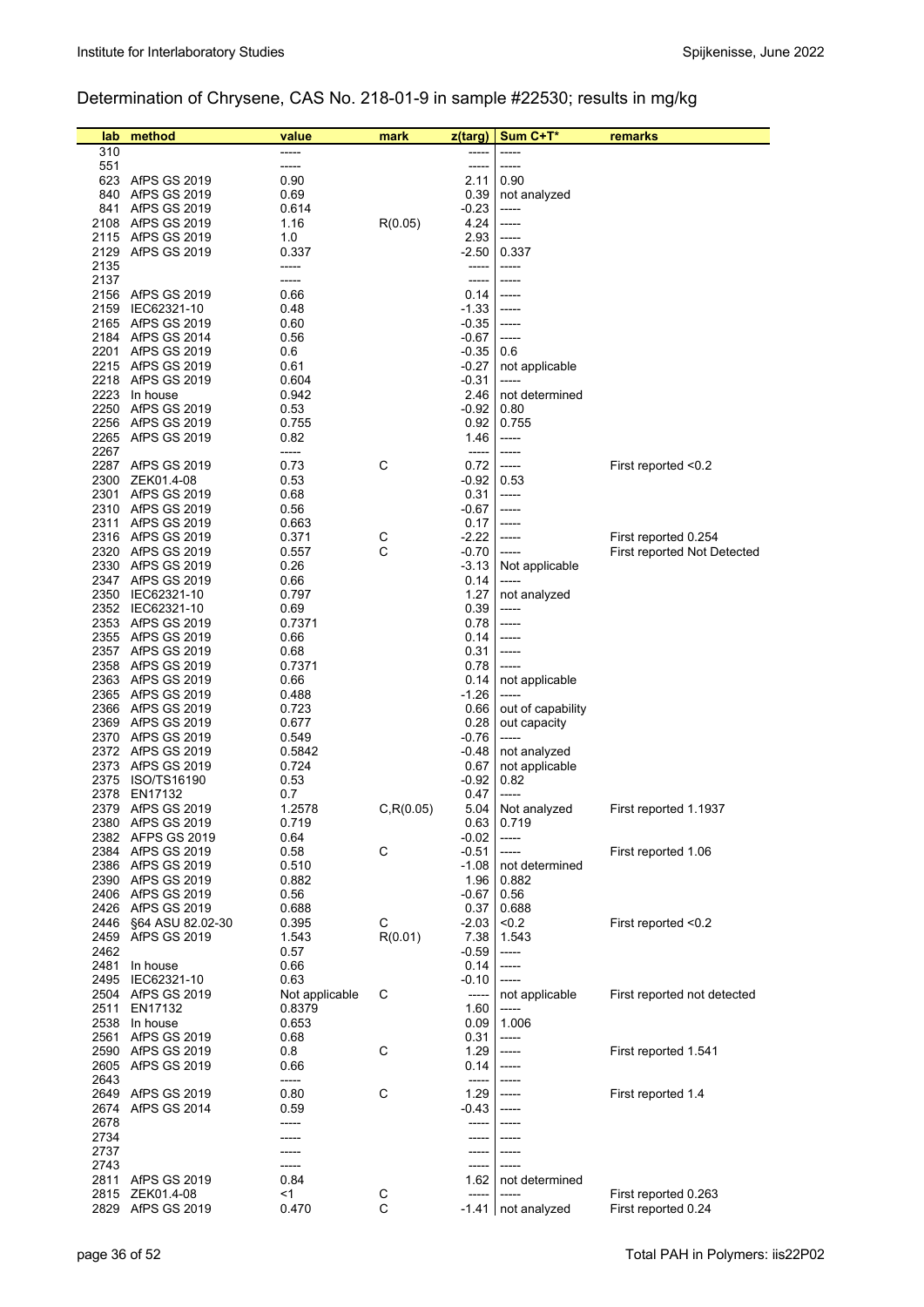## Determination of Chrysene, CAS No. 218-01-9 in sample #22530; results in mg/kg

| lab | method | value | mark | z(targ) | Sum C+T* | remarks |
|---|---|---|---|---|---|---|
| 310 | | ----- | | ----- | ----- | |
| 551 | | ----- | | ----- | ----- | |
| 623 | AfPS GS 2019 | 0.90 | | 2.11 | 0.90 | |
| 840 | AfPS GS 2019 | 0.69 | | 0.39 | not analyzed | |
| 841 | AfPS GS 2019 | 0.614 | | -0.23 | ----- | |
| 2108 | AfPS GS 2019 | 1.16 | R(0.05) | 4.24 | ----- | |
| 2115 | AfPS GS 2019 | 1.0 | | 2.93 | ----- | |
| 2129 | AfPS GS 2019 | 0.337 | | -2.50 | 0.337 | |
| 2135 | | ----- | | ----- | ----- | |
| 2137 | | ----- | | ----- | ----- | |
| 2156 | AfPS GS 2019 | 0.66 | | 0.14 | ----- | |
| 2159 | IEC62321-10 | 0.48 | | -1.33 | ----- | |
| 2165 | AfPS GS 2019 | 0.60 | | -0.35 | ----- | |
| 2184 | AfPS GS 2014 | 0.56 | | -0.67 | ----- | |
| 2201 | AfPS GS 2019 | 0.6 | | -0.35 | 0.6 | |
| 2215 | AfPS GS 2019 | 0.61 | | -0.27 | not applicable | |
| 2218 | AfPS GS 2019 | 0.604 | | -0.31 | ----- | |
| 2223 | In house | 0.942 | | 2.46 | not determined | |
| 2250 | AfPS GS 2019 | 0.53 | | -0.92 | 0.80 | |
| 2256 | AfPS GS 2019 | 0.755 | | 0.92 | 0.755 | |
| 2265 | AfPS GS 2019 | 0.82 | | 1.46 | ----- | |
| 2267 | | ----- | | ----- | ----- | |
| 2287 | AfPS GS 2019 | 0.73 | C | 0.72 | ----- | First reported <0.2 |
| 2300 | ZEK01.4-08 | 0.53 | | -0.92 | 0.53 | |
| 2301 | AfPS GS 2019 | 0.68 | | 0.31 | ----- | |
| 2310 | AfPS GS 2019 | 0.56 | | -0.67 | ----- | |
| 2311 | AfPS GS 2019 | 0.663 | | 0.17 | ----- | |
| 2316 | AfPS GS 2019 | 0.371 | C | -2.22 | ----- | First reported 0.254 |
| 2320 | AfPS GS 2019 | 0.557 | C | -0.70 | ----- | First reported Not Detected |
| 2330 | AfPS GS 2019 | 0.26 | | -3.13 | Not applicable | |
| 2347 | AfPS GS 2019 | 0.66 | | 0.14 | ----- | |
| 2350 | IEC62321-10 | 0.797 | | 1.27 | not analyzed | |
| 2352 | IEC62321-10 | 0.69 | | 0.39 | ----- | |
| 2353 | AfPS GS 2019 | 0.7371 | | 0.78 | ----- | |
| 2355 | AfPS GS 2019 | 0.66 | | 0.14 | ----- | |
| 2357 | AfPS GS 2019 | 0.68 | | 0.31 | ----- | |
| 2358 | AfPS GS 2019 | 0.7371 | | 0.78 | ----- | |
| 2363 | AfPS GS 2019 | 0.66 | | 0.14 | not applicable | |
| 2365 | AfPS GS 2019 | 0.488 | | -1.26 | ----- | |
| 2366 | AfPS GS 2019 | 0.723 | | 0.66 | out of capability | |
| 2369 | AfPS GS 2019 | 0.677 | | 0.28 | out capacity | |
| 2370 | AfPS GS 2019 | 0.549 | | -0.76 | ----- | |
| 2372 | AfPS GS 2019 | 0.5842 | | -0.48 | not analyzed | |
| 2373 | AfPS GS 2019 | 0.724 | | 0.67 | not applicable | |
| 2375 | ISO/TS16190 | 0.53 | | -0.92 | 0.82 | |
| 2378 | EN17132 | 0.7 | | 0.47 | ----- | |
| 2379 | AfPS GS 2019 | 1.2578 | C,R(0.05) | 5.04 | Not analyzed | First reported 1.1937 |
| 2380 | AfPS GS 2019 | 0.719 | | 0.63 | 0.719 | |
| 2382 | AFPS GS 2019 | 0.64 | | -0.02 | ----- | |
| 2384 | AfPS GS 2019 | 0.58 | C | -0.51 | ----- | First reported 1.06 |
| 2386 | AfPS GS 2019 | 0.510 | | -1.08 | not determined | |
| 2390 | AfPS GS 2019 | 0.882 | | 1.96 | 0.882 | |
| 2406 | AfPS GS 2019 | 0.56 | | -0.67 | 0.56 | |
| 2426 | AfPS GS 2019 | 0.688 | | 0.37 | 0.688 | |
| 2446 | §64 ASU 82.02-30 | 0.395 | C | -2.03 | <0.2 | First reported <0.2 |
| 2459 | AfPS GS 2019 | 1.543 | R(0.01) | 7.38 | 1.543 | |
| 2462 | | 0.57 | | -0.59 | ----- | |
| 2481 | In house | 0.66 | | 0.14 | ----- | |
| 2495 | IEC62321-10 | 0.63 | | -0.10 | ----- | |
| 2504 | AfPS GS 2019 | Not applicable | C | ----- | not applicable | First reported not detected |
| 2511 | EN17132 | 0.8379 | | 1.60 | ----- | |
| 2538 | In house | 0.653 | | 0.09 | 1.006 | |
| 2561 | AfPS GS 2019 | 0.68 | | 0.31 | ----- | |
| 2590 | AfPS GS 2019 | 0.8 | C | 1.29 | ----- | First reported 1.541 |
| 2605 | AfPS GS 2019 | 0.66 | | 0.14 | ----- | |
| 2643 | | ----- | | ----- | ----- | |
| 2649 | AfPS GS 2019 | 0.80 | C | 1.29 | ----- | First reported 1.4 |
| 2674 | AfPS GS 2014 | 0.59 | | -0.43 | ----- | |
| 2678 | | ----- | | ----- | ----- | |
| 2734 | | ----- | | ----- | ----- | |
| 2737 | | ----- | | ----- | ----- | |
| 2743 | | ----- | | ----- | ----- | |
| 2811 | AfPS GS 2019 | 0.84 | | 1.62 | not determined | |
| 2815 | ZEK01.4-08 | <1 | C | ----- | ----- | First reported 0.263 |
| 2829 | AfPS GS 2019 | 0.470 | C | -1.41 | not analyzed | First reported 0.24 |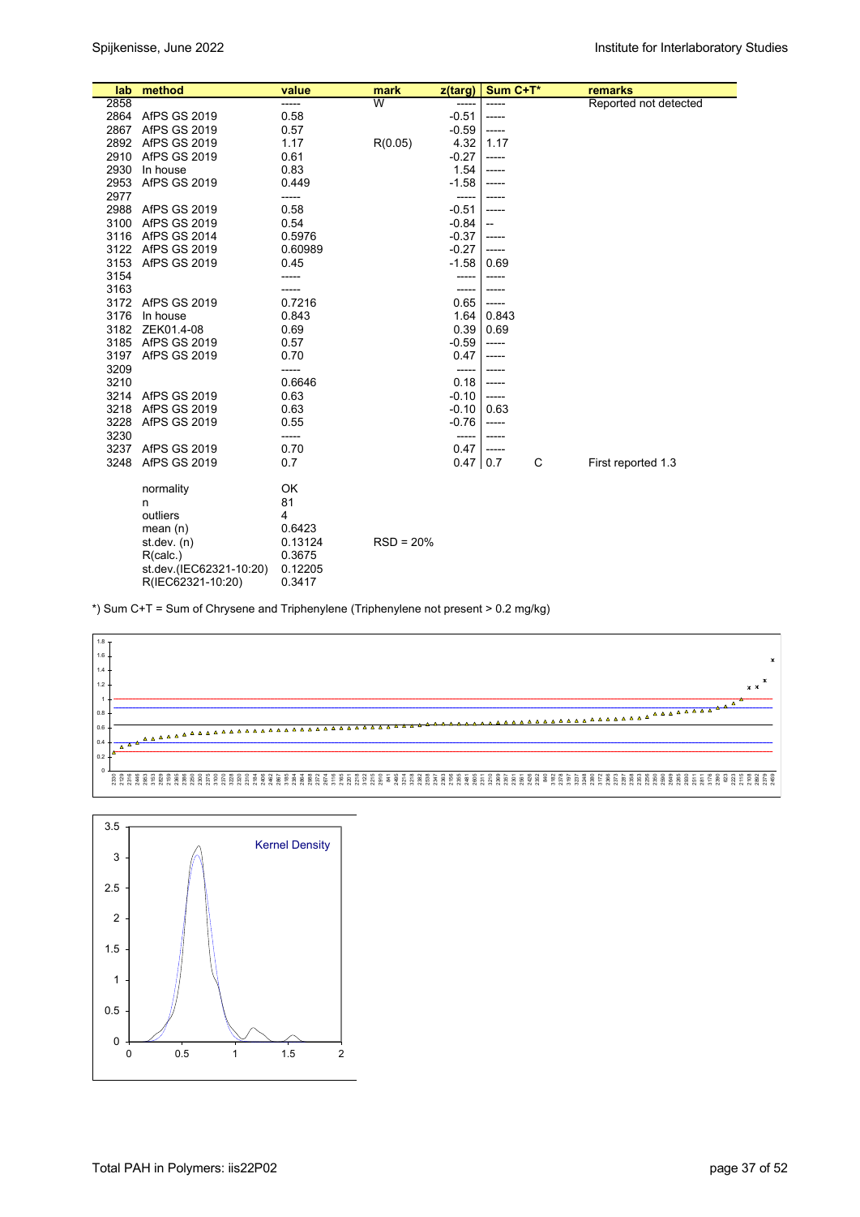| lab | method | value | mark | z(targ) | Sum C+T* | | remarks |
|---|---|---|---|---|---|---|---|
| 2858 | | ----- | W | ----- | ----- | | Reported not detected |
| 2864 | AfPS GS 2019 | 0.58 | | -0.51 | ----- | | |
| 2867 | AfPS GS 2019 | 0.57 | | -0.59 | ----- | | |
| 2892 | AfPS GS 2019 | 1.17 | R(0.05) | 4.32 | 1.17 | | |
| 2910 | AfPS GS 2019 | 0.61 | | -0.27 | ----- | | |
| 2930 | In house | 0.83 | | 1.54 | ----- | | |
| 2953 | AfPS GS 2019 | 0.449 | | -1.58 | ----- | | |
| 2977 | | ----- | | ----- | ----- | | |
| 2988 | AfPS GS 2019 | 0.58 | | -0.51 | ----- | | |
| 3100 | AfPS GS 2019 | 0.54 | | -0.84 | -- | | |
| 3116 | AfPS GS 2014 | 0.5976 | | -0.37 | ----- | | |
| 3122 | AfPS GS 2019 | 0.60989 | | -0.27 | ----- | | |
| 3153 | AfPS GS 2019 | 0.45 | | -1.58 | 0.69 | | |
| 3154 | | ----- | | ----- | ----- | | |
| 3163 | | ----- | | ----- | ----- | | |
| 3172 | AfPS GS 2019 | 0.7216 | | 0.65 | ----- | | |
| 3176 | In house | 0.843 | | 1.64 | 0.843 | | |
| 3182 | ZEK01.4-08 | 0.69 | | 0.39 | 0.69 | | |
| 3185 | AfPS GS 2019 | 0.57 | | -0.59 | ----- | | |
| 3197 | AfPS GS 2019 | 0.70 | | 0.47 | ----- | | |
| 3209 | | ----- | | ----- | ----- | | |
| 3210 | | 0.6646 | | 0.18 | ----- | | |
| 3214 | AfPS GS 2019 | 0.63 | | -0.10 | ----- | | |
| 3218 | AfPS GS 2019 | 0.63 | | -0.10 | 0.63 | | |
| 3228 | AfPS GS 2019 | 0.55 | | -0.76 | ----- | | |
| 3230 | | ----- | | ----- | ----- | | |
| 3237 | AfPS GS 2019 | 0.70 | | 0.47 | ----- | | |
| 3248 | AfPS GS 2019 | 0.7 | | 0.47 | 0.7 | C | First reported 1.3 |
| | normality | OK | | | | | |
| | n | 81 | | | | | |
| | outliers | 4 | | | | | |
| | mean (n) | 0.6423 | | | | | |
| | st.dev. (n) | 0.13124 | RSD = 20% | | | | |
| | R(calc.) | 0.3675 | | | | | |
| | st.dev.(IEC62321-10:20) | 0.12205 | | | | | |
| | R(IEC62321-10:20) | 0.3417 | | | | | |

*) Sum C+T = Sum of Chrysene and Triphenylene (Triphenylene not present > 0.2 mg/kg)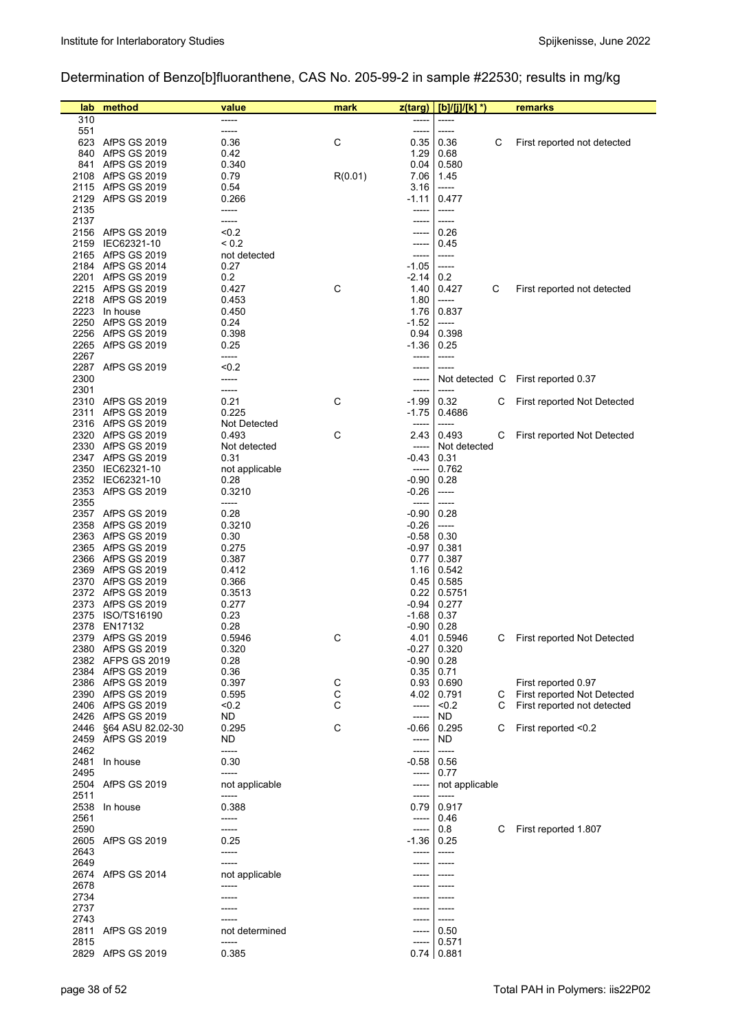## Determination of Benzo[b]fluoranthene, CAS No. 205-99-2 in sample #22530; results in mg/kg

| lab | method | value | mark | z(targ) | [b]/[j]/[k] *) | | remarks |
|---|---|---|---|---|---|---|---|
| 310 | | ----- | | ----- | ----- | | |
| 551 | | ----- | | ----- | ----- | | |
| 623 | AfPS GS 2019 | 0.36 | C | 0.35 | 0.36 | C | First reported not detected |
| 840 | AfPS GS 2019 | 0.42 | | 1.29 | 0.68 | | |
| 841 | AfPS GS 2019 | 0.340 | | 0.04 | 0.580 | | |
| 2108 | AfPS GS 2019 | 0.79 | R(0.01) | 7.06 | 1.45 | | |
| 2115 | AfPS GS 2019 | 0.54 | | 3.16 | ----- | | |
| 2129 | AfPS GS 2019 | 0.266 | | -1.11 | 0.477 | | |
| 2135 | | ----- | | ----- | ----- | | |
| 2137 | | ----- | | ----- | ----- | | |
| 2156 | AfPS GS 2019 | <0.2 | | ----- | 0.26 | | |
| 2159 | IEC62321-10 | < 0.2 | | ----- | 0.45 | | |
| 2165 | AfPS GS 2019 | not detected | | ----- | ----- | | |
| 2184 | AfPS GS 2014 | 0.27 | | -1.05 | ----- | | |
| 2201 | AfPS GS 2019 | 0.2 | | -2.14 | 0.2 | | |
| 2215 | AfPS GS 2019 | 0.427 | C | 1.40 | 0.427 | C | First reported not detected |
| 2218 | AfPS GS 2019 | 0.453 | | 1.80 | ----- | | |
| 2223 | In house | 0.450 | | 1.76 | 0.837 | | |
| 2250 | AfPS GS 2019 | 0.24 | | -1.52 | ----- | | |
| 2256 | AfPS GS 2019 | 0.398 | | 0.94 | 0.398 | | |
| 2265 | AfPS GS 2019 | 0.25 | | -1.36 | 0.25 | | |
| 2267 | | ----- | | ----- | ----- | | |
| 2287 | AfPS GS 2019 | <0.2 | | ----- | ----- | | |
| 2300 | | ----- | | ----- | Not detected | C | First reported 0.37 |
| 2301 | | ----- | | ----- | ----- | | |
| 2310 | AfPS GS 2019 | 0.21 | C | -1.99 | 0.32 | C | First reported Not Detected |
| 2311 | AfPS GS 2019 | 0.225 | | -1.75 | 0.4686 | | |
| 2316 | AfPS GS 2019 | Not Detected | | ----- | ----- | | |
| 2320 | AfPS GS 2019 | 0.493 | C | 2.43 | 0.493 | C | First reported Not Detected |
| 2330 | AfPS GS 2019 | Not detected | | ----- | Not detected | | |
| 2347 | AfPS GS 2019 | 0.31 | | -0.43 | 0.31 | | |
| 2350 | IEC62321-10 | not applicable | | ----- | 0.762 | | |
| 2352 | IEC62321-10 | 0.28 | | -0.90 | 0.28 | | |
| 2353 | AfPS GS 2019 | 0.3210 | | -0.26 | ----- | | |
| 2355 | | ----- | | ----- | ----- | | |
| 2357 | AfPS GS 2019 | 0.28 | | -0.90 | 0.28 | | |
| 2358 | AfPS GS 2019 | 0.3210 | | -0.26 | ----- | | |
| 2363 | AfPS GS 2019 | 0.30 | | -0.58 | 0.30 | | |
| 2365 | AfPS GS 2019 | 0.275 | | -0.97 | 0.381 | | |
| 2366 | AfPS GS 2019 | 0.387 | | 0.77 | 0.387 | | |
| 2369 | AfPS GS 2019 | 0.412 | | 1.16 | 0.542 | | |
| 2370 | AfPS GS 2019 | 0.366 | | 0.45 | 0.585 | | |
| 2372 | AfPS GS 2019 | 0.3513 | | 0.22 | 0.5751 | | |
| 2373 | AfPS GS 2019 | 0.277 | | -0.94 | 0.277 | | |
| 2375 | ISO/TS16190 | 0.23 | | -1.68 | 0.37 | | |
| 2378 | EN17132 | 0.28 | | -0.90 | 0.28 | | |
| 2379 | AfPS GS 2019 | 0.5946 | C | 4.01 | 0.5946 | C | First reported Not Detected |
| 2380 | AfPS GS 2019 | 0.320 | | -0.27 | 0.320 | | |
| 2382 | AFPS GS 2019 | 0.28 | | -0.90 | 0.28 | | |
| 2384 | AfPS GS 2019 | 0.36 | | 0.35 | 0.71 | | |
| 2386 | AfPS GS 2019 | 0.397 | C | 0.93 | 0.690 | | First reported 0.97 |
| 2390 | AfPS GS 2019 | 0.595 | C | 4.02 | 0.791 | C | First reported Not Detected |
| 2406 | AfPS GS 2019 | <0.2 | C | ----- | <0.2 | C | First reported not detected |
| 2426 | AfPS GS 2019 | ND | | ----- | ND | | |
| 2446 | §64 ASU 82.02-30 | 0.295 | C | -0.66 | 0.295 | C | First reported <0.2 |
| 2459 | AfPS GS 2019 | ND | | ----- | ND | | |
| 2462 | | ----- | | ----- | ----- | | |
| 2481 | In house | 0.30 | | -0.58 | 0.56 | | |
| 2495 | | ----- | | ----- | 0.77 | | |
| 2504 | AfPS GS 2019 | not applicable | | ----- | not applicable | | |
| 2511 | | ----- | | ----- | ----- | | |
| 2538 | In house | 0.388 | | 0.79 | 0.917 | | |
| 2561 | | ----- | | ----- | 0.46 | | |
| 2590 | | ----- | | ----- | 0.8 | C | First reported 1.807 |
| 2605 | AfPS GS 2019 | 0.25 | | -1.36 | 0.25 | | |
| 2643 | | ----- | | ----- | ----- | | |
| 2649 | | ----- | | ----- | ----- | | |
| 2674 | AfPS GS 2014 | not applicable | | ----- | ----- | | |
| 2678 | | ----- | | ----- | ----- | | |
| 2734 | | ----- | | ----- | ----- | | |
| 2737 | | ----- | | ----- | ----- | | |
| 2743 | | ----- | | ----- | ----- | | |
| 2811 | AfPS GS 2019 | not determined | | ----- | 0.50 | | |
| 2815 | | ----- | | ----- | 0.571 | | |
| 2829 | AfPS GS 2019 | 0.385 | | 0.74 | 0.881 | | |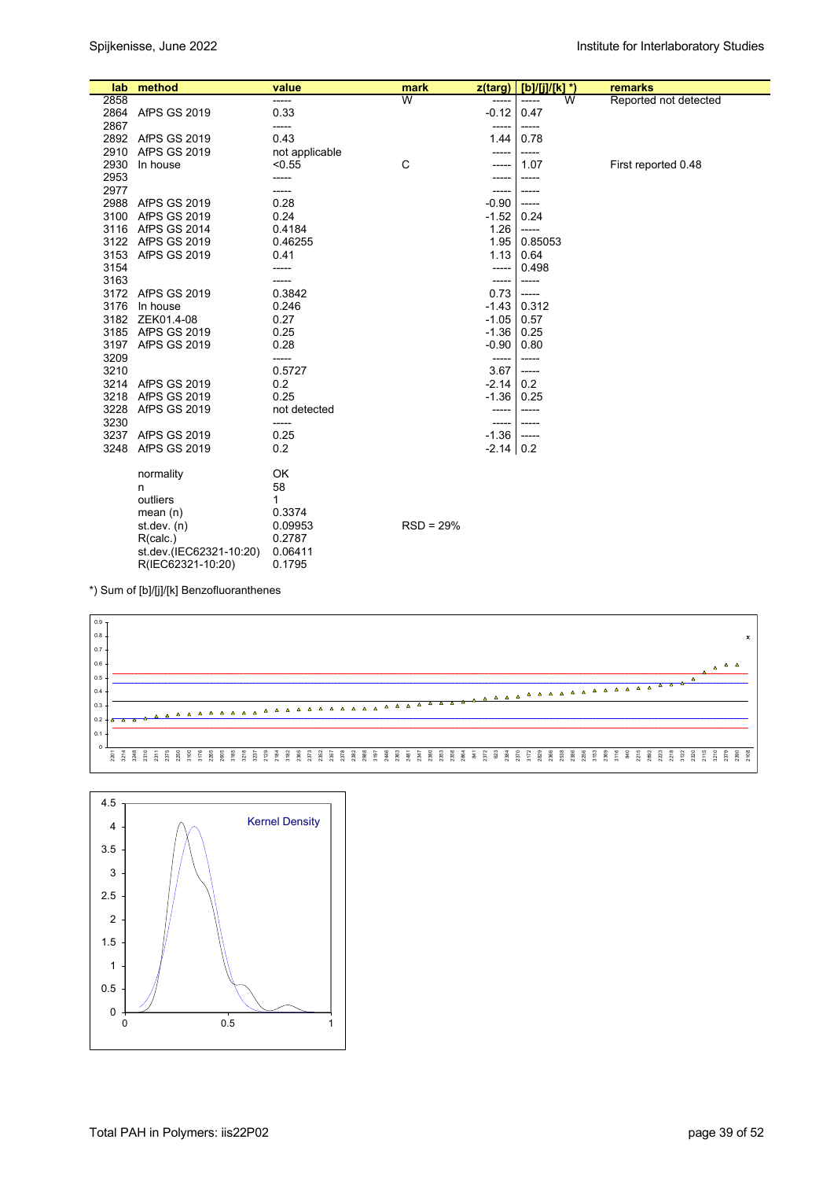| lab | method | value | mark | z(targ) | [b]/[j]/[k] *) | remarks |
|---|---|---|---|---|---|---|
| 2858 | | ----- | W | ----- | ----- W | Reported not detected |
| 2864 | AfPS GS 2019 | 0.33 | | -0.12 | 0.47 | |
| 2867 | | ----- | | ----- | ----- | |
| 2892 | AfPS GS 2019 | 0.43 | | 1.44 | 0.78 | |
| 2910 | AfPS GS 2019 | not applicable | | ----- | ----- | |
| 2930 | In house | <0.55 | C | ----- | 1.07 | First reported 0.48 |
| 2953 | | ----- | | ----- | ----- | |
| 2977 | | ----- | | ----- | ----- | |
| 2988 | AfPS GS 2019 | 0.28 | | -0.90 | ----- | |
| 3100 | AfPS GS 2019 | 0.24 | | -1.52 | 0.24 | |
| 3116 | AfPS GS 2014 | 0.4184 | | 1.26 | ----- | |
| 3122 | AfPS GS 2019 | 0.46255 | | 1.95 | 0.85053 | |
| 3153 | AfPS GS 2019 | 0.41 | | 1.13 | 0.64 | |
| 3154 | | ----- | | ----- | 0.498 | |
| 3163 | | ----- | | ----- | ----- | |
| 3172 | AfPS GS 2019 | 0.3842 | | 0.73 | ----- | |
| 3176 | In house | 0.246 | | -1.43 | 0.312 | |
| 3182 | ZEK01.4-08 | 0.27 | | -1.05 | 0.57 | |
| 3185 | AfPS GS 2019 | 0.25 | | -1.36 | 0.25 | |
| 3197 | AfPS GS 2019 | 0.28 | | -0.90 | 0.80 | |
| 3209 | | ----- | | ----- | ----- | |
| 3210 | | 0.5727 | | 3.67 | ----- | |
| 3214 | AfPS GS 2019 | 0.2 | | -2.14 | 0.2 | |
| 3218 | AfPS GS 2019 | 0.25 | | -1.36 | 0.25 | |
| 3228 | AfPS GS 2019 | not detected | | ----- | ----- | |
| 3230 | | ----- | | ----- | ----- | |
| 3237 | AfPS GS 2019 | 0.25 | | -1.36 | ----- | |
| 3248 | AfPS GS 2019 | 0.2 | | -2.14 | 0.2 | |
| | normality | OK | | | | |
| | n | 58 | | | | |
| | outliers | 1 | | | | |
| | mean (n) | 0.3374 | | | | |
| | st.dev. (n) | 0.09953 | RSD = 29% | | | |
| | R(calc.) | 0.2787 | | | | |
| | st.dev.(IEC62321-10:20) | 0.06411 | | | | |
| | R(IEC62321-10:20) | 0.1795 | | | | |

*) Sum of [b]/[j]/[k] Benzofluoranthenes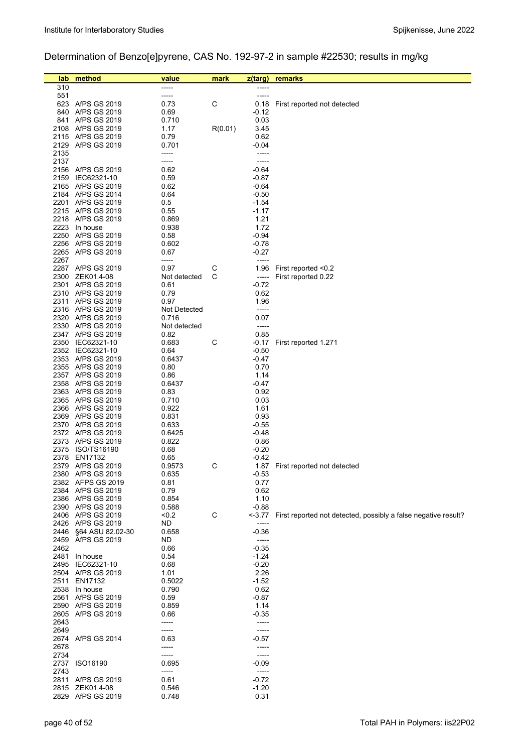## Determination of Benzo[e]pyrene, CAS No. 192-97-2 in sample #22530; results in mg/kg

| lab | method | value | mark | z(targ) | remarks |
|---|---|---|---|---|---|
| 310 | | ----- | | ----- | |
| 551 | | ----- | | ----- | |
| 623 | AfPS GS 2019 | 0.73 | C | 0.18 | First reported not detected |
| 840 | AfPS GS 2019 | 0.69 | | -0.12 | |
| 841 | AfPS GS 2019 | 0.710 | | 0.03 | |
| 2108 | AfPS GS 2019 | 1.17 | R(0.01) | 3.45 | |
| 2115 | AfPS GS 2019 | 0.79 | | 0.62 | |
| 2129 | AfPS GS 2019 | 0.701 | | -0.04 | |
| 2135 | | ----- | | ----- | |
| 2137 | | ----- | | ----- | |
| 2156 | AfPS GS 2019 | 0.62 | | -0.64 | |
| 2159 | IEC62321-10 | 0.59 | | -0.87 | |
| 2165 | AfPS GS 2019 | 0.62 | | -0.64 | |
| 2184 | AfPS GS 2014 | 0.64 | | -0.50 | |
| 2201 | AfPS GS 2019 | 0.5 | | -1.54 | |
| 2215 | AfPS GS 2019 | 0.55 | | -1.17 | |
| 2218 | AfPS GS 2019 | 0.869 | | 1.21 | |
| 2223 | In house | 0.938 | | 1.72 | |
| 2250 | AfPS GS 2019 | 0.58 | | -0.94 | |
| 2256 | AfPS GS 2019 | 0.602 | | -0.78 | |
| 2265 | AfPS GS 2019 | 0.67 | | -0.27 | |
| 2267 | | ----- | | ----- | |
| 2287 | AfPS GS 2019 | 0.97 | C | 1.96 | First reported <0.2 |
| 2300 | ZEK01.4-08 | Not detected | C | ----- | First reported 0.22 |
| 2301 | AfPS GS 2019 | 0.61 | | -0.72 | |
| 2310 | AfPS GS 2019 | 0.79 | | 0.62 | |
| 2311 | AfPS GS 2019 | 0.97 | | 1.96 | |
| 2316 | AfPS GS 2019 | Not Detected | | ----- | |
| 2320 | AfPS GS 2019 | 0.716 | | 0.07 | |
| 2330 | AfPS GS 2019 | Not detected | | ----- | |
| 2347 | AfPS GS 2019 | 0.82 | | 0.85 | |
| 2350 | IEC62321-10 | 0.683 | C | -0.17 | First reported 1.271 |
| 2352 | IEC62321-10 | 0.64 | | -0.50 | |
| 2353 | AfPS GS 2019 | 0.6437 | | -0.47 | |
| 2355 | AfPS GS 2019 | 0.80 | | 0.70 | |
| 2357 | AfPS GS 2019 | 0.86 | | 1.14 | |
| 2358 | AfPS GS 2019 | 0.6437 | | -0.47 | |
| 2363 | AfPS GS 2019 | 0.83 | | 0.92 | |
| 2365 | AfPS GS 2019 | 0.710 | | 0.03 | |
| 2366 | AfPS GS 2019 | 0.922 | | 1.61 | |
| 2369 | AfPS GS 2019 | 0.831 | | 0.93 | |
| 2370 | AfPS GS 2019 | 0.633 | | -0.55 | |
| 2372 | AfPS GS 2019 | 0.6425 | | -0.48 | |
| 2373 | AfPS GS 2019 | 0.822 | | 0.86 | |
| 2375 | ISO/TS16190 | 0.68 | | -0.20 | |
| 2378 | EN17132 | 0.65 | | -0.42 | |
| 2379 | AfPS GS 2019 | 0.9573 | C | 1.87 | First reported not detected |
| 2380 | AfPS GS 2019 | 0.635 | | -0.53 | |
| 2382 | AFPS GS 2019 | 0.81 | | 0.77 | |
| 2384 | AfPS GS 2019 | 0.79 | | 0.62 | |
| 2386 | AfPS GS 2019 | 0.854 | | 1.10 | |
| 2390 | AfPS GS 2019 | 0.588 | | -0.88 | |
| 2406 | AfPS GS 2019 | <0.2 | C | <-3.77 | First reported not detected, possibly a false negative result? |
| 2426 | AfPS GS 2019 | ND | | ----- | |
| 2446 | §64 ASU 82.02-30 | 0.658 | | -0.36 | |
| 2459 | AfPS GS 2019 | ND | | ----- | |
| 2462 | | 0.66 | | -0.35 | |
| 2481 | In house | 0.54 | | -1.24 | |
| 2495 | IEC62321-10 | 0.68 | | -0.20 | |
| 2504 | AfPS GS 2019 | 1.01 | | 2.26 | |
| 2511 | EN17132 | 0.5022 | | -1.52 | |
| 2538 | In house | 0.790 | | 0.62 | |
| 2561 | AfPS GS 2019 | 0.59 | | -0.87 | |
| 2590 | AfPS GS 2019 | 0.859 | | 1.14 | |
| 2605 | AfPS GS 2019 | 0.66 | | -0.35 | |
| 2643 | | ----- | | ----- | |
| 2649 | | ----- | | ----- | |
| 2674 | AfPS GS 2014 | 0.63 | | -0.57 | |
| 2678 | | ----- | | ----- | |
| 2734 | | ----- | | ----- | |
| 2737 | ISO16190 | 0.695 | | -0.09 | |
| 2743 | | ----- | | ----- | |
| 2811 | AfPS GS 2019 | 0.61 | | -0.72 | |
| 2815 | ZEK01.4-08 | 0.546 | | -1.20 | |
| 2829 | AfPS GS 2019 | 0.748 | | 0.31 | |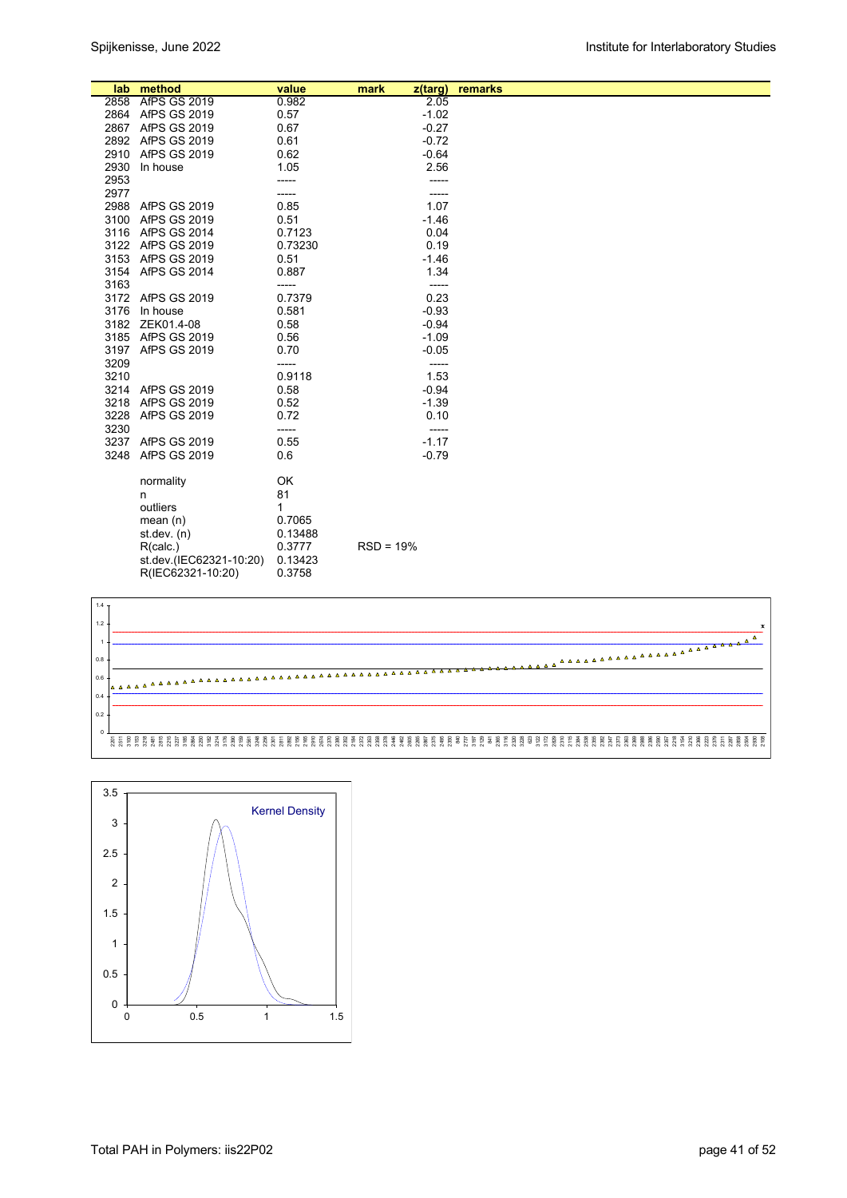| lab | method | value | mark | z(targ) | remarks |
|---|---|---|---|---|---|
| 2858 | AfPS GS 2019 | 0.982 | | 2.05 | |
| 2864 | AfPS GS 2019 | 0.57 | | -1.02 | |
| 2867 | AfPS GS 2019 | 0.67 | | -0.27 | |
| 2892 | AfPS GS 2019 | 0.61 | | -0.72 | |
| 2910 | AfPS GS 2019 | 0.62 | | -0.64 | |
| 2930 | In house | 1.05 | | 2.56 | |
| 2953 | | ----- | | ----- | |
| 2977 | | ----- | | ----- | |
| 2988 | AfPS GS 2019 | 0.85 | | 1.07 | |
| 3100 | AfPS GS 2019 | 0.51 | | -1.46 | |
| 3116 | AfPS GS 2014 | 0.7123 | | 0.04 | |
| 3122 | AfPS GS 2019 | 0.73230 | | 0.19 | |
| 3153 | AfPS GS 2019 | 0.51 | | -1.46 | |
| 3154 | AfPS GS 2014 | 0.887 | | 1.34 | |
| 3163 | | ----- | | ----- | |
| 3172 | AfPS GS 2019 | 0.7379 | | 0.23 | |
| 3176 | In house | 0.581 | | -0.93 | |
| 3182 | ZEK01.4-08 | 0.58 | | -0.94 | |
| 3185 | AfPS GS 2019 | 0.56 | | -1.09 | |
| 3197 | AfPS GS 2019 | 0.70 | | -0.05 | |
| 3209 | | ----- | | ----- | |
| 3210 | | 0.9118 | | 1.53 | |
| 3214 | AfPS GS 2019 | 0.58 | | -0.94 | |
| 3218 | AfPS GS 2019 | 0.52 | | -1.39 | |
| 3228 | AfPS GS 2019 | 0.72 | | 0.10 | |
| 3230 | | ----- | | ----- | |
| 3237 | AfPS GS 2019 | 0.55 | | -1.17 | |
| 3248 | AfPS GS 2019 | 0.6 | | -0.79 | |
| | normality | OK | | | |
| | n | 81 | | | |
| | outliers | 1 | | | |
| | mean (n) | 0.7065 | | | |
| | st.dev. (n) | 0.13488 | | | |
| | R(calc.) | 0.3777 | RSD = 19% | | |
| | st.dev.(IEC62321-10:20) | 0.13423 | | | |
| | R(IEC62321-10:20) | 0.3758 | | | |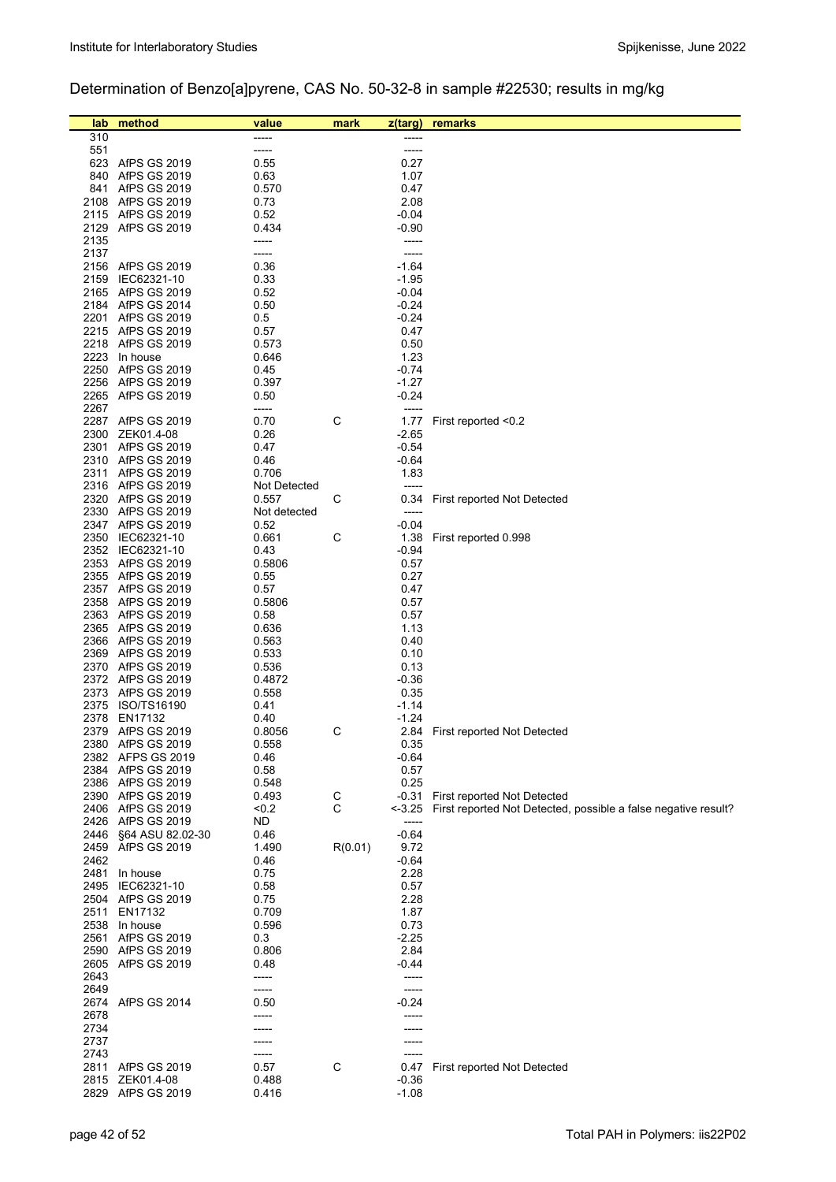## Determination of Benzo[a]pyrene, CAS No. 50-32-8 in sample #22530; results in mg/kg

| lab | method | value | mark | z(targ) | remarks |
|---|---|---|---|---|---|
| 310 | | ----- | | ----- | |
| 551 | | ----- | | ----- | |
| 623 | AfPS GS 2019 | 0.55 | | 0.27 | |
| 840 | AfPS GS 2019 | 0.63 | | 1.07 | |
| 841 | AfPS GS 2019 | 0.570 | | 0.47 | |
| 2108 | AfPS GS 2019 | 0.73 | | 2.08 | |
| 2115 | AfPS GS 2019 | 0.52 | | -0.04 | |
| 2129 | AfPS GS 2019 | 0.434 | | -0.90 | |
| 2135 | | ----- | | ----- | |
| 2137 | | ----- | | ----- | |
| 2156 | AfPS GS 2019 | 0.36 | | -1.64 | |
| 2159 | IEC62321-10 | 0.33 | | -1.95 | |
| 2165 | AfPS GS 2019 | 0.52 | | -0.04 | |
| 2184 | AfPS GS 2014 | 0.50 | | -0.24 | |
| 2201 | AfPS GS 2019 | 0.5 | | -0.24 | |
| 2215 | AfPS GS 2019 | 0.57 | | 0.47 | |
| 2218 | AfPS GS 2019 | 0.573 | | 0.50 | |
| 2223 | In house | 0.646 | | 1.23 | |
| 2250 | AfPS GS 2019 | 0.45 | | -0.74 | |
| 2256 | AfPS GS 2019 | 0.397 | | -1.27 | |
| 2265 | AfPS GS 2019 | 0.50 | | -0.24 | |
| 2267 | | ----- | | ----- | |
| 2287 | AfPS GS 2019 | 0.70 | C | 1.77 | First reported <0.2 |
| 2300 | ZEK01.4-08 | 0.26 | | -2.65 | |
| 2301 | AfPS GS 2019 | 0.47 | | -0.54 | |
| 2310 | AfPS GS 2019 | 0.46 | | -0.64 | |
| 2311 | AfPS GS 2019 | 0.706 | | 1.83 | |
| 2316 | AfPS GS 2019 | Not Detected | | ----- | |
| 2320 | AfPS GS 2019 | 0.557 | C | 0.34 | First reported Not Detected |
| 2330 | AfPS GS 2019 | Not detected | | ----- | |
| 2347 | AfPS GS 2019 | 0.52 | | -0.04 | |
| 2350 | IEC62321-10 | 0.661 | C | 1.38 | First reported 0.998 |
| 2352 | IEC62321-10 | 0.43 | | -0.94 | |
| 2353 | AfPS GS 2019 | 0.5806 | | 0.57 | |
| 2355 | AfPS GS 2019 | 0.55 | | 0.27 | |
| 2357 | AfPS GS 2019 | 0.57 | | 0.47 | |
| 2358 | AfPS GS 2019 | 0.5806 | | 0.57 | |
| 2363 | AfPS GS 2019 | 0.58 | | 0.57 | |
| 2365 | AfPS GS 2019 | 0.636 | | 1.13 | |
| 2366 | AfPS GS 2019 | 0.563 | | 0.40 | |
| 2369 | AfPS GS 2019 | 0.533 | | 0.10 | |
| 2370 | AfPS GS 2019 | 0.536 | | 0.13 | |
| 2372 | AfPS GS 2019 | 0.4872 | | -0.36 | |
| 2373 | AfPS GS 2019 | 0.558 | | 0.35 | |
| 2375 | ISO/TS16190 | 0.41 | | -1.14 | |
| 2378 | EN17132 | 0.40 | | -1.24 | |
| 2379 | AfPS GS 2019 | 0.8056 | C | 2.84 | First reported Not Detected |
| 2380 | AfPS GS 2019 | 0.558 | | 0.35 | |
| 2382 | AFPS GS 2019 | 0.46 | | -0.64 | |
| 2384 | AfPS GS 2019 | 0.58 | | 0.57 | |
| 2386 | AfPS GS 2019 | 0.548 | | 0.25 | |
| 2390 | AfPS GS 2019 | 0.493 | C | -0.31 | First reported Not Detected |
| 2406 | AfPS GS 2019 | <0.2 | C | <-3.25 | First reported Not Detected, possible a false negative result? |
| 2426 | AfPS GS 2019 | ND | | ----- | |
| 2446 | §64 ASU 82.02-30 | 0.46 | | -0.64 | |
| 2459 | AfPS GS 2019 | 1.490 | R(0.01) | 9.72 | |
| 2462 | | 0.46 | | -0.64 | |
| 2481 | In house | 0.75 | | 2.28 | |
| 2495 | IEC62321-10 | 0.58 | | 0.57 | |
| 2504 | AfPS GS 2019 | 0.75 | | 2.28 | |
| 2511 | EN17132 | 0.709 | | 1.87 | |
| 2538 | In house | 0.596 | | 0.73 | |
| 2561 | AfPS GS 2019 | 0.3 | | -2.25 | |
| 2590 | AfPS GS 2019 | 0.806 | | 2.84 | |
| 2605 | AfPS GS 2019 | 0.48 | | -0.44 | |
| 2643 | | ----- | | ----- | |
| 2649 | | ----- | | ----- | |
| 2674 | AfPS GS 2014 | 0.50 | | -0.24 | |
| 2678 | | ----- | | ----- | |
| 2734 | | ----- | | ----- | |
| 2737 | | ----- | | ----- | |
| 2743 | | ----- | | ----- | |
| 2811 | AfPS GS 2019 | 0.57 | C | 0.47 | First reported Not Detected |
| 2815 | ZEK01.4-08 | 0.488 | | -0.36 | |
| 2829 | AfPS GS 2019 | 0.416 | | -1.08 | |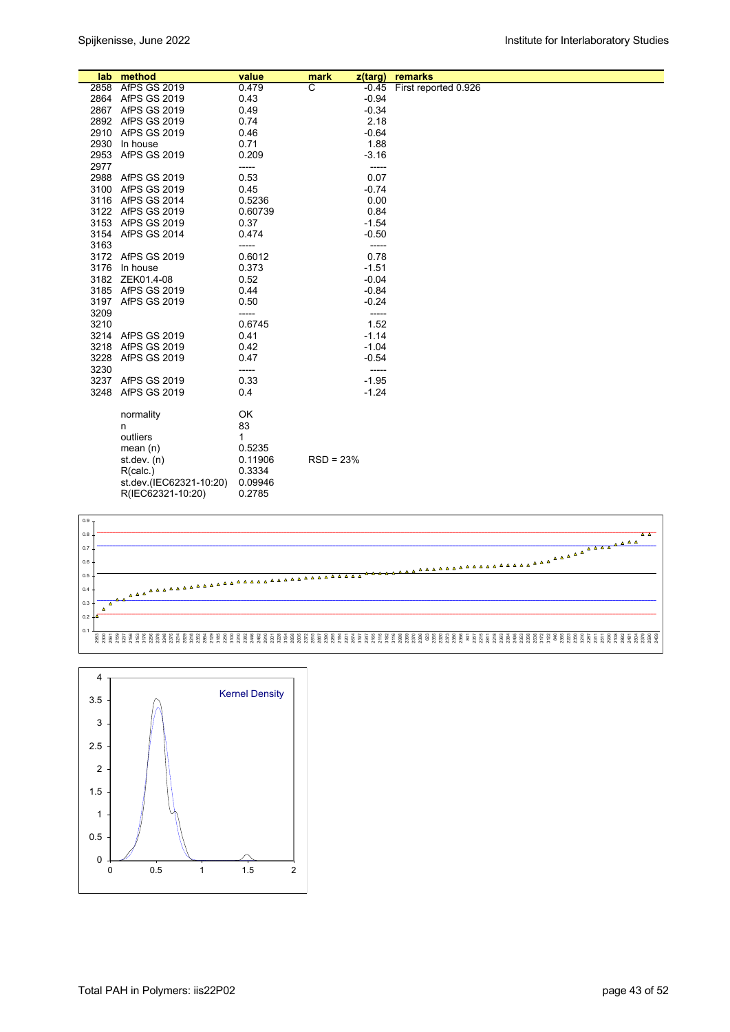| lab | method | value | mark | z(targ) | remarks |
|---|---|---|---|---|---|
| 2858 | AfPS GS 2019 | 0.479 | C | -0.45 | First reported 0.926 |
| 2864 | AfPS GS 2019 | 0.43 | | -0.94 | |
| 2867 | AfPS GS 2019 | 0.49 | | -0.34 | |
| 2892 | AfPS GS 2019 | 0.74 | | 2.18 | |
| 2910 | AfPS GS 2019 | 0.46 | | -0.64 | |
| 2930 | In house | 0.71 | | 1.88 | |
| 2953 | AfPS GS 2019 | 0.209 | | -3.16 | |
| 2977 | | ----- | | ----- | |
| 2988 | AfPS GS 2019 | 0.53 | | 0.07 | |
| 3100 | AfPS GS 2019 | 0.45 | | -0.74 | |
| 3116 | AfPS GS 2014 | 0.5236 | | 0.00 | |
| 3122 | AfPS GS 2019 | 0.60739 | | 0.84 | |
| 3153 | AfPS GS 2019 | 0.37 | | -1.54 | |
| 3154 | AfPS GS 2014 | 0.474 | | -0.50 | |
| 3163 | | ----- | | ----- | |
| 3172 | AfPS GS 2019 | 0.6012 | | 0.78 | |
| 3176 | In house | 0.373 | | -1.51 | |
| 3182 | ZEK01.4-08 | 0.52 | | -0.04 | |
| 3185 | AfPS GS 2019 | 0.44 | | -0.84 | |
| 3197 | AfPS GS 2019 | 0.50 | | -0.24 | |
| 3209 | | ----- | | ----- | |
| 3210 | | 0.6745 | | 1.52 | |
| 3214 | AfPS GS 2019 | 0.41 | | -1.14 | |
| 3218 | AfPS GS 2019 | 0.42 | | -1.04 | |
| 3228 | AfPS GS 2019 | 0.47 | | -0.54 | |
| 3230 | | ----- | | ----- | |
| 3237 | AfPS GS 2019 | 0.33 | | -1.95 | |
| 3248 | AfPS GS 2019 | 0.4 | | -1.24 | |
| | normality | OK | | | |
| | n | 83 | | | |
| | outliers | 1 | | | |
| | mean (n) | 0.5235 | | | |
| | st.dev. (n) | 0.11906 | RSD = 23% | | |
| | R(calc.) | 0.3334 | | | |
| | st.dev.(IEC62321-10:20) | 0.09946 | | | |
| | R(IEC62321-10:20) | 0.2785 | | | |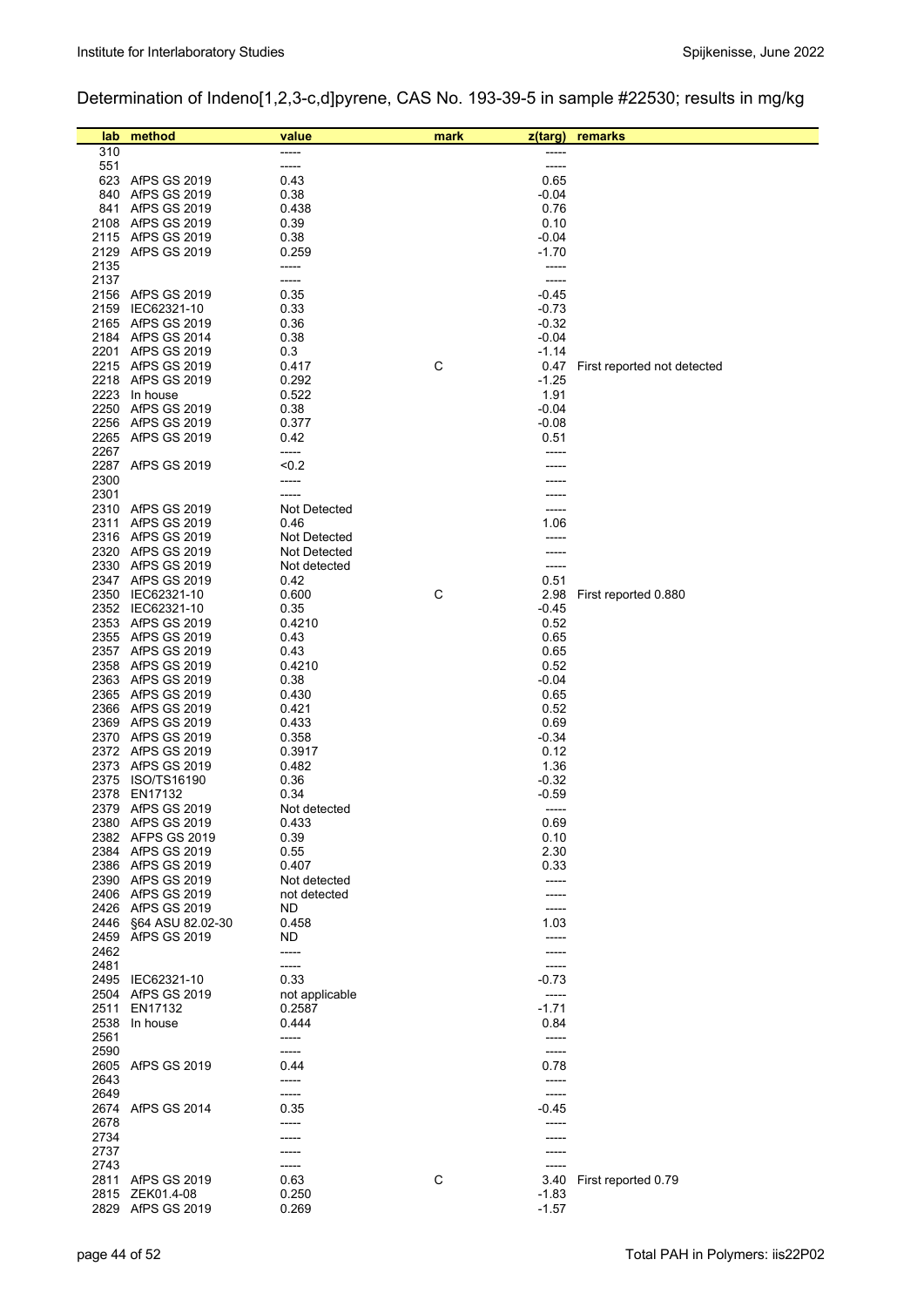Determination of Indeno[1,2,3-c,d]pyrene, CAS No. 193-39-5 in sample #22530; results in mg/kg

| lab | method | value | mark | z(targ) | remarks |
|---|---|---|---|---|---|
| 310 | | ----- | | ----- | |
| 551 | | ----- | | ----- | |
| 623 | AfPS GS 2019 | 0.43 | | 0.65 | |
| 840 | AfPS GS 2019 | 0.38 | | -0.04 | |
| 841 | AfPS GS 2019 | 0.438 | | 0.76 | |
| 2108 | AfPS GS 2019 | 0.39 | | 0.10 | |
| 2115 | AfPS GS 2019 | 0.38 | | -0.04 | |
| 2129 | AfPS GS 2019 | 0.259 | | -1.70 | |
| 2135 | | ----- | | ----- | |
| 2137 | | ----- | | ----- | |
| 2156 | AfPS GS 2019 | 0.35 | | -0.45 | |
| 2159 | IEC62321-10 | 0.33 | | -0.73 | |
| 2165 | AfPS GS 2019 | 0.36 | | -0.32 | |
| 2184 | AfPS GS 2014 | 0.38 | | -0.04 | |
| 2201 | AfPS GS 2019 | 0.3 | | -1.14 | |
| 2215 | AfPS GS 2019 | 0.417 | C | 0.47 | First reported not detected |
| 2218 | AfPS GS 2019 | 0.292 | | -1.25 | |
| 2223 | In house | 0.522 | | 1.91 | |
| 2250 | AfPS GS 2019 | 0.38 | | -0.04 | |
| 2256 | AfPS GS 2019 | 0.377 | | -0.08 | |
| 2265 | AfPS GS 2019 | 0.42 | | 0.51 | |
| 2267 | | ----- | | ----- | |
| 2287 | AfPS GS 2019 | <0.2 | | ----- | |
| 2300 | | ----- | | ----- | |
| 2301 | | ----- | | ----- | |
| 2310 | AfPS GS 2019 | Not Detected | | ----- | |
| 2311 | AfPS GS 2019 | 0.46 | | 1.06 | |
| 2316 | AfPS GS 2019 | Not Detected | | ----- | |
| 2320 | AfPS GS 2019 | Not Detected | | ----- | |
| 2330 | AfPS GS 2019 | Not detected | | ----- | |
| 2347 | AfPS GS 2019 | 0.42 | | 0.51 | |
| 2350 | IEC62321-10 | 0.600 | C | 2.98 | First reported 0.880 |
| 2352 | IEC62321-10 | 0.35 | | -0.45 | |
| 2353 | AfPS GS 2019 | 0.4210 | | 0.52 | |
| 2355 | AfPS GS 2019 | 0.43 | | 0.65 | |
| 2357 | AfPS GS 2019 | 0.43 | | 0.65 | |
| 2358 | AfPS GS 2019 | 0.4210 | | 0.52 | |
| 2363 | AfPS GS 2019 | 0.38 | | -0.04 | |
| 2365 | AfPS GS 2019 | 0.430 | | 0.65 | |
| 2366 | AfPS GS 2019 | 0.421 | | 0.52 | |
| 2369 | AfPS GS 2019 | 0.433 | | 0.69 | |
| 2370 | AfPS GS 2019 | 0.358 | | -0.34 | |
| 2372 | AfPS GS 2019 | 0.3917 | | 0.12 | |
| 2373 | AfPS GS 2019 | 0.482 | | 1.36 | |
| 2375 | ISO/TS16190 | 0.36 | | -0.32 | |
| 2378 | EN17132 | 0.34 | | -0.59 | |
| 2379 | AfPS GS 2019 | Not detected | | ----- | |
| 2380 | AfPS GS 2019 | 0.433 | | 0.69 | |
| 2382 | AFPS GS 2019 | 0.39 | | 0.10 | |
| 2384 | AfPS GS 2019 | 0.55 | | 2.30 | |
| 2386 | AfPS GS 2019 | 0.407 | | 0.33 | |
| 2390 | AfPS GS 2019 | Not detected | | ----- | |
| 2406 | AfPS GS 2019 | not detected | | ----- | |
| 2426 | AfPS GS 2019 | ND | | ----- | |
| 2446 | §64 ASU 82.02-30 | 0.458 | | 1.03 | |
| 2459 | AfPS GS 2019 | ND | | ----- | |
| 2462 | | ----- | | ----- | |
| 2481 | | ----- | | ----- | |
| 2495 | IEC62321-10 | 0.33 | | -0.73 | |
| 2504 | AfPS GS 2019 | not applicable | | ----- | |
| 2511 | EN17132 | 0.2587 | | -1.71 | |
| 2538 | In house | 0.444 | | 0.84 | |
| 2561 | | ----- | | ----- | |
| 2590 | | ----- | | ----- | |
| 2605 | AfPS GS 2019 | 0.44 | | 0.78 | |
| 2643 | | ----- | | ----- | |
| 2649 | | ----- | | ----- | |
| 2674 | AfPS GS 2014 | 0.35 | | -0.45 | |
| 2678 | | ----- | | ----- | |
| 2734 | | ----- | | ----- | |
| 2737 | | ----- | | ----- | |
| 2743 | | ----- | | ----- | |
| 2811 | AfPS GS 2019 | 0.63 | C | 3.40 | First reported 0.79 |
| 2815 | ZEK01.4-08 | 0.250 | | -1.83 | |
| 2829 | AfPS GS 2019 | 0.269 | | -1.57 | |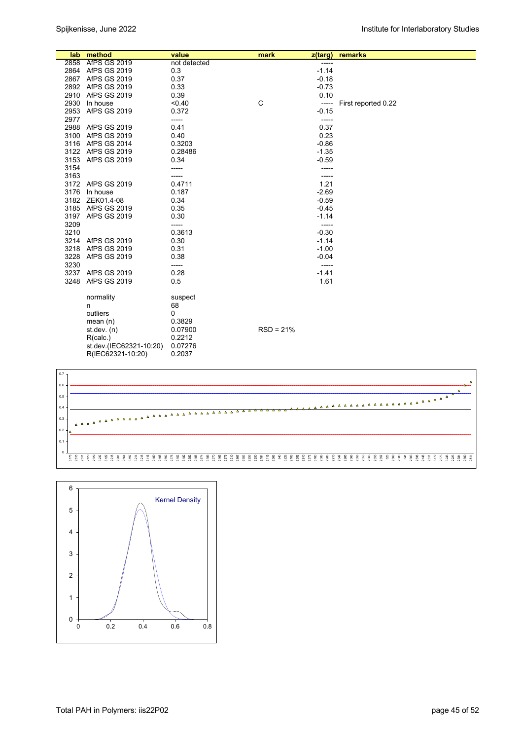| lab | method | value | mark | z(targ) | remarks |
|---|---|---|---|---|---|
| 2858 | AfPS GS 2019 | not detected | | ----- | |
| 2864 | AfPS GS 2019 | 0.3 | | -1.14 | |
| 2867 | AfPS GS 2019 | 0.37 | | -0.18 | |
| 2892 | AfPS GS 2019 | 0.33 | | -0.73 | |
| 2910 | AfPS GS 2019 | 0.39 | | 0.10 | |
| 2930 | In house | <0.40 | C | ----- | First reported 0.22 |
| 2953 | AfPS GS 2019 | 0.372 | | -0.15 | |
| 2977 | | ----- | | ----- | |
| 2988 | AfPS GS 2019 | 0.41 | | 0.37 | |
| 3100 | AfPS GS 2019 | 0.40 | | 0.23 | |
| 3116 | AfPS GS 2014 | 0.3203 | | -0.86 | |
| 3122 | AfPS GS 2019 | 0.28486 | | -1.35 | |
| 3153 | AfPS GS 2019 | 0.34 | | -0.59 | |
| 3154 | | ----- | | ----- | |
| 3163 | | ----- | | ----- | |
| 3172 | AfPS GS 2019 | 0.4711 | | 1.21 | |
| 3176 | In house | 0.187 | | -2.69 | |
| 3182 | ZEK01.4-08 | 0.34 | | -0.59 | |
| 3185 | AfPS GS 2019 | 0.35 | | -0.45 | |
| 3197 | AfPS GS 2019 | 0.30 | | -1.14 | |
| 3209 | | ----- | | ----- | |
| 3210 | | 0.3613 | | -0.30 | |
| 3214 | AfPS GS 2019 | 0.30 | | -1.14 | |
| 3218 | AfPS GS 2019 | 0.31 | | -1.00 | |
| 3228 | AfPS GS 2019 | 0.38 | | -0.04 | |
| 3230 | | ----- | | ----- | |
| 3237 | AfPS GS 2019 | 0.28 | | -1.41 | |
| 3248 | AfPS GS 2019 | 0.5 | | 1.61 | |

| | | |
|---|---|---|
| normality | suspect | |
| n | 68 | |
| outliers | 0 | |
| mean (n) | 0.3829 | |
| st.dev. (n) | 0.07900 | RSD = 21% |
| R(calc.) | 0.2212 | |
| st.dev.(IEC62321-10:20) | 0.07276 | |
| R(IEC62321-10:20) | 0.2037 | |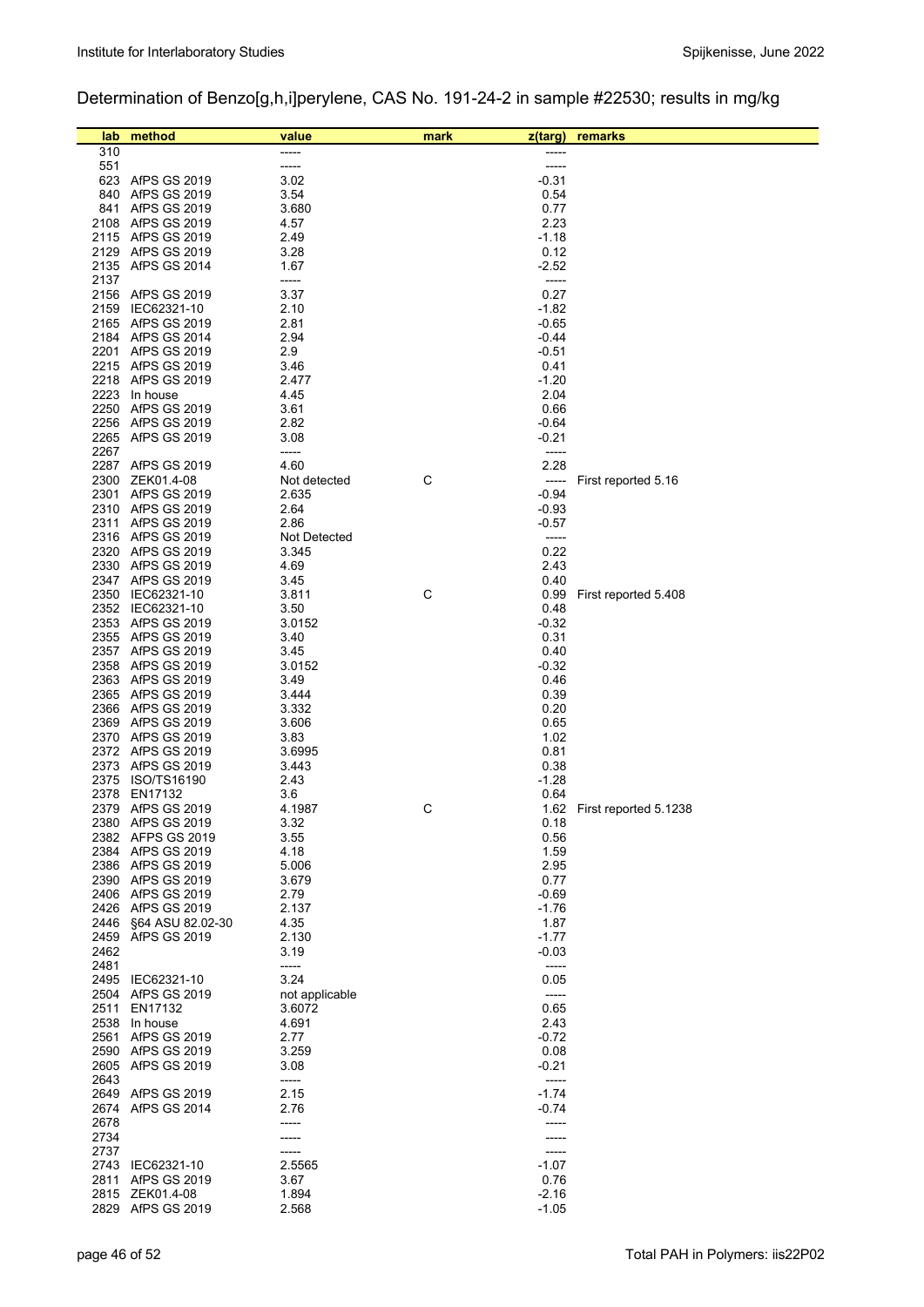Determination of Benzo[g,h,i]perylene, CAS No. 191-24-2 in sample #22530; results in mg/kg

| lab | method | value | mark | z(targ) | remarks |
|---|---|---|---|---|---|
| 310 | | ----- | | ----- | |
| 551 | | ----- | | ----- | |
| 623 | AfPS GS 2019 | 3.02 | | -0.31 | |
| 840 | AfPS GS 2019 | 3.54 | | 0.54 | |
| 841 | AfPS GS 2019 | 3.680 | | 0.77 | |
| 2108 | AfPS GS 2019 | 4.57 | | 2.23 | |
| 2115 | AfPS GS 2019 | 2.49 | | -1.18 | |
| 2129 | AfPS GS 2019 | 3.28 | | 0.12 | |
| 2135 | AfPS GS 2014 | 1.67 | | -2.52 | |
| 2137 | | ----- | | ----- | |
| 2156 | AfPS GS 2019 | 3.37 | | 0.27 | |
| 2159 | IEC62321-10 | 2.10 | | -1.82 | |
| 2165 | AfPS GS 2019 | 2.81 | | -0.65 | |
| 2184 | AfPS GS 2014 | 2.94 | | -0.44 | |
| 2201 | AfPS GS 2019 | 2.9 | | -0.51 | |
| 2215 | AfPS GS 2019 | 3.46 | | 0.41 | |
| 2218 | AfPS GS 2019 | 2.477 | | -1.20 | |
| 2223 | In house | 4.45 | | 2.04 | |
| 2250 | AfPS GS 2019 | 3.61 | | 0.66 | |
| 2256 | AfPS GS 2019 | 2.82 | | -0.64 | |
| 2265 | AfPS GS 2019 | 3.08 | | -0.21 | |
| 2267 | | ----- | | ----- | |
| 2287 | AfPS GS 2019 | 4.60 | | 2.28 | |
| 2300 | ZEK01.4-08 | Not detected | C | ----- | First reported 5.16 |
| 2301 | AfPS GS 2019 | 2.635 | | -0.94 | |
| 2310 | AfPS GS 2019 | 2.64 | | -0.93 | |
| 2311 | AfPS GS 2019 | 2.86 | | -0.57 | |
| 2316 | AfPS GS 2019 | Not Detected | | ----- | |
| 2320 | AfPS GS 2019 | 3.345 | | 0.22 | |
| 2330 | AfPS GS 2019 | 4.69 | | 2.43 | |
| 2347 | AfPS GS 2019 | 3.45 | | 0.40 | |
| 2350 | IEC62321-10 | 3.811 | C | 0.99 | First reported 5.408 |
| 2352 | IEC62321-10 | 3.50 | | 0.48 | |
| 2353 | AfPS GS 2019 | 3.0152 | | -0.32 | |
| 2355 | AfPS GS 2019 | 3.40 | | 0.31 | |
| 2357 | AfPS GS 2019 | 3.45 | | 0.40 | |
| 2358 | AfPS GS 2019 | 3.0152 | | -0.32 | |
| 2363 | AfPS GS 2019 | 3.49 | | 0.46 | |
| 2365 | AfPS GS 2019 | 3.444 | | 0.39 | |
| 2366 | AfPS GS 2019 | 3.332 | | 0.20 | |
| 2369 | AfPS GS 2019 | 3.606 | | 0.65 | |
| 2370 | AfPS GS 2019 | 3.83 | | 1.02 | |
| 2372 | AfPS GS 2019 | 3.6995 | | 0.81 | |
| 2373 | AfPS GS 2019 | 3.443 | | 0.38 | |
| 2375 | ISO/TS16190 | 2.43 | | -1.28 | |
| 2378 | EN17132 | 3.6 | | 0.64 | |
| 2379 | AfPS GS 2019 | 4.1987 | C | 1.62 | First reported 5.1238 |
| 2380 | AfPS GS 2019 | 3.32 | | 0.18 | |
| 2382 | AFPS GS 2019 | 3.55 | | 0.56 | |
| 2384 | AfPS GS 2019 | 4.18 | | 1.59 | |
| 2386 | AfPS GS 2019 | 5.006 | | 2.95 | |
| 2390 | AfPS GS 2019 | 3.679 | | 0.77 | |
| 2406 | AfPS GS 2019 | 2.79 | | -0.69 | |
| 2426 | AfPS GS 2019 | 2.137 | | -1.76 | |
| 2446 | §64 ASU 82.02-30 | 4.35 | | 1.87 | |
| 2459 | AfPS GS 2019 | 2.130 | | -1.77 | |
| 2462 | | 3.19 | | -0.03 | |
| 2481 | | ----- | | ----- | |
| 2495 | IEC62321-10 | 3.24 | | 0.05 | |
| 2504 | AfPS GS 2019 | not applicable | | ----- | |
| 2511 | EN17132 | 3.6072 | | 0.65 | |
| 2538 | In house | 4.691 | | 2.43 | |
| 2561 | AfPS GS 2019 | 2.77 | | -0.72 | |
| 2590 | AfPS GS 2019 | 3.259 | | 0.08 | |
| 2605 | AfPS GS 2019 | 3.08 | | -0.21 | |
| 2643 | | ----- | | ----- | |
| 2649 | AfPS GS 2019 | 2.15 | | -1.74 | |
| 2674 | AfPS GS 2014 | 2.76 | | -0.74 | |
| 2678 | | ----- | | ----- | |
| 2734 | | ----- | | ----- | |
| 2737 | | ----- | | ----- | |
| 2743 | IEC62321-10 | 2.5565 | | -1.07 | |
| 2811 | AfPS GS 2019 | 3.67 | | 0.76 | |
| 2815 | ZEK01.4-08 | 1.894 | | -2.16 | |
| 2829 | AfPS GS 2019 | 2.568 | | -1.05 | |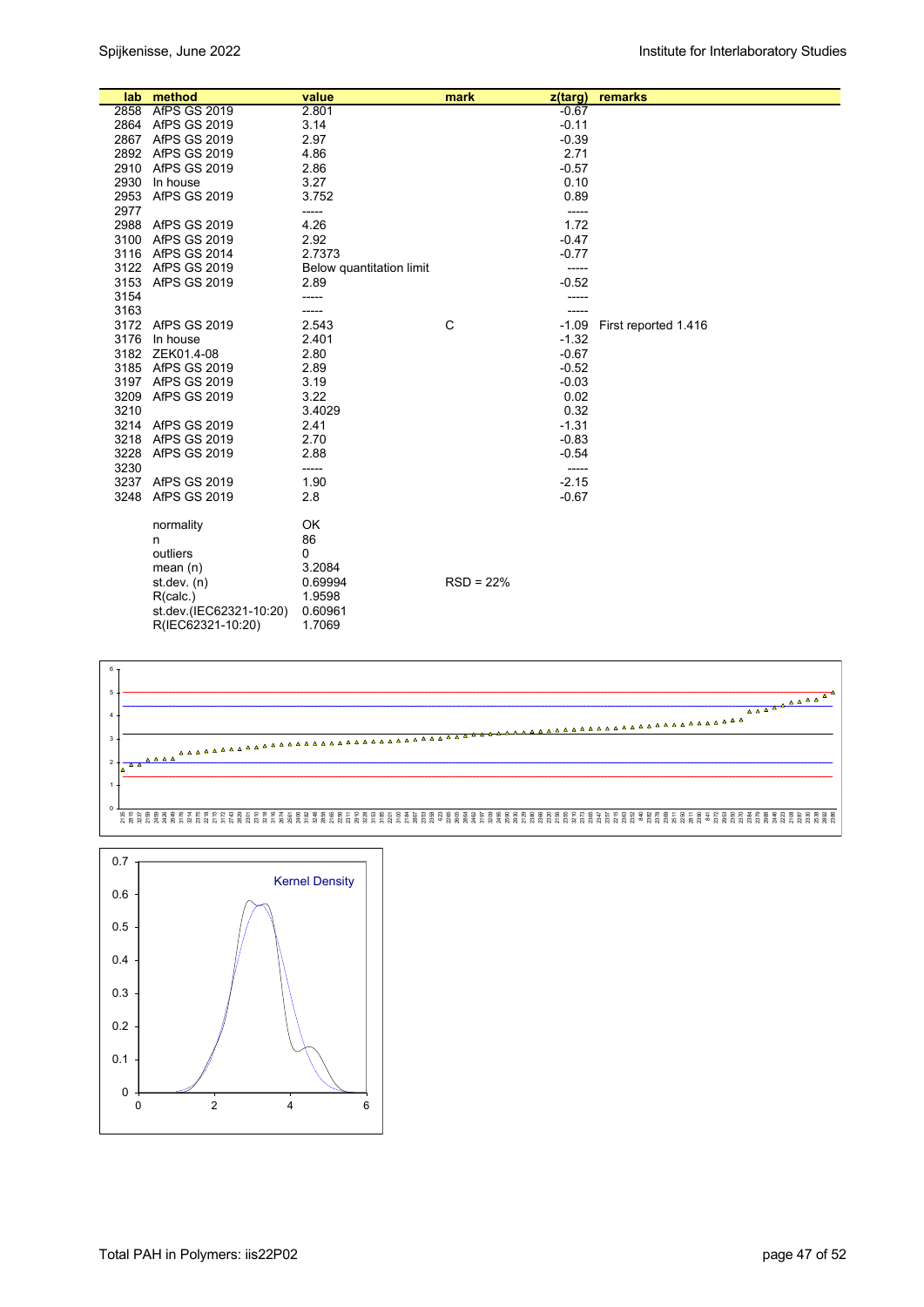| lab | method | value | mark | z(targ) | remarks |
|---|---|---|---|---|---|
| 2858 | AfPS GS 2019 | 2.801 | | -0.67 | |
| 2864 | AfPS GS 2019 | 3.14 | | -0.11 | |
| 2867 | AfPS GS 2019 | 2.97 | | -0.39 | |
| 2892 | AfPS GS 2019 | 4.86 | | 2.71 | |
| 2910 | AfPS GS 2019 | 2.86 | | -0.57 | |
| 2930 | In house | 3.27 | | 0.10 | |
| 2953 | AfPS GS 2019 | 3.752 | | 0.89 | |
| 2977 | | ----- | | ----- | |
| 2988 | AfPS GS 2019 | 4.26 | | 1.72 | |
| 3100 | AfPS GS 2019 | 2.92 | | -0.47 | |
| 3116 | AfPS GS 2014 | 2.7373 | | -0.77 | |
| 3122 | AfPS GS 2019 | Below quantitation limit | | ----- | |
| 3153 | AfPS GS 2019 | 2.89 | | -0.52 | |
| 3154 | | ----- | | ----- | |
| 3163 | | ----- | | ----- | |
| 3172 | AfPS GS 2019 | 2.543 | C | -1.09 | First reported 1.416 |
| 3176 | In house | 2.401 | | -1.32 | |
| 3182 | ZEK01.4-08 | 2.80 | | -0.67 | |
| 3185 | AfPS GS 2019 | 2.89 | | -0.52 | |
| 3197 | AfPS GS 2019 | 3.19 | | -0.03 | |
| 3209 | AfPS GS 2019 | 3.22 | | 0.02 | |
| 3210 | | 3.4029 | | 0.32 | |
| 3214 | AfPS GS 2019 | 2.41 | | -1.31 | |
| 3218 | AfPS GS 2019 | 2.70 | | -0.83 | |
| 3228 | AfPS GS 2019 | 2.88 | | -0.54 | |
| 3230 | | ----- | | ----- | |
| 3237 | AfPS GS 2019 | 1.90 | | -2.15 | |
| 3248 | AfPS GS 2019 | 2.8 | | -0.67 | |

| | | |
|---|---|---|
| normality | OK | |
| n | 86 | |
| outliers | 0 | |
| mean (n) | 3.2084 | |
| st.dev. (n) | 0.69994 | RSD = 22% |
| R(calc.) | 1.9598 | |
| st.dev.(IEC62321-10:20) | 0.60961 | |
| R(IEC62321-10:20) | 1.7069 | |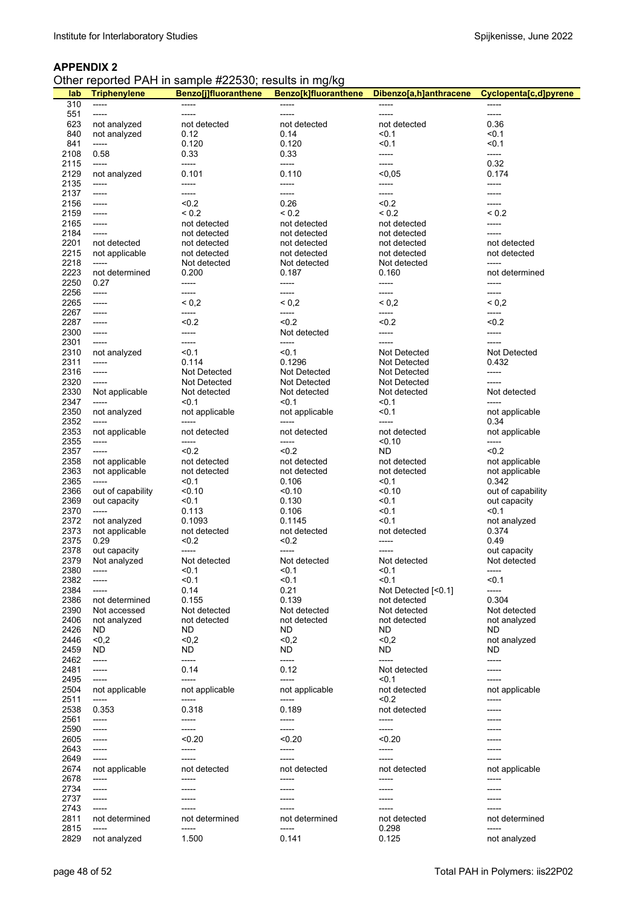**APPENDIX 2**

Other reported PAH in sample #22530; results in mg/kg

| lab | Triphenylene | Benzo[j]fluoranthene | Benzo[k]fluoranthene | Dibenzo[a,h]anthracene | Cyclopenta[c,d]pyrene |
|---|---|---|---|---|---|
| 310 | ----- | ----- | ----- | ----- | ----- |
| 551 | ----- | ----- | ----- | ----- | ----- |
| 623 | not analyzed | not detected | not detected | not detected | 0.36 |
| 840 | not analyzed | 0.12 | 0.14 | <0.1 | <0.1 |
| 841 | ----- | 0.120 | 0.120 | <0.1 | <0.1 |
| 2108 | 0.58 | 0.33 | 0.33 | ----- | ----- |
| 2115 | ----- | ----- | ----- | ----- | 0.32 |
| 2129 | not analyzed | 0.101 | 0.110 | <0,05 | 0.174 |
| 2135 | ----- | ----- | ----- | ----- | ----- |
| 2137 | ----- | ----- | ----- | ----- | ----- |
| 2156 | ----- | <0.2 | 0.26 | <0.2 | ----- |
| 2159 | ----- | < 0.2 | < 0.2 | < 0.2 | < 0.2 |
| 2165 | ----- | not detected | not detected | not detected | ----- |
| 2184 | ----- | not detected | not detected | not detected | ----- |
| 2201 | not detected | not detected | not detected | not detected | not detected |
| 2215 | not applicable | not detected | not detected | not detected | not detected |
| 2218 | ----- | Not detected | Not detected | Not detected | ----- |
| 2223 | not determined | 0.200 | 0.187 | 0.160 | not determined |
| 2250 | 0.27 | ----- | ----- | ----- | ----- |
| 2256 | ----- | ----- | ----- | ----- | ----- |
| 2265 | ----- | < 0,2 | < 0,2 | < 0,2 | < 0,2 |
| 2267 | ----- | ----- | ----- | ----- | ----- |
| 2287 | ----- | <0.2 | <0.2 | <0.2 | <0.2 |
| 2300 | ----- | ----- | Not detected | ----- | ----- |
| 2301 | ----- | ----- | ----- | ----- | ----- |
| 2310 | not analyzed | <0.1 | <0.1 | Not Detected | Not Detected |
| 2311 | ----- | 0.114 | 0.1296 | Not Detected | 0.432 |
| 2316 | ----- | Not Detected | Not Detected | Not Detected | ----- |
| 2320 | ----- | Not Detected | Not Detected | Not Detected | ----- |
| 2330 | Not applicable | Not detected | Not detected | Not detected | Not detected |
| 2347 | ----- | <0.1 | <0.1 | <0.1 | ----- |
| 2350 | not analyzed | not applicable | not applicable | <0.1 | not applicable |
| 2352 | ----- | ----- | ----- | ----- | 0.34 |
| 2353 | not applicable | not detected | not detected | not detected | not applicable |
| 2355 | ----- | ----- | ----- | <0.10 | ----- |
| 2357 | ----- | <0.2 | <0.2 | ND | <0.2 |
| 2358 | not applicable | not detected | not detected | not detected | not applicable |
| 2363 | not applicable | not detected | not detected | not detected | not applicable |
| 2365 | ----- | <0.1 | 0.106 | <0.1 | 0.342 |
| 2366 | out of capability | <0.10 | <0.10 | <0.10 | out of capability |
| 2369 | out capacity | <0.1 | 0.130 | <0.1 | out capacity |
| 2370 | ----- | 0.113 | 0.106 | <0.1 | <0.1 |
| 2372 | not analyzed | 0.1093 | 0.1145 | <0.1 | not analyzed |
| 2373 | not applicable | not detected | not detected | not detected | 0.374 |
| 2375 | 0.29 | <0.2 | <0.2 | ----- | 0.49 |
| 2378 | out capacity | ----- | ----- | ----- | out capacity |
| 2379 | Not analyzed | Not detected | Not detected | Not detected | Not detected |
| 2380 | ----- | <0.1 | <0.1 | <0.1 | ----- |
| 2382 | ----- | <0.1 | <0.1 | <0.1 | <0.1 |
| 2384 | ----- | 0.14 | 0.21 | Not Detected [<0.1] | ----- |
| 2386 | not determined | 0.155 | 0.139 | not detected | 0.304 |
| 2390 | Not accessed | Not detected | Not detected | Not detected | Not detected |
| 2406 | not analyzed | not detected | not detected | not detected | not analyzed |
| 2426 | ND | ND | ND | ND | ND |
| 2446 | <0,2 | <0,2 | <0,2 | <0,2 | not analyzed |
| 2459 | ND | ND | ND | ND | ND |
| 2462 | ----- | ----- | ----- | ----- | ----- |
| 2481 | ----- | 0.14 | 0.12 | Not detected | ----- |
| 2495 | ----- | ----- | ----- | <0.1 | ----- |
| 2504 | not applicable | not applicable | not applicable | not detected | not applicable |
| 2511 | ----- | ----- | ----- | <0.2 | ----- |
| 2538 | 0.353 | 0.318 | 0.189 | not detected | ----- |
| 2561 | ----- | ----- | ----- | ----- | ----- |
| 2590 | ----- | ----- | ----- | ----- | ----- |
| 2605 | ----- | <0.20 | <0.20 | <0.20 | ----- |
| 2643 | ----- | ----- | ----- | ----- | ----- |
| 2649 | ----- | ----- | ----- | ----- | ----- |
| 2674 | not applicable | not detected | not detected | not detected | not applicable |
| 2678 | ----- | ----- | ----- | ----- | ----- |
| 2734 | ----- | ----- | ----- | ----- | ----- |
| 2737 | ----- | ----- | ----- | ----- | ----- |
| 2743 | ----- | ----- | ----- | ----- | ----- |
| 2811 | not determined | not determined | not determined | not detected | not determined |
| 2815 | ----- | ----- | ----- | 0.298 | ----- |
| 2829 | not analyzed | 1.500 | 0.141 | 0.125 | not analyzed |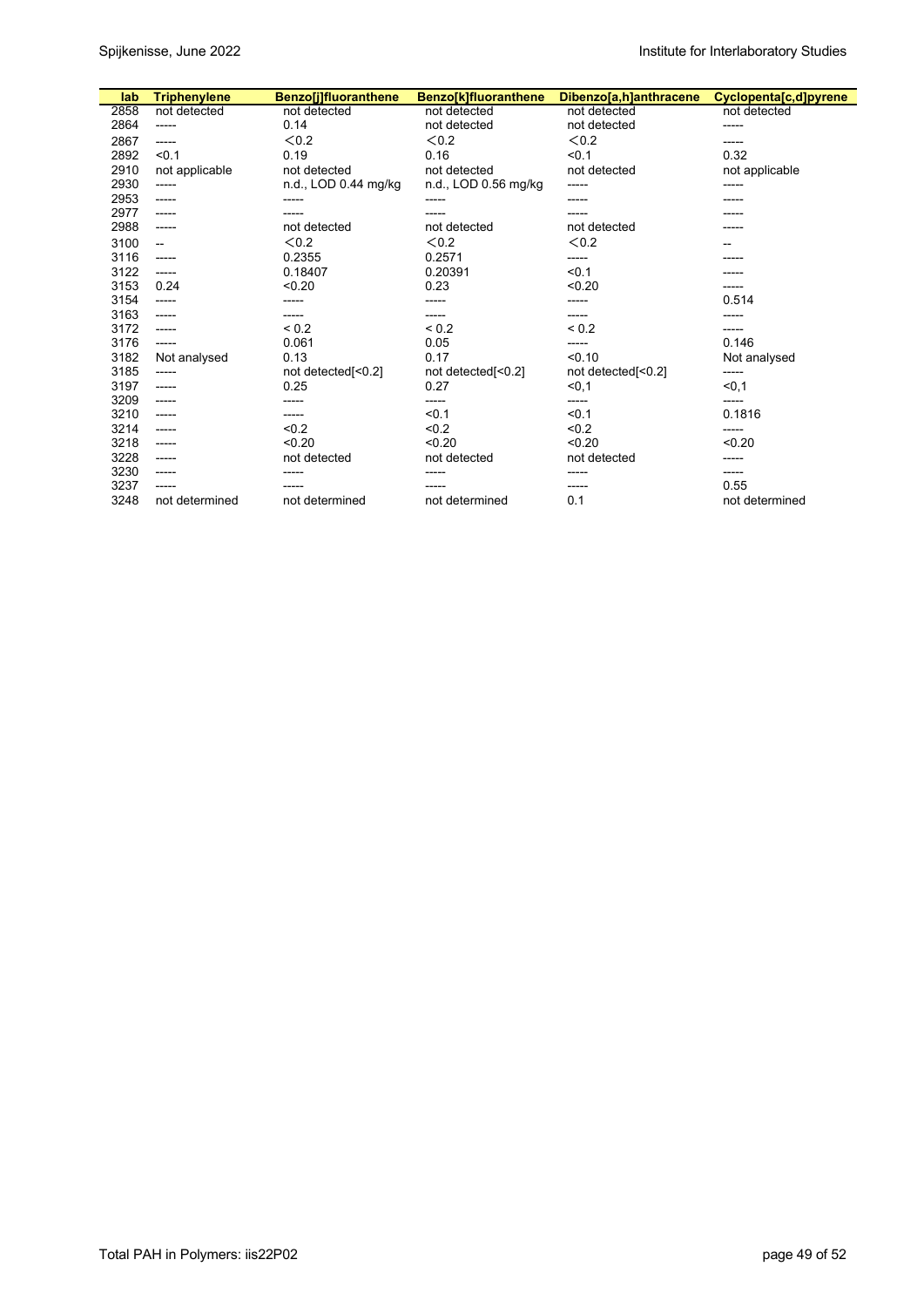| lab | Triphenylene | Benzo[j]fluoranthene | Benzo[k]fluoranthene | Dibenzo[a,h]anthracene | Cyclopenta[c,d]pyrene |
|---|---|---|---|---|---|
| 2858 | not detected | not detected | not detected | not detected | not detected |
| 2864 | ----- | 0.14 | not detected | not detected | ----- |
| 2867 | ----- | ＜0.2 | ＜0.2 | ＜0.2 | ----- |
| 2892 | <0.1 | 0.19 | 0.16 | <0.1 | 0.32 |
| 2910 | not applicable | not detected | not detected | not detected | not applicable |
| 2930 | ----- | n.d., LOD 0.44 mg/kg | n.d., LOD 0.56 mg/kg | ----- | ----- |
| 2953 | ----- | ----- | ----- | ----- | ----- |
| 2977 | ----- | ----- | ----- | ----- | ----- |
| 2988 | ----- | not detected | not detected | not detected | ----- |
| 3100 | -- | ＜0.2 | ＜0.2 | ＜0.2 | -- |
| 3116 | ----- | 0.2355 | 0.2571 | ----- | ----- |
| 3122 | ----- | 0.18407 | 0.20391 | <0.1 | ----- |
| 3153 | 0.24 | <0.20 | 0.23 | <0.20 | ----- |
| 3154 | ----- | ----- | ----- | ----- | 0.514 |
| 3163 | ----- | ----- | ----- | ----- | ----- |
| 3172 | ----- | < 0.2 | < 0.2 | < 0.2 | ----- |
| 3176 | ----- | 0.061 | 0.05 | ----- | 0.146 |
| 3182 | Not analysed | 0.13 | 0.17 | <0.10 | Not analysed |
| 3185 | ----- | not detected[<0.2] | not detected[<0.2] | not detected[<0.2] | ----- |
| 3197 | ----- | 0.25 | 0.27 | <0,1 | <0,1 |
| 3209 | ----- | ----- | ----- | ----- | ----- |
| 3210 | ----- | ----- | <0.1 | <0.1 | 0.1816 |
| 3214 | ----- | <0.2 | <0.2 | <0.2 | ----- |
| 3218 | ----- | <0.20 | <0.20 | <0.20 | <0.20 |
| 3228 | ----- | not detected | not detected | not detected | ----- |
| 3230 | ----- | ----- | ----- | ----- | ----- |
| 3237 | ----- | ----- | ----- | ----- | 0.55 |
| 3248 | not determined | not determined | not determined | 0.1 | not determined |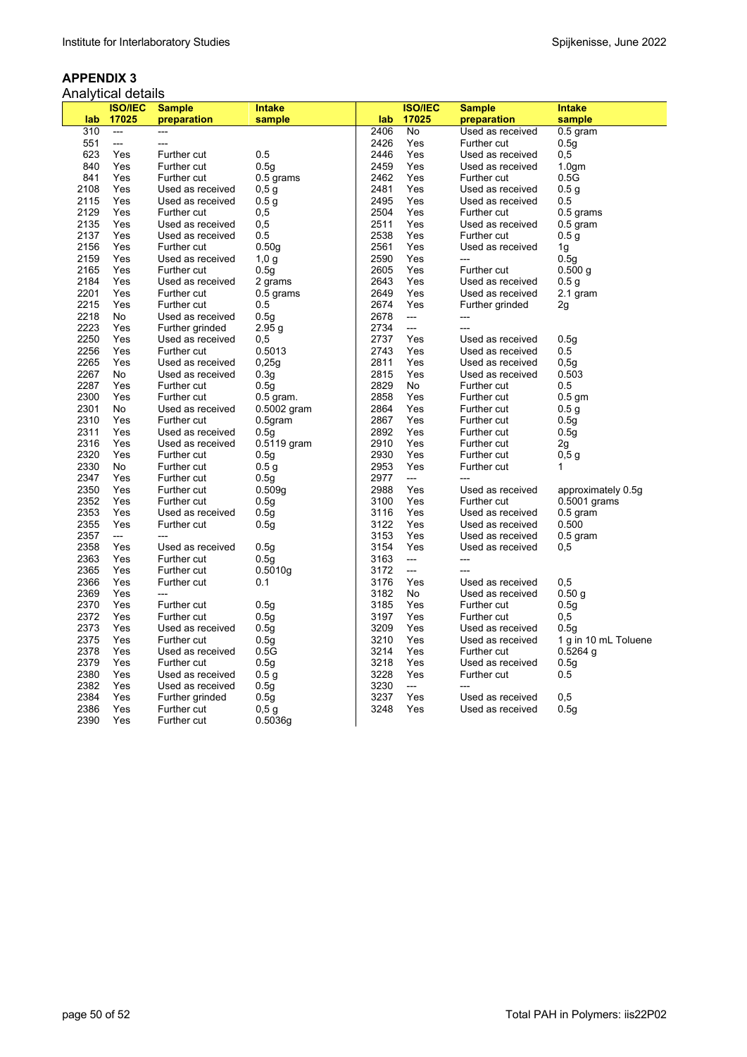## APPENDIX 3

Analytical details

| lab | ISO/IEC 17025 | Sample preparation | Intake sample |
|---|---|---|---|
| 310 | --- | --- | |
| 551 | --- | --- | |
| 623 | Yes | Further cut | 0.5 |
| 840 | Yes | Further cut | 0.5g |
| 841 | Yes | Further cut | 0.5 grams |
| 2108 | Yes | Used as received | 0,5 g |
| 2115 | Yes | Used as received | 0.5 g |
| 2129 | Yes | Further cut | 0,5 |
| 2135 | Yes | Used as received | 0,5 |
| 2137 | Yes | Used as received | 0.5 |
| 2156 | Yes | Further cut | 0.50g |
| 2159 | Yes | Used as received | 1,0 g |
| 2165 | Yes | Further cut | 0.5g |
| 2184 | Yes | Used as received | 2 grams |
| 2201 | Yes | Further cut | 0.5 grams |
| 2215 | Yes | Further cut | 0.5 |
| 2218 | No | Used as received | 0.5g |
| 2223 | Yes | Further grinded | 2.95 g |
| 2250 | Yes | Used as received | 0,5 |
| 2256 | Yes | Further cut | 0.5013 |
| 2265 | Yes | Used as received | 0,25g |
| 2267 | No | Used as received | 0.3g |
| 2287 | Yes | Further cut | 0.5g |
| 2300 | Yes | Further cut | 0.5 gram. |
| 2301 | No | Used as received | 0.5002 gram |
| 2310 | Yes | Further cut | 0.5gram |
| 2311 | Yes | Used as received | 0.5g |
| 2316 | Yes | Used as received | 0.5119 gram |
| 2320 | Yes | Further cut | 0.5g |
| 2330 | No | Further cut | 0.5 g |
| 2347 | Yes | Further cut | 0.5g |
| 2350 | Yes | Further cut | 0.509g |
| 2352 | Yes | Further cut | 0.5g |
| 2353 | Yes | Used as received | 0.5g |
| 2355 | Yes | Further cut | 0.5g |
| 2357 | --- | --- | |
| 2358 | Yes | Used as received | 0.5g |
| 2363 | Yes | Further cut | 0.5g |
| 2365 | Yes | Further cut | 0.5010g |
| 2366 | Yes | Further cut | 0.1 |
| 2369 | Yes | --- | |
| 2370 | Yes | Further cut | 0.5g |
| 2372 | Yes | Further cut | 0.5g |
| 2373 | Yes | Used as received | 0.5g |
| 2375 | Yes | Further cut | 0.5g |
| 2378 | Yes | Used as received | 0.5G |
| 2379 | Yes | Further cut | 0.5g |
| 2380 | Yes | Used as received | 0.5 g |
| 2382 | Yes | Used as received | 0.5g |
| 2384 | Yes | Further grinded | 0.5g |
| 2386 | Yes | Further cut | 0,5 g |
| 2390 | Yes | Further cut | 0.5036g |
| 2406 | No | Used as received | 0.5 gram |
| 2426 | Yes | Further cut | 0.5g |
| 2446 | Yes | Used as received | 0,5 |
| 2459 | Yes | Used as received | 1.0gm |
| 2462 | Yes | Further cut | 0.5G |
| 2481 | Yes | Used as received | 0.5 g |
| 2495 | Yes | Used as received | 0.5 |
| 2504 | Yes | Further cut | 0.5 grams |
| 2511 | Yes | Used as received | 0.5 gram |
| 2538 | Yes | Further cut | 0.5 g |
| 2561 | Yes | Used as received | 1g |
| 2590 | Yes | --- | 0.5g |
| 2605 | Yes | Further cut | 0.500 g |
| 2643 | Yes | Used as received | 0.5 g |
| 2649 | Yes | Used as received | 2.1 gram |
| 2674 | Yes | Further grinded | 2g |
| 2678 | --- | --- | |
| 2734 | --- | --- | |
| 2737 | Yes | Used as received | 0.5g |
| 2743 | Yes | Used as received | 0.5 |
| 2811 | Yes | Used as received | 0,5g |
| 2815 | Yes | Used as received | 0.503 |
| 2829 | No | Further cut | 0.5 |
| 2858 | Yes | Further cut | 0.5 gm |
| 2864 | Yes | Further cut | 0.5 g |
| 2867 | Yes | Further cut | 0.5g |
| 2892 | Yes | Further cut | 0.5g |
| 2910 | Yes | Further cut | 2g |
| 2930 | Yes | Further cut | 0,5 g |
| 2953 | Yes | Further cut | 1 |
| 2977 | --- | --- | |
| 2988 | Yes | Used as received | approximately 0.5g |
| 3100 | Yes | Further cut | 0.5001 grams |
| 3116 | Yes | Used as received | 0.5 gram |
| 3122 | Yes | Used as received | 0.500 |
| 3153 | Yes | Used as received | 0.5 gram |
| 3154 | Yes | Used as received | 0,5 |
| 3163 | --- | --- | |
| 3172 | --- | --- | |
| 3176 | Yes | Used as received | 0,5 |
| 3182 | No | Used as received | 0.50 g |
| 3185 | Yes | Further cut | 0.5g |
| 3197 | Yes | Further cut | 0,5 |
| 3209 | Yes | Used as received | 0.5g |
| 3210 | Yes | Used as received | 1 g in 10 mL Toluene |
| 3214 | Yes | Further cut | 0.5264 g |
| 3218 | Yes | Used as received | 0.5g |
| 3228 | Yes | Further cut | 0.5 |
| 3230 | --- | --- | |
| 3237 | Yes | Used as received | 0,5 |
| 3248 | Yes | Used as received | 0.5g |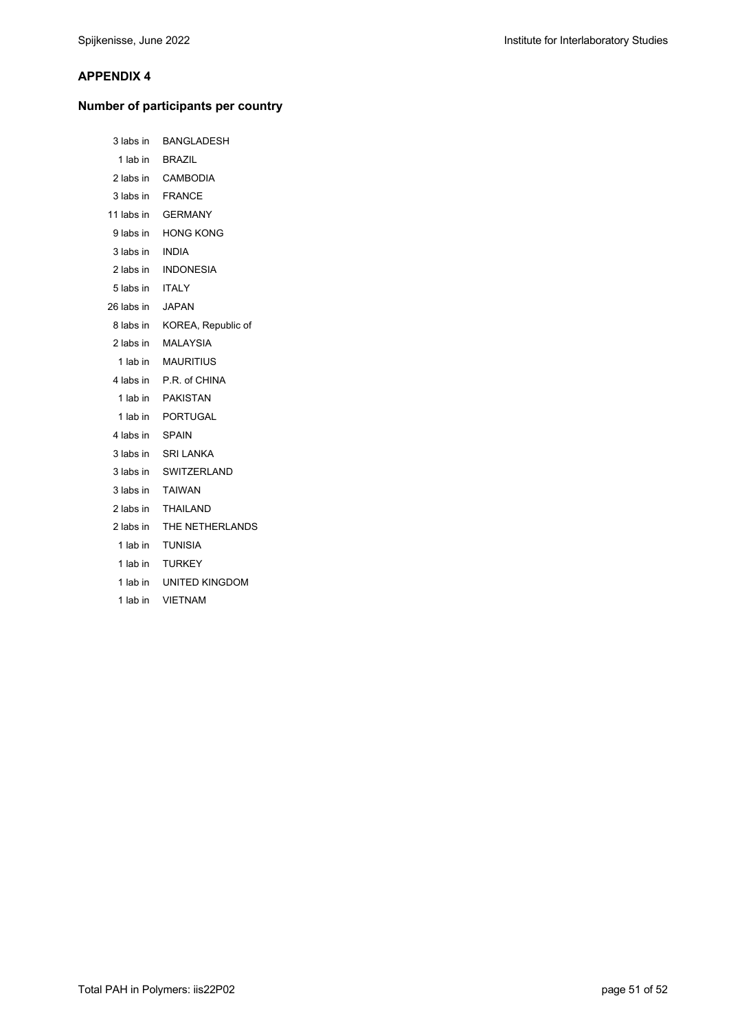## APPENDIX 4

### Number of participants per country

3 labs in BANGLADESH
1 lab in BRAZIL
2 labs in CAMBODIA
3 labs in FRANCE
11 labs in GERMANY
9 labs in HONG KONG
3 labs in INDIA
2 labs in INDONESIA
5 labs in ITALY
26 labs in JAPAN
8 labs in KOREA, Republic of
2 labs in MALAYSIA
1 lab in MAURITIUS
4 labs in P.R. of CHINA
1 lab in PAKISTAN
1 lab in PORTUGAL
4 labs in SPAIN
3 labs in SRI LANKA
3 labs in SWITZERLAND
3 labs in TAIWAN
2 labs in THAILAND
2 labs in THE NETHERLANDS
1 lab in TUNISIA
1 lab in TURKEY
1 lab in UNITED KINGDOM
1 lab in VIETNAM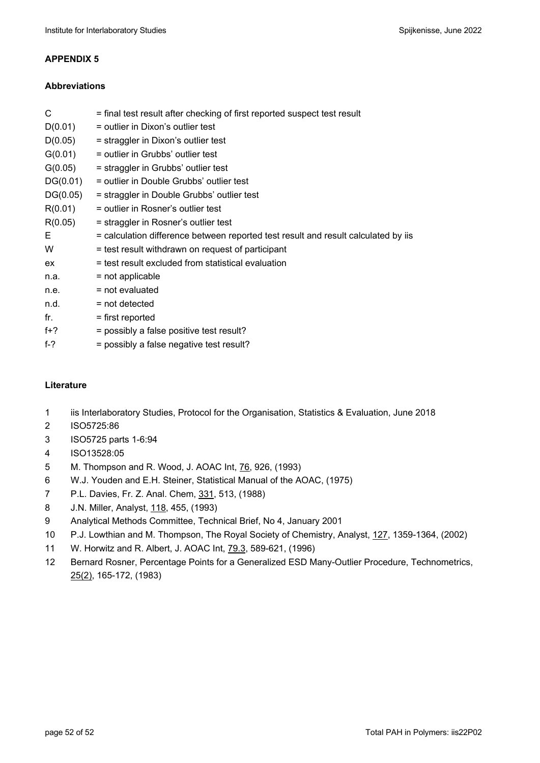**APPENDIX 5**

**Abbreviations**

| | | |
|---|---|---|
| C | = | final test result after checking of first reported suspect test result |
| D(0.01) | = | outlier in Dixon's outlier test |
| D(0.05) | = | straggler in Dixon's outlier test |
| G(0.01) | = | outlier in Grubbs' outlier test |
| G(0.05) | = | straggler in Grubbs' outlier test |
| DG(0.01) | = | outlier in Double Grubbs' outlier test |
| DG(0.05) | = | straggler in Double Grubbs' outlier test |
| R(0.01) | = | outlier in Rosner's outlier test |
| R(0.05) | = | straggler in Rosner's outlier test |
| E | = | calculation difference between reported test result and result calculated by iis |
| W | = | test result withdrawn on request of participant |
| ex | = | test result excluded from statistical evaluation |
| n.a. | = | not applicable |
| n.e. | = | not evaluated |
| n.d. | = | not detected |
| fr. | = | first reported |
| f+? | = | possibly a false positive test result? |
| f-? | = | possibly a false negative test result? |

**Literature**

1. iis Interlaboratory Studies, Protocol for the Organisation, Statistics & Evaluation, June 2018
2. ISO5725:86
3. ISO5725 parts 1-6:94
4. ISO13528:05
5. M. Thompson and R. Wood, J. AOAC Int, 76, 926, (1993)
6. W.J. Youden and E.H. Steiner, Statistical Manual of the AOAC, (1975)
7. P.L. Davies, Fr. Z. Anal. Chem, 331, 513, (1988)
8. J.N. Miller, Analyst, 118, 455, (1993)
9. Analytical Methods Committee, Technical Brief, No 4, January 2001
10. P.J. Lowthian and M. Thompson, The Royal Society of Chemistry, Analyst, 127, 1359-1364, (2002)
11. W. Horwitz and R. Albert, J. AOAC Int, 79.3, 589-621, (1996)
12. Bernard Rosner, Percentage Points for a Generalized ESD Many-Outlier Procedure, Technometrics, 25(2), 165-172, (1983)